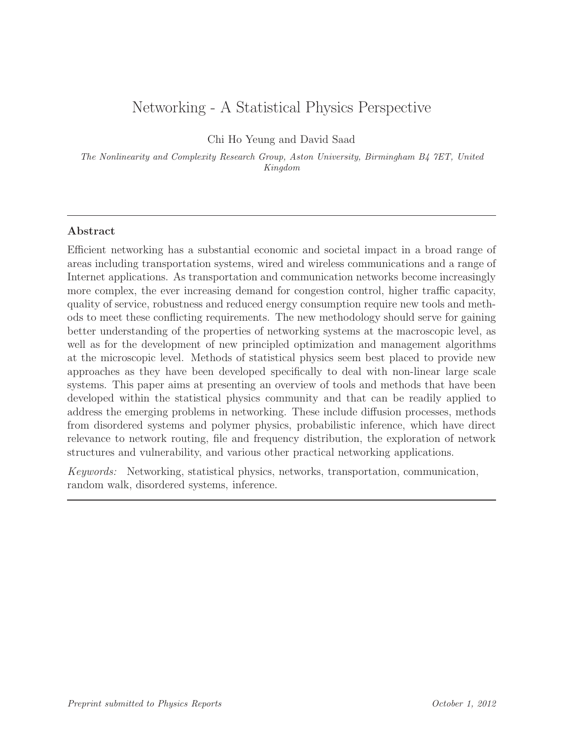# Networking - A Statistical Physics Perspective

Chi Ho Yeung and David Saad

*The Nonlinearity and Complexity Research Group, Aston University, Birmingham B4 7ET, United Kingdom*

---

## Abstract

Efficient networking has a substantial economic and societal impact in a broad range of areas including transportation systems, wired and wireless communications and a range of Internet applications. As transportation and communication networks become increasingly more complex, the ever increasing demand for congestion control, higher traffic capacity, quality of service, robustness and reduced energy consumption require new tools and methods to meet these conflicting requirements. The new methodology should serve for gaining better understanding of the properties of networking systems at the macroscopic level, as well as for the development of new principled optimization and management algorithms at the microscopic level. Methods of statistical physics seem best placed to provide new approaches as they have been developed specifically to deal with non-linear large scale systems. This paper aims at presenting an overview of tools and methods that have been developed within the statistical physics community and that can be readily applied to address the emerging problems in networking. These include diffusion processes, methods from disordered systems and polymer physics, probabilistic inference, which have direct relevance to network routing, file and frequency distribution, the exploration of network structures and vulnerability, and various other practical networking applications.

*Keywords:* Networking, statistical physics, networks, transportation, communication, random walk, disordered systems, inference.

---

*Preprint submitted to Physics Reports* — *October 1, 2012*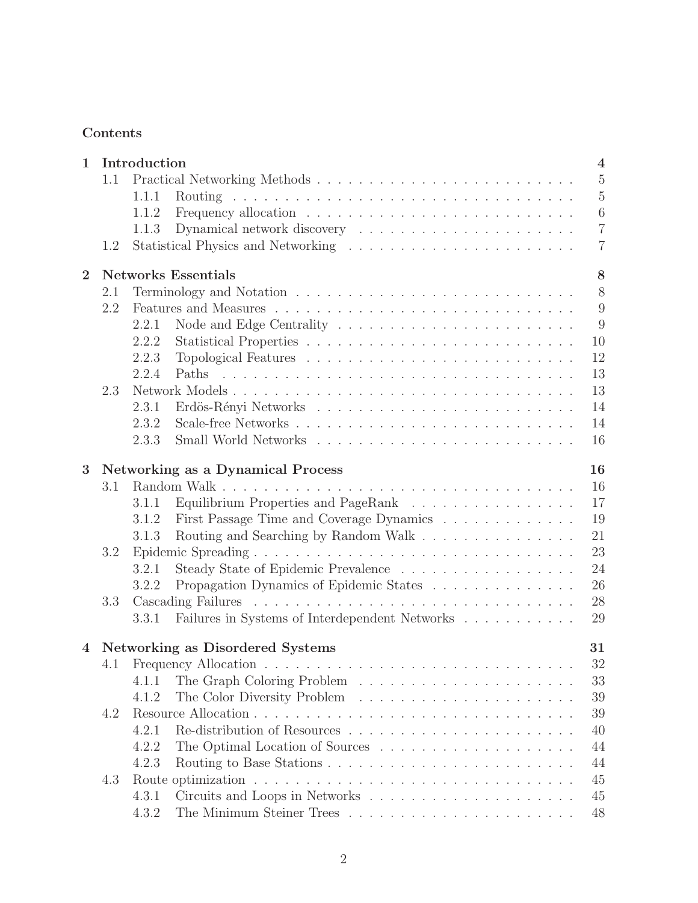## Contents

| | | |
|---|---|---|
| **1** | **Introduction** | **4** |
| 1.1 | Practical Networking Methods | 5 |
| 1.1.1 | Routing | 5 |
| 1.1.2 | Frequency allocation | 6 |
| 1.1.3 | Dynamical network discovery | 7 |
| 1.2 | Statistical Physics and Networking | 7 |
| **2** | **Networks Essentials** | **8** |
| 2.1 | Terminology and Notation | 8 |
| 2.2 | Features and Measures | 9 |
| 2.2.1 | Node and Edge Centrality | 9 |
| 2.2.2 | Statistical Properties | 10 |
| 2.2.3 | Topological Features | 12 |
| 2.2.4 | Paths | 13 |
| 2.3 | Network Models | 13 |
| 2.3.1 | Erdös-Rényi Networks | 14 |
| 2.3.2 | Scale-free Networks | 14 |
| 2.3.3 | Small World Networks | 16 |
| **3** | **Networking as a Dynamical Process** | **16** |
| 3.1 | Random Walk | 16 |
| 3.1.1 | Equilibrium Properties and PageRank | 17 |
| 3.1.2 | First Passage Time and Coverage Dynamics | 19 |
| 3.1.3 | Routing and Searching by Random Walk | 21 |
| 3.2 | Epidemic Spreading | 23 |
| 3.2.1 | Steady State of Epidemic Prevalence | 24 |
| 3.2.2 | Propagation Dynamics of Epidemic States | 26 |
| 3.3 | Cascading Failures | 28 |
| 3.3.1 | Failures in Systems of Interdependent Networks | 29 |
| **4** | **Networking as Disordered Systems** | **31** |
| 4.1 | Frequency Allocation | 32 |
| 4.1.1 | The Graph Coloring Problem | 33 |
| 4.1.2 | The Color Diversity Problem | 39 |
| 4.2 | Resource Allocation | 39 |
| 4.2.1 | Re-distribution of Resources | 40 |
| 4.2.2 | The Optimal Location of Sources | 44 |
| 4.2.3 | Routing to Base Stations | 44 |
| 4.3 | Route optimization | 45 |
| 4.3.1 | Circuits and Loops in Networks | 45 |
| 4.3.2 | The Minimum Steiner Trees | 48 |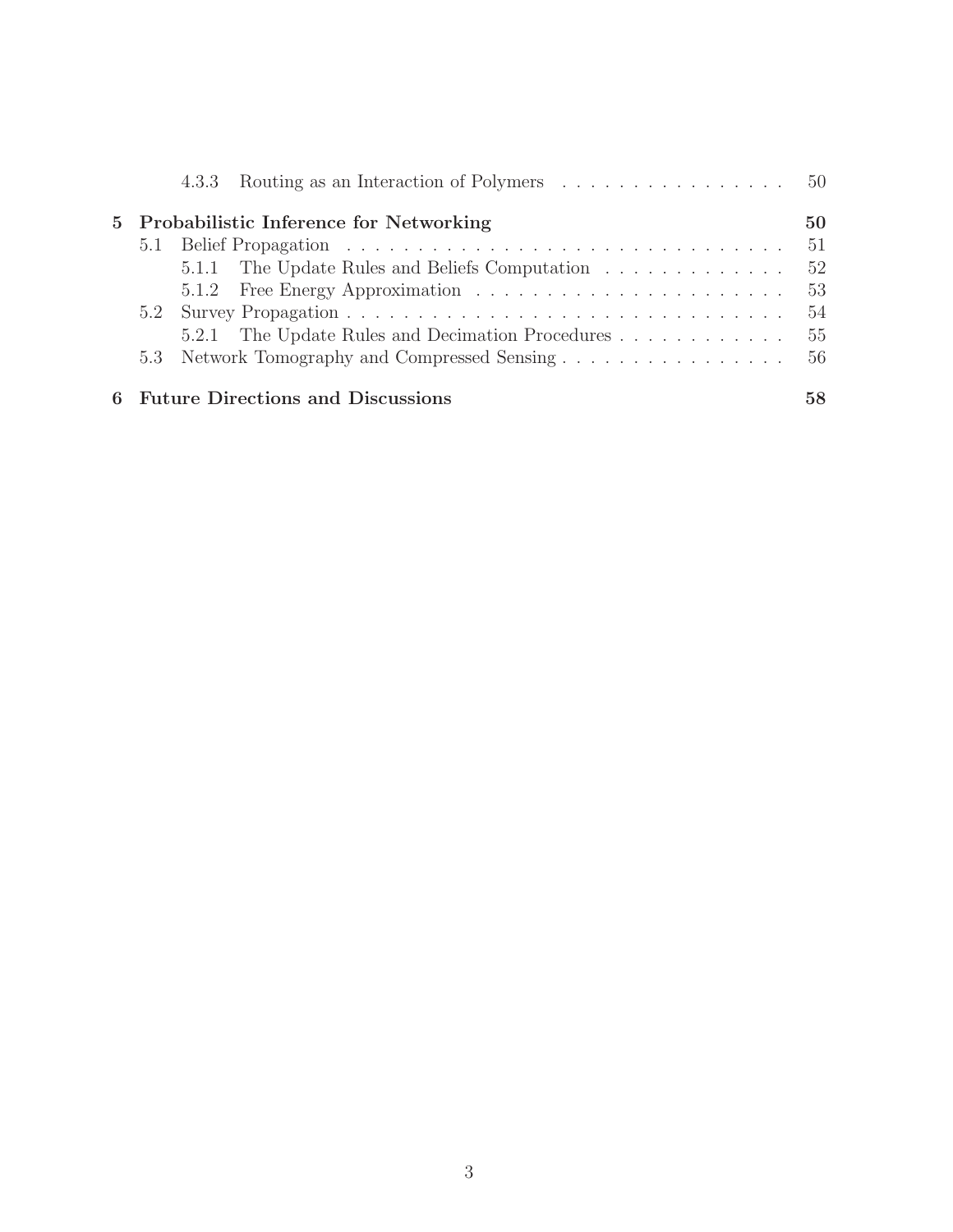4.3.3 Routing as an Interaction of Polymers . . . . . . . . . . . . . . . . . 50

**5 Probabilistic Inference for Networking** **50**

5.1 Belief Propagation . . . . . . . . . . . . . . . . . . . . . . . . . . . . . . . . 51

5.1.1 The Update Rules and Beliefs Computation . . . . . . . . . . . . . 52

5.1.2 Free Energy Approximation . . . . . . . . . . . . . . . . . . . . . . 53

5.2 Survey Propagation . . . . . . . . . . . . . . . . . . . . . . . . . . . . . . . 54

5.2.1 The Update Rules and Decimation Procedures . . . . . . . . . . . . 55

5.3 Network Tomography and Compressed Sensing . . . . . . . . . . . . . . . . 56

**6 Future Directions and Discussions** **58**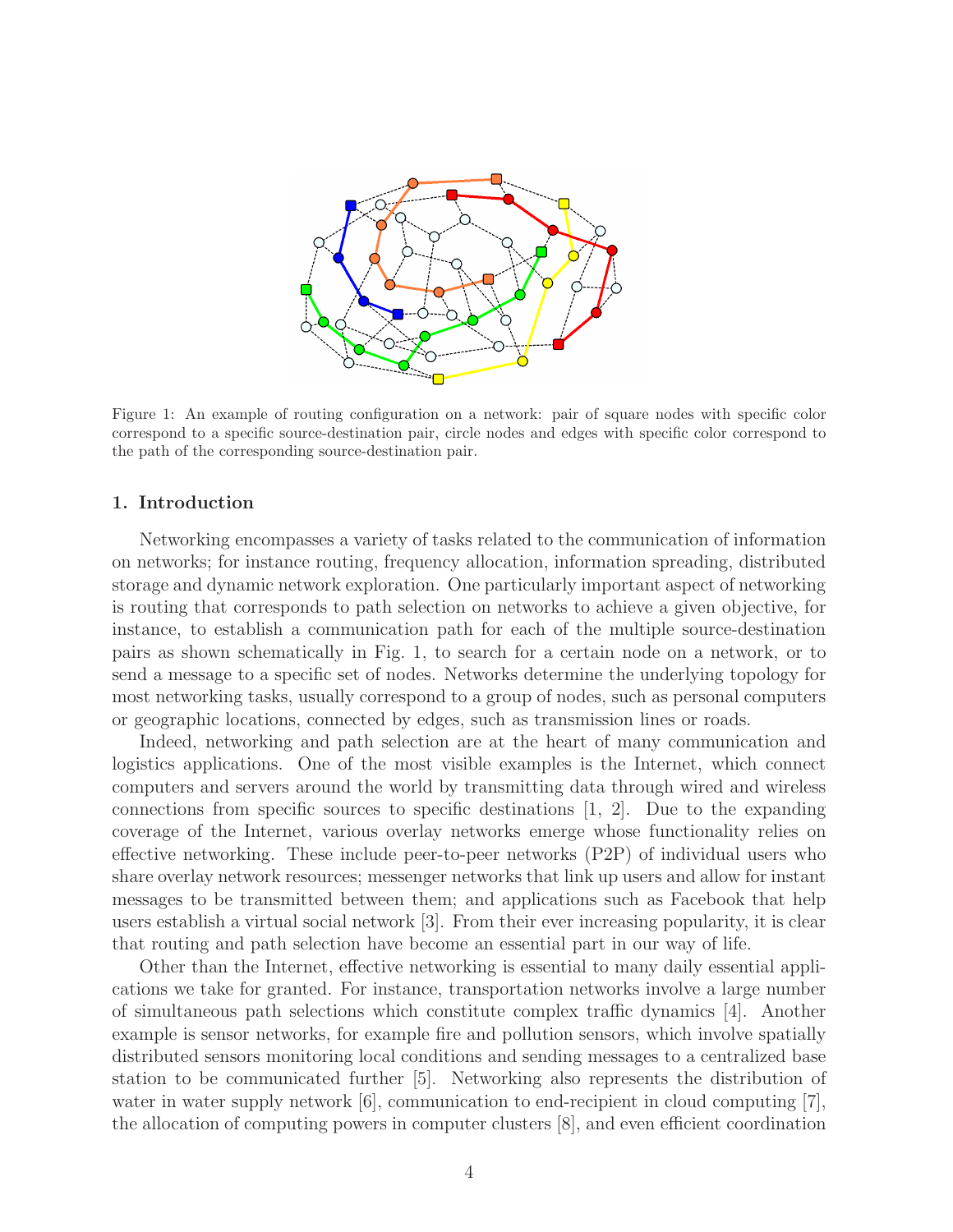Figure 1: An example of routing configuration on a network: pair of square nodes with specific color correspond to a specific source-destination pair, circle nodes and edges with specific color correspond to the path of the corresponding source-destination pair.

## 1. Introduction

Networking encompasses a variety of tasks related to the communication of information on networks; for instance routing, frequency allocation, information spreading, distributed storage and dynamic network exploration. One particularly important aspect of networking is routing that corresponds to path selection on networks to achieve a given objective, for instance, to establish a communication path for each of the multiple source-destination pairs as shown schematically in Fig. 1, to search for a certain node on a network, or to send a message to a specific set of nodes. Networks determine the underlying topology for most networking tasks, usually correspond to a group of nodes, such as personal computers or geographic locations, connected by edges, such as transmission lines or roads.

Indeed, networking and path selection are at the heart of many communication and logistics applications. One of the most visible examples is the Internet, which connect computers and servers around the world by transmitting data through wired and wireless connections from specific sources to specific destinations [1, 2]. Due to the expanding coverage of the Internet, various overlay networks emerge whose functionality relies on effective networking. These include peer-to-peer networks (P2P) of individual users who share overlay network resources; messenger networks that link up users and allow for instant messages to be transmitted between them; and applications such as Facebook that help users establish a virtual social network [3]. From their ever increasing popularity, it is clear that routing and path selection have become an essential part in our way of life.

Other than the Internet, effective networking is essential to many daily essential applications we take for granted. For instance, transportation networks involve a large number of simultaneous path selections which constitute complex traffic dynamics [4]. Another example is sensor networks, for example fire and pollution sensors, which involve spatially distributed sensors monitoring local conditions and sending messages to a centralized base station to be communicated further [5]. Networking also represents the distribution of water in water supply network [6], communication to end-recipient in cloud computing [7], the allocation of computing powers in computer clusters [8], and even efficient coordination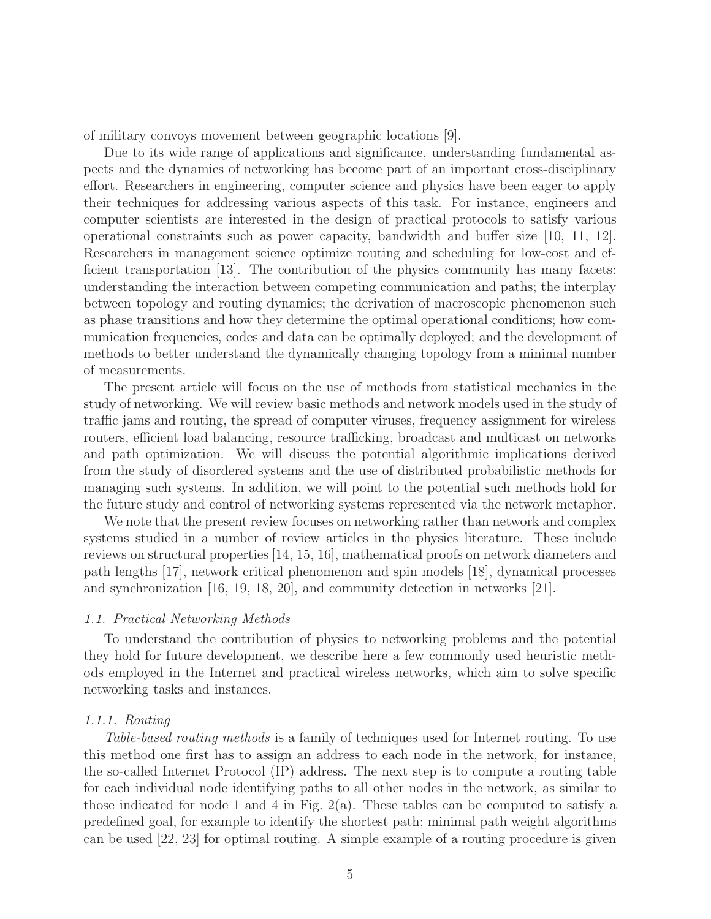of military convoys movement between geographic locations [9].

Due to its wide range of applications and significance, understanding fundamental aspects and the dynamics of networking has become part of an important cross-disciplinary effort. Researchers in engineering, computer science and physics have been eager to apply their techniques for addressing various aspects of this task. For instance, engineers and computer scientists are interested in the design of practical protocols to satisfy various operational constraints such as power capacity, bandwidth and buffer size [10, 11, 12]. Researchers in management science optimize routing and scheduling for low-cost and efficient transportation [13]. The contribution of the physics community has many facets: understanding the interaction between competing communication and paths; the interplay between topology and routing dynamics; the derivation of macroscopic phenomenon such as phase transitions and how they determine the optimal operational conditions; how communication frequencies, codes and data can be optimally deployed; and the development of methods to better understand the dynamically changing topology from a minimal number of measurements.

The present article will focus on the use of methods from statistical mechanics in the study of networking. We will review basic methods and network models used in the study of traffic jams and routing, the spread of computer viruses, frequency assignment for wireless routers, efficient load balancing, resource trafficking, broadcast and multicast on networks and path optimization. We will discuss the potential algorithmic implications derived from the study of disordered systems and the use of distributed probabilistic methods for managing such systems. In addition, we will point to the potential such methods hold for the future study and control of networking systems represented via the network metaphor.

We note that the present review focuses on networking rather than network and complex systems studied in a number of review articles in the physics literature. These include reviews on structural properties [14, 15, 16], mathematical proofs on network diameters and path lengths [17], network critical phenomenon and spin models [18], dynamical processes and synchronization [16, 19, 18, 20], and community detection in networks [21].

### *1.1. Practical Networking Methods*

To understand the contribution of physics to networking problems and the potential they hold for future development, we describe here a few commonly used heuristic methods employed in the Internet and practical wireless networks, which aim to solve specific networking tasks and instances.

#### *1.1.1. Routing*

*Table-based routing methods* is a family of techniques used for Internet routing. To use this method one first has to assign an address to each node in the network, for instance, the so-called Internet Protocol (IP) address. The next step is to compute a routing table for each individual node identifying paths to all other nodes in the network, as similar to those indicated for node 1 and 4 in Fig. 2(a). These tables can be computed to satisfy a predefined goal, for example to identify the shortest path; minimal path weight algorithms can be used [22, 23] for optimal routing. A simple example of a routing procedure is given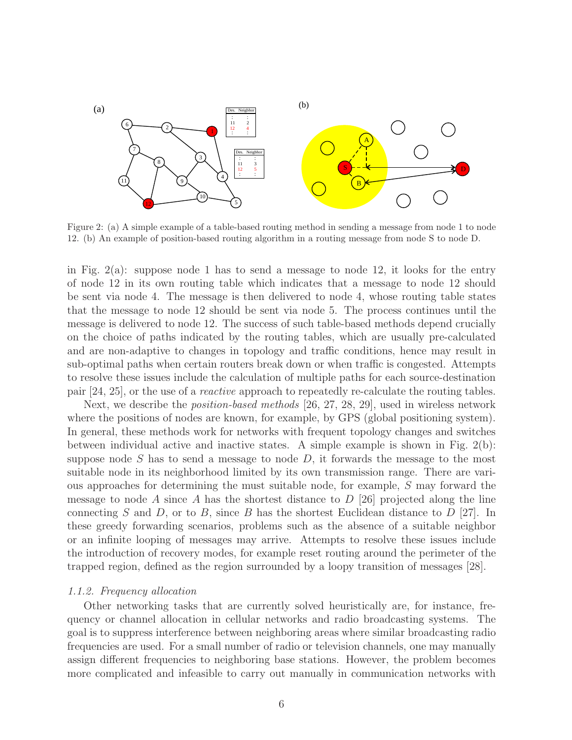Figure 2: (a) A simple example of a table-based routing method in sending a message from node 1 to node 12. (b) An example of position-based routing algorithm in a routing message from node S to node D.

in Fig. 2(a): suppose node 1 has to send a message to node 12, it looks for the entry of node 12 in its own routing table which indicates that a message to node 12 should be sent via node 4. The message is then delivered to node 4, whose routing table states that the message to node 12 should be sent via node 5. The process continues until the message is delivered to node 12. The success of such table-based methods depend crucially on the choice of paths indicated by the routing tables, which are usually pre-calculated and are non-adaptive to changes in topology and traffic conditions, hence may result in sub-optimal paths when certain routers break down or when traffic is congested. Attempts to resolve these issues include the calculation of multiple paths for each source-destination pair [24, 25], or the use of a *reactive* approach to repeatedly re-calculate the routing tables.

Next, we describe the *position-based methods* [26, 27, 28, 29], used in wireless network where the positions of nodes are known, for example, by GPS (global positioning system). In general, these methods work for networks with frequent topology changes and switches between individual active and inactive states. A simple example is shown in Fig. 2(b): suppose node $S$ has to send a message to node $D$, it forwards the message to the most suitable node in its neighborhood limited by its own transmission range. There are various approaches for determining the must suitable node, for example, $S$ may forward the message to node $A$ since $A$ has the shortest distance to $D$ [26] projected along the line connecting $S$ and $D$, or to $B$, since $B$ has the shortest Euclidean distance to $D$ [27]. In these greedy forwarding scenarios, problems such as the absence of a suitable neighbor or an infinite looping of messages may arrive. Attempts to resolve these issues include the introduction of recovery modes, for example reset routing around the perimeter of the trapped region, defined as the region surrounded by a loopy transition of messages [28].

### *1.1.2. Frequency allocation*

Other networking tasks that are currently solved heuristically are, for instance, frequency or channel allocation in cellular networks and radio broadcasting systems. The goal is to suppress interference between neighboring areas where similar broadcasting radio frequencies are used. For a small number of radio or television channels, one may manually assign different frequencies to neighboring base stations. However, the problem becomes more complicated and infeasible to carry out manually in communication networks with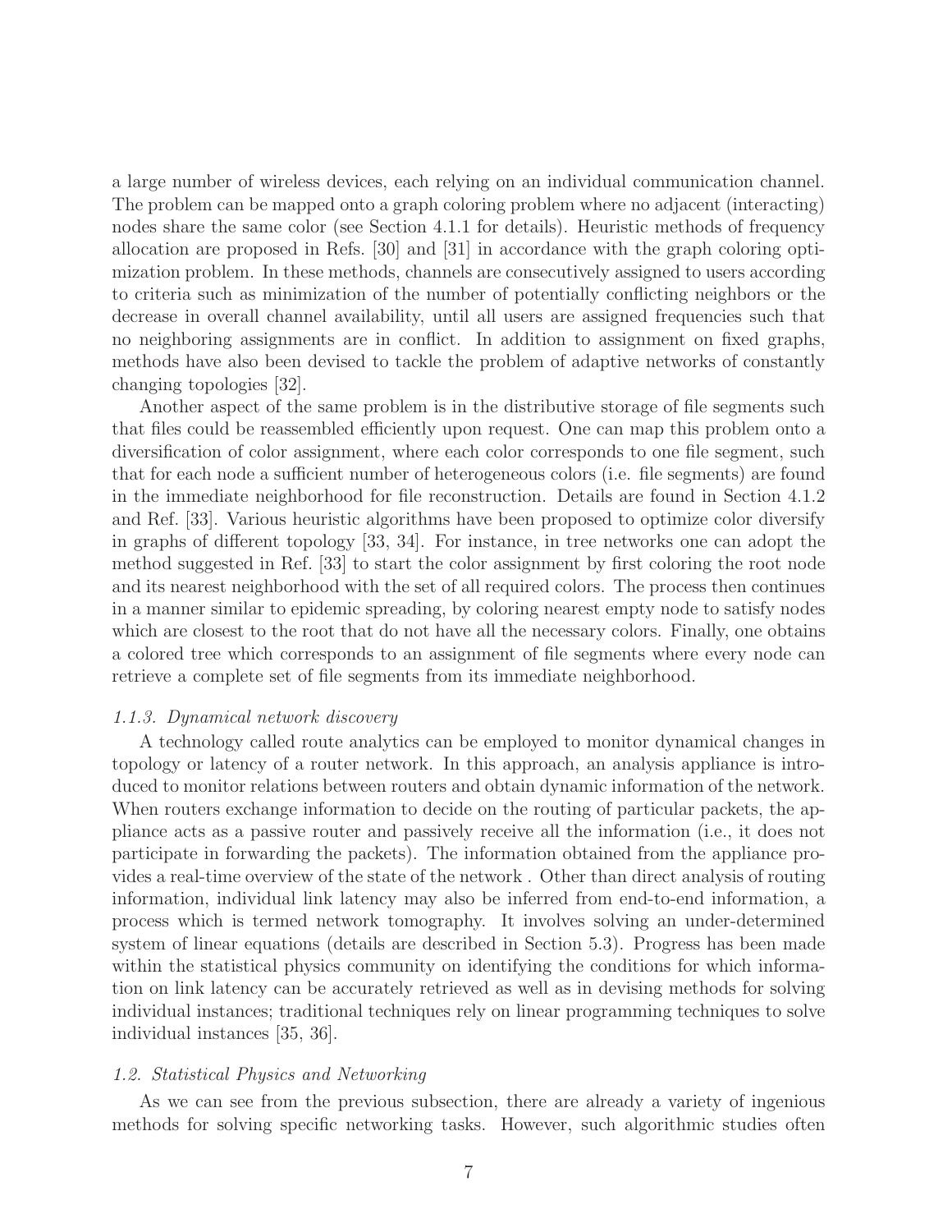a large number of wireless devices, each relying on an individual communication channel. The problem can be mapped onto a graph coloring problem where no adjacent (interacting) nodes share the same color (see Section 4.1.1 for details). Heuristic methods of frequency allocation are proposed in Refs. [30] and [31] in accordance with the graph coloring optimization problem. In these methods, channels are consecutively assigned to users according to criteria such as minimization of the number of potentially conflicting neighbors or the decrease in overall channel availability, until all users are assigned frequencies such that no neighboring assignments are in conflict. In addition to assignment on fixed graphs, methods have also been devised to tackle the problem of adaptive networks of constantly changing topologies [32].

Another aspect of the same problem is in the distributive storage of file segments such that files could be reassembled efficiently upon request. One can map this problem onto a diversification of color assignment, where each color corresponds to one file segment, such that for each node a sufficient number of heterogeneous colors (i.e. file segments) are found in the immediate neighborhood for file reconstruction. Details are found in Section 4.1.2 and Ref. [33]. Various heuristic algorithms have been proposed to optimize color diversify in graphs of different topology [33, 34]. For instance, in tree networks one can adopt the method suggested in Ref. [33] to start the color assignment by first coloring the root node and its nearest neighborhood with the set of all required colors. The process then continues in a manner similar to epidemic spreading, by coloring nearest empty node to satisfy nodes which are closest to the root that do not have all the necessary colors. Finally, one obtains a colored tree which corresponds to an assignment of file segments where every node can retrieve a complete set of file segments from its immediate neighborhood.

#### *1.1.3. Dynamical network discovery*

A technology called route analytics can be employed to monitor dynamical changes in topology or latency of a router network. In this approach, an analysis appliance is introduced to monitor relations between routers and obtain dynamic information of the network. When routers exchange information to decide on the routing of particular packets, the appliance acts as a passive router and passively receive all the information (i.e., it does not participate in forwarding the packets). The information obtained from the appliance provides a real-time overview of the state of the network . Other than direct analysis of routing information, individual link latency may also be inferred from end-to-end information, a process which is termed network tomography. It involves solving an under-determined system of linear equations (details are described in Section 5.3). Progress has been made within the statistical physics community on identifying the conditions for which information on link latency can be accurately retrieved as well as in devising methods for solving individual instances; traditional techniques rely on linear programming techniques to solve individual instances [35, 36].

### *1.2. Statistical Physics and Networking*

As we can see from the previous subsection, there are already a variety of ingenious methods for solving specific networking tasks. However, such algorithmic studies often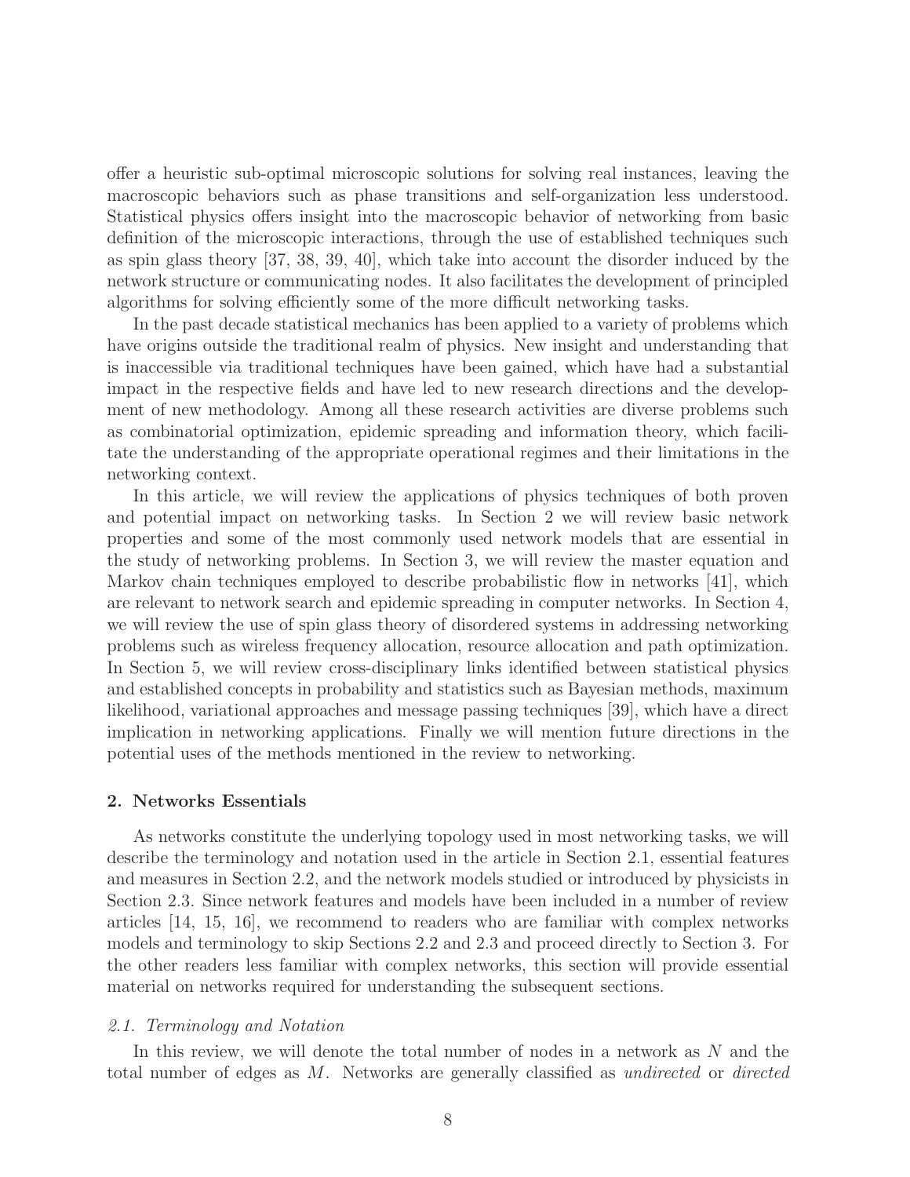offer a heuristic sub-optimal microscopic solutions for solving real instances, leaving the macroscopic behaviors such as phase transitions and self-organization less understood. Statistical physics offers insight into the macroscopic behavior of networking from basic definition of the microscopic interactions, through the use of established techniques such as spin glass theory [37, 38, 39, 40], which take into account the disorder induced by the network structure or communicating nodes. It also facilitates the development of principled algorithms for solving efficiently some of the more difficult networking tasks.

In the past decade statistical mechanics has been applied to a variety of problems which have origins outside the traditional realm of physics. New insight and understanding that is inaccessible via traditional techniques have been gained, which have had a substantial impact in the respective fields and have led to new research directions and the development of new methodology. Among all these research activities are diverse problems such as combinatorial optimization, epidemic spreading and information theory, which facilitate the understanding of the appropriate operational regimes and their limitations in the networking context.

In this article, we will review the applications of physics techniques of both proven and potential impact on networking tasks. In Section 2 we will review basic network properties and some of the most commonly used network models that are essential in the study of networking problems. In Section 3, we will review the master equation and Markov chain techniques employed to describe probabilistic flow in networks [41], which are relevant to network search and epidemic spreading in computer networks. In Section 4, we will review the use of spin glass theory of disordered systems in addressing networking problems such as wireless frequency allocation, resource allocation and path optimization. In Section 5, we will review cross-disciplinary links identified between statistical physics and established concepts in probability and statistics such as Bayesian methods, maximum likelihood, variational approaches and message passing techniques [39], which have a direct implication in networking applications. Finally we will mention future directions in the potential uses of the methods mentioned in the review to networking.

## 2. Networks Essentials

As networks constitute the underlying topology used in most networking tasks, we will describe the terminology and notation used in the article in Section 2.1, essential features and measures in Section 2.2, and the network models studied or introduced by physicists in Section 2.3. Since network features and models have been included in a number of review articles [14, 15, 16], we recommend to readers who are familiar with complex networks models and terminology to skip Sections 2.2 and 2.3 and proceed directly to Section 3. For the other readers less familiar with complex networks, this section will provide essential material on networks required for understanding the subsequent sections.

### *2.1. Terminology and Notation*

In this review, we will denote the total number of nodes in a network as $N$ and the total number of edges as $M$. Networks are generally classified as *undirected* or *directed*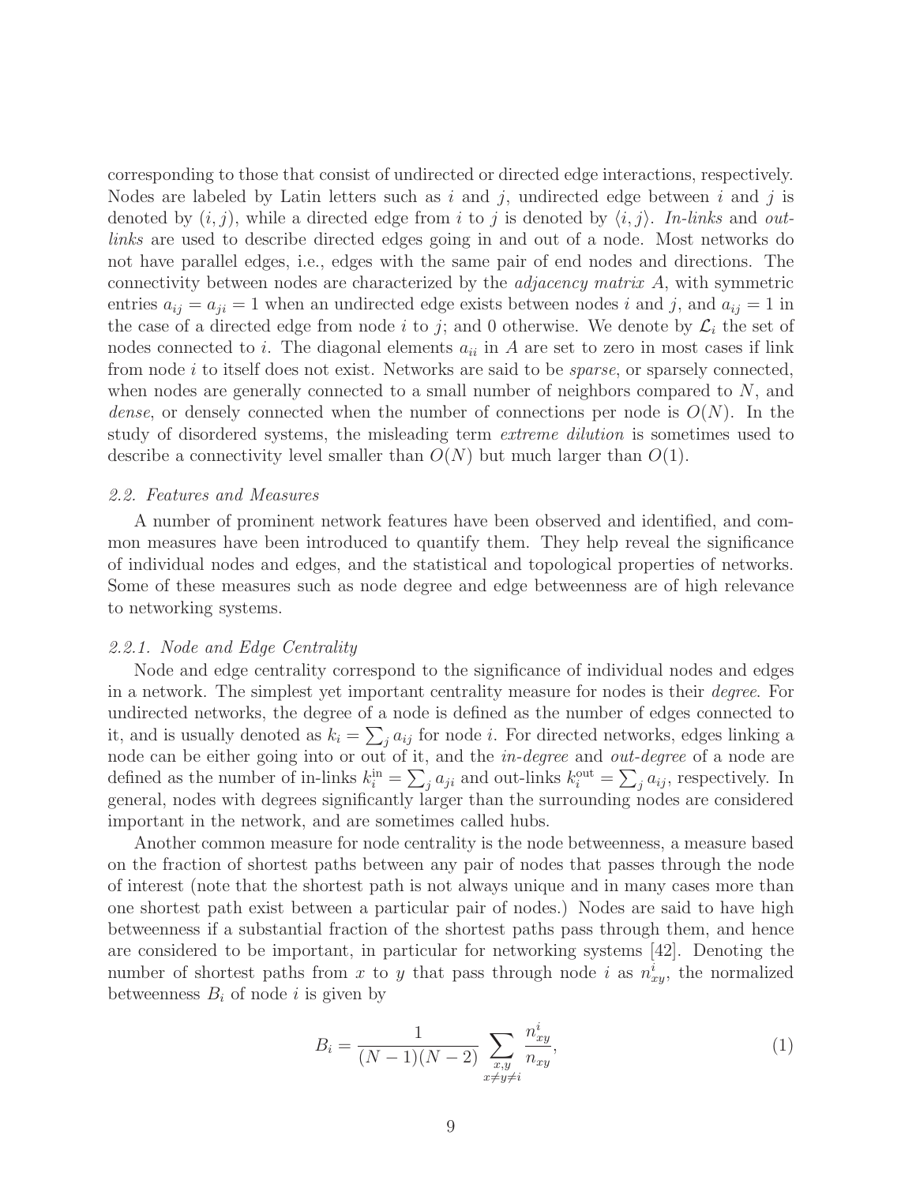corresponding to those that consist of undirected or directed edge interactions, respectively. Nodes are labeled by Latin letters such as $i$ and $j$, undirected edge between $i$ and $j$ is denoted by $(i, j)$, while a directed edge from $i$ to $j$ is denoted by $\langle i, j \rangle$. *In-links* and *out-links* are used to describe directed edges going in and out of a node. Most networks do not have parallel edges, i.e., edges with the same pair of end nodes and directions. The connectivity between nodes are characterized by the *adjacency matrix* $A$, with symmetric entries $a_{ij} = a_{ji} = 1$ when an undirected edge exists between nodes $i$ and $j$, and $a_{ij} = 1$ in the case of a directed edge from node $i$ to $j$; and 0 otherwise. We denote by $\mathcal{L}_i$ the set of nodes connected to $i$. The diagonal elements $a_{ii}$ in $A$ are set to zero in most cases if link from node $i$ to itself does not exist. Networks are said to be *sparse*, or sparsely connected, when nodes are generally connected to a small number of neighbors compared to $N$, and *dense*, or densely connected when the number of connections per node is $O(N)$. In the study of disordered systems, the misleading term *extreme dilution* is sometimes used to describe a connectivity level smaller than $O(N)$ but much larger than $O(1)$.

### 2.2. Features and Measures

A number of prominent network features have been observed and identified, and common measures have been introduced to quantify them. They help reveal the significance of individual nodes and edges, and the statistical and topological properties of networks. Some of these measures such as node degree and edge betweenness are of high relevance to networking systems.

#### 2.2.1. Node and Edge Centrality

Node and edge centrality correspond to the significance of individual nodes and edges in a network. The simplest yet important centrality measure for nodes is their *degree*. For undirected networks, the degree of a node is defined as the number of edges connected to it, and is usually denoted as $k_i = \sum_j a_{ij}$ for node $i$. For directed networks, edges linking a node can be either going into or out of it, and the *in-degree* and *out-degree* of a node are defined as the number of in-links $k_i^{\text{in}} = \sum_j a_{ji}$ and out-links $k_i^{\text{out}} = \sum_j a_{ij}$, respectively. In general, nodes with degrees significantly larger than the surrounding nodes are considered important in the network, and are sometimes called hubs.

Another common measure for node centrality is the node betweenness, a measure based on the fraction of shortest paths between any pair of nodes that passes through the node of interest (note that the shortest path is not always unique and in many cases more than one shortest path exist between a particular pair of nodes.) Nodes are said to have high betweenness if a substantial fraction of the shortest paths pass through them, and hence are considered to be important, in particular for networking systems [42]. Denoting the number of shortest paths from $x$ to $y$ that pass through node $i$ as $n_{xy}^i$, the normalized betweenness $B_i$ of node $i$ is given by

$$B_i = \frac{1}{(N-1)(N-2)} \sum_{\substack{x,y \\ x \neq y \neq i}} \frac{n_{xy}^i}{n_{xy}}, \tag{1}$$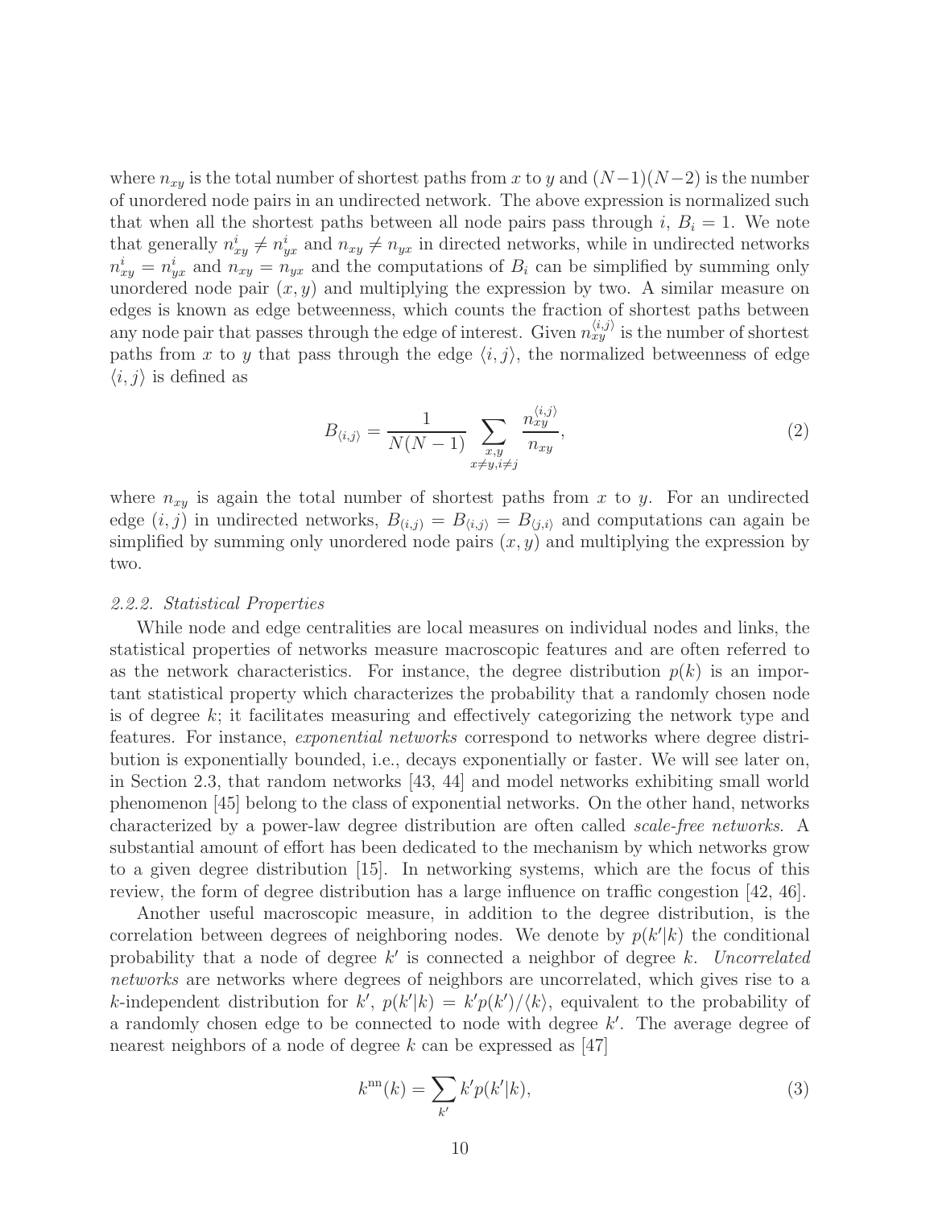where $n_{xy}$ is the total number of shortest paths from $x$ to $y$ and $(N-1)(N-2)$ is the number of unordered node pairs in an undirected network. The above expression is normalized such that when all the shortest paths between all node pairs pass through $i$, $B_i = 1$. We note that generally $n^i_{xy} \neq n^i_{yx}$ and $n_{xy} \neq n_{yx}$ in directed networks, while in undirected networks $n^i_{xy} = n^i_{yx}$ and $n_{xy} = n_{yx}$ and the computations of $B_i$ can be simplified by summing only unordered node pair $(x, y)$ and multiplying the expression by two. A similar measure on edges is known as edge betweenness, which counts the fraction of shortest paths between any node pair that passes through the edge of interest. Given $n^{\langle i,j \rangle}_{xy}$ is the number of shortest paths from $x$ to $y$ that pass through the edge $\langle i, j \rangle$, the normalized betweenness of edge $\langle i, j \rangle$ is defined as

$$B_{\langle i,j \rangle} = \frac{1}{N(N-1)} \sum_{\substack{x,y \\ x \neq y, i \neq j}} \frac{n^{\langle i,j \rangle}_{xy}}{n_{xy}}, \tag{2}$$

where $n_{xy}$ is again the total number of shortest paths from $x$ to $y$. For an undirected edge $(i, j)$ in undirected networks, $B_{(i,j)} = B_{\langle i,j \rangle} = B_{\langle j,i \rangle}$ and computations can again be simplified by summing only unordered node pairs $(x, y)$ and multiplying the expression by two.

*2.2.2. Statistical Properties*

While node and edge centralities are local measures on individual nodes and links, the statistical properties of networks measure macroscopic features and are often referred to as the network characteristics. For instance, the degree distribution $p(k)$ is an important statistical property which characterizes the probability that a randomly chosen node is of degree $k$; it facilitates measuring and effectively categorizing the network type and features. For instance, *exponential networks* correspond to networks where degree distribution is exponentially bounded, i.e., decays exponentially or faster. We will see later on, in Section 2.3, that random networks [43, 44] and model networks exhibiting small world phenomenon [45] belong to the class of exponential networks. On the other hand, networks characterized by a power-law degree distribution are often called *scale-free networks*. A substantial amount of effort has been dedicated to the mechanism by which networks grow to a given degree distribution [15]. In networking systems, which are the focus of this review, the form of degree distribution has a large influence on traffic congestion [42, 46].

Another useful macroscopic measure, in addition to the degree distribution, is the correlation between degrees of neighboring nodes. We denote by $p(k'|k)$ the conditional probability that a node of degree $k'$ is connected a neighbor of degree $k$. *Uncorrelated networks* are networks where degrees of neighbors are uncorrelated, which gives rise to a $k$-independent distribution for $k'$, $p(k'|k) = k'p(k')/\langle k \rangle$, equivalent to the probability of a randomly chosen edge to be connected to node with degree $k'$. The average degree of nearest neighbors of a node of degree $k$ can be expressed as [47]

$$k^{\text{nn}}(k) = \sum_{k'} k' p(k'|k), \tag{3}$$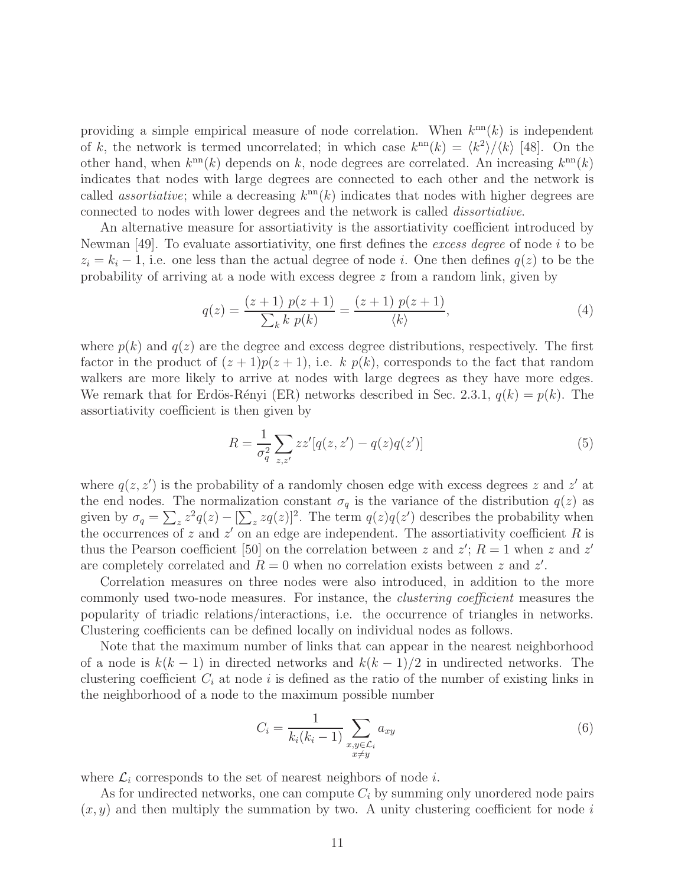providing a simple empirical measure of node correlation. When $k^{\rm nn}(k)$ is independent of $k$, the network is termed uncorrelated; in which case $k^{\rm nn}(k) = \langle k^2 \rangle / \langle k \rangle$ [48]. On the other hand, when $k^{\rm nn}(k)$ depends on $k$, node degrees are correlated. An increasing $k^{\rm nn}(k)$ indicates that nodes with large degrees are connected to each other and the network is called *assortiative*; while a decreasing $k^{\rm nn}(k)$ indicates that nodes with higher degrees are connected to nodes with lower degrees and the network is called *dissortiative*.

An alternative measure for assortiativity is the assortiativity coefficient introduced by Newman [49]. To evaluate assortiativity, one first defines the *excess degree* of node $i$ to be $z_i = k_i - 1$, i.e. one less than the actual degree of node $i$. One then defines $q(z)$ to be the probability of arriving at a node with excess degree $z$ from a random link, given by

$$q(z) = \frac{(z+1)\ p(z+1)}{\sum_k k\ p(k)} = \frac{(z+1)\ p(z+1)}{\langle k \rangle}, \tag{4}$$

where $p(k)$ and $q(z)$ are the degree and excess degree distributions, respectively. The first factor in the product of $(z+1)p(z+1)$, i.e. $k\ p(k)$, corresponds to the fact that random walkers are more likely to arrive at nodes with large degrees as they have more edges. We remark that for Erdös-Rényi (ER) networks described in Sec. 2.3.1, $q(k) = p(k)$. The assortiativity coefficient is then given by

$$R = \frac{1}{\sigma_q^2} \sum_{z,z'} zz'[q(z,z') - q(z)q(z')] \tag{5}$$

where $q(z,z')$ is the probability of a randomly chosen edge with excess degrees $z$ and $z'$ at the end nodes. The normalization constant $\sigma_q$ is the variance of the distribution $q(z)$ as given by $\sigma_q = \sum_z z^2 q(z) - [\sum_z z q(z)]^2$. The term $q(z)q(z')$ describes the probability when the occurrences of $z$ and $z'$ on an edge are independent. The assortiativity coefficient $R$ is thus the Pearson coefficient [50] on the correlation between $z$ and $z'$; $R = 1$ when $z$ and $z'$ are completely correlated and $R = 0$ when no correlation exists between $z$ and $z'$.

Correlation measures on three nodes were also introduced, in addition to the more commonly used two-node measures. For instance, the *clustering coefficient* measures the popularity of triadic relations/interactions, i.e. the occurrence of triangles in networks. Clustering coefficients can be defined locally on individual nodes as follows.

Note that the maximum number of links that can appear in the nearest neighborhood of a node is $k(k-1)$ in directed networks and $k(k-1)/2$ in undirected networks. The clustering coefficient $C_i$ at node $i$ is defined as the ratio of the number of existing links in the neighborhood of a node to the maximum possible number

$$C_i = \frac{1}{k_i(k_i - 1)} \sum_{\substack{x,y \in \mathcal{L}_i \\ x \neq y}} a_{xy} \tag{6}$$

where $\mathcal{L}_i$ corresponds to the set of nearest neighbors of node $i$.

As for undirected networks, one can compute $C_i$ by summing only unordered node pairs $(x, y)$ and then multiply the summation by two. A unity clustering coefficient for node $i$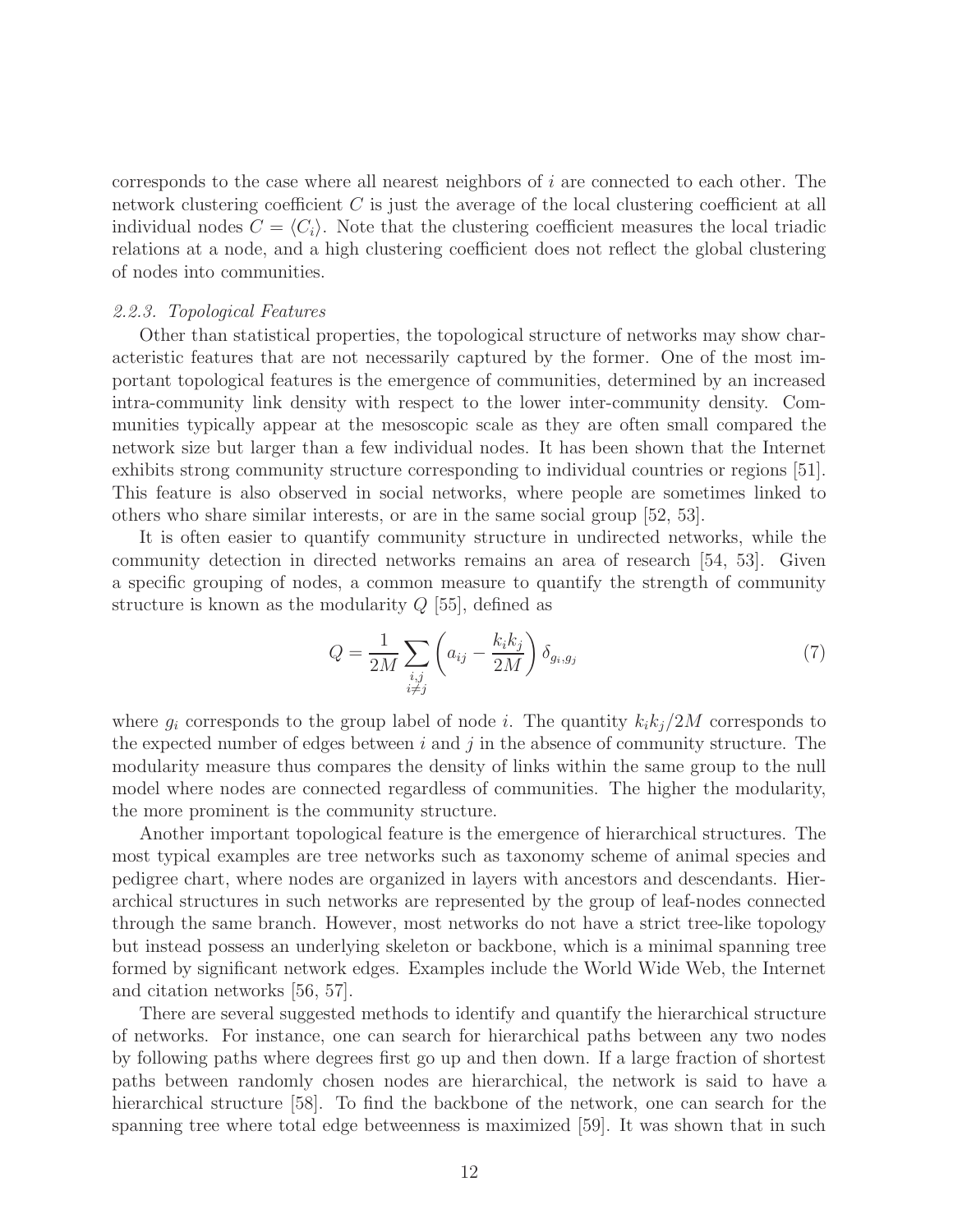corresponds to the case where all nearest neighbors of $i$ are connected to each other. The network clustering coefficient $C$ is just the average of the local clustering coefficient at all individual nodes $C = \langle C_i \rangle$. Note that the clustering coefficient measures the local triadic relations at a node, and a high clustering coefficient does not reflect the global clustering of nodes into communities.

### *2.2.3. Topological Features*

Other than statistical properties, the topological structure of networks may show characteristic features that are not necessarily captured by the former. One of the most important topological features is the emergence of communities, determined by an increased intra-community link density with respect to the lower inter-community density. Communities typically appear at the mesoscopic scale as they are often small compared the network size but larger than a few individual nodes. It has been shown that the Internet exhibits strong community structure corresponding to individual countries or regions [51]. This feature is also observed in social networks, where people are sometimes linked to others who share similar interests, or are in the same social group [52, 53].

It is often easier to quantify community structure in undirected networks, while the community detection in directed networks remains an area of research [54, 53]. Given a specific grouping of nodes, a common measure to quantify the strength of community structure is known as the modularity $Q$ [55], defined as

$$Q = \frac{1}{2M} \sum_{\substack{i,j \\ i \neq j}} \left( a_{ij} - \frac{k_i k_j}{2M} \right) \delta_{g_i, g_j} \tag{7}$$

where $g_i$ corresponds to the group label of node $i$. The quantity $k_i k_j / 2M$ corresponds to the expected number of edges between $i$ and $j$ in the absence of community structure. The modularity measure thus compares the density of links within the same group to the null model where nodes are connected regardless of communities. The higher the modularity, the more prominent is the community structure.

Another important topological feature is the emergence of hierarchical structures. The most typical examples are tree networks such as taxonomy scheme of animal species and pedigree chart, where nodes are organized in layers with ancestors and descendants. Hierarchical structures in such networks are represented by the group of leaf-nodes connected through the same branch. However, most networks do not have a strict tree-like topology but instead possess an underlying skeleton or backbone, which is a minimal spanning tree formed by significant network edges. Examples include the World Wide Web, the Internet and citation networks [56, 57].

There are several suggested methods to identify and quantify the hierarchical structure of networks. For instance, one can search for hierarchical paths between any two nodes by following paths where degrees first go up and then down. If a large fraction of shortest paths between randomly chosen nodes are hierarchical, the network is said to have a hierarchical structure [58]. To find the backbone of the network, one can search for the spanning tree where total edge betweenness is maximized [59]. It was shown that in such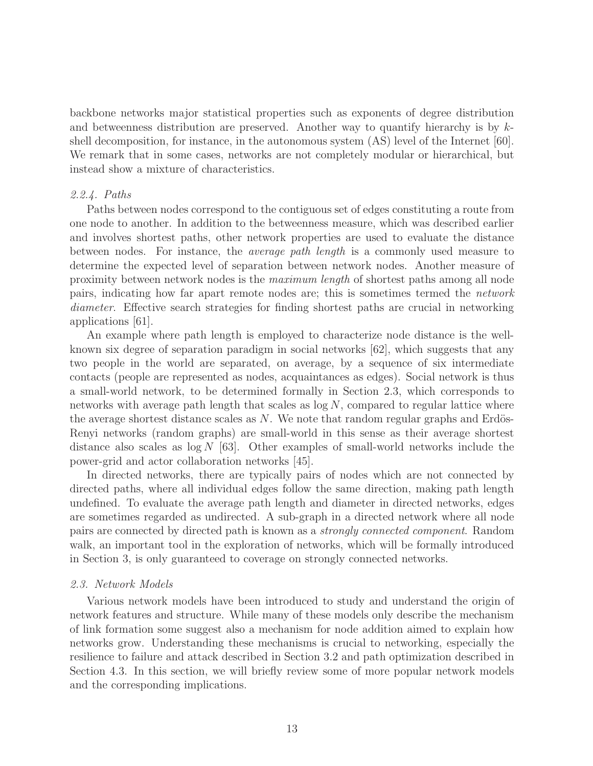backbone networks major statistical properties such as exponents of degree distribution and betweenness distribution are preserved. Another way to quantify hierarchy is by $k$-shell decomposition, for instance, in the autonomous system (AS) level of the Internet [60]. We remark that in some cases, networks are not completely modular or hierarchical, but instead show a mixture of characteristics.

#### *2.2.4. Paths*

Paths between nodes correspond to the contiguous set of edges constituting a route from one node to another. In addition to the betweenness measure, which was described earlier and involves shortest paths, other network properties are used to evaluate the distance between nodes. For instance, the *average path length* is a commonly used measure to determine the expected level of separation between network nodes. Another measure of proximity between network nodes is the *maximum length* of shortest paths among all node pairs, indicating how far apart remote nodes are; this is sometimes termed the *network diameter*. Effective search strategies for finding shortest paths are crucial in networking applications [61].

An example where path length is employed to characterize node distance is the well-known six degree of separation paradigm in social networks [62], which suggests that any two people in the world are separated, on average, by a sequence of six intermediate contacts (people are represented as nodes, acquaintances as edges). Social network is thus a small-world network, to be determined formally in Section 2.3, which corresponds to networks with average path length that scales as $\log N$, compared to regular lattice where the average shortest distance scales as $N$. We note that random regular graphs and Erdös-Renyi networks (random graphs) are small-world in this sense as their average shortest distance also scales as $\log N$ [63]. Other examples of small-world networks include the power-grid and actor collaboration networks [45].

In directed networks, there are typically pairs of nodes which are not connected by directed paths, where all individual edges follow the same direction, making path length undefined. To evaluate the average path length and diameter in directed networks, edges are sometimes regarded as undirected. A sub-graph in a directed network where all node pairs are connected by directed path is known as a *strongly connected component*. Random walk, an important tool in the exploration of networks, which will be formally introduced in Section 3, is only guaranteed to coverage on strongly connected networks.

### *2.3. Network Models*

Various network models have been introduced to study and understand the origin of network features and structure. While many of these models only describe the mechanism of link formation some suggest also a mechanism for node addition aimed to explain how networks grow. Understanding these mechanisms is crucial to networking, especially the resilience to failure and attack described in Section 3.2 and path optimization described in Section 4.3. In this section, we will briefly review some of more popular network models and the corresponding implications.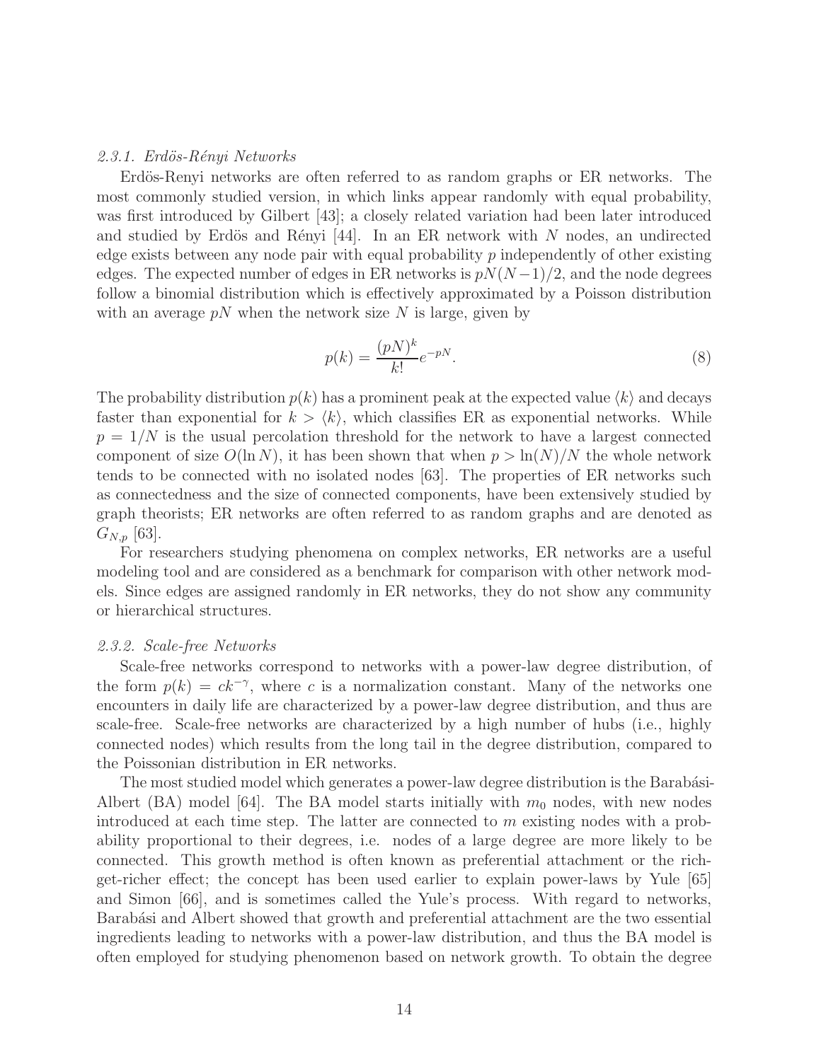### *2.3.1. Erdös-Rényi Networks*

Erdös-Renyi networks are often referred to as random graphs or ER networks. The most commonly studied version, in which links appear randomly with equal probability, was first introduced by Gilbert [43]; a closely related variation had been later introduced and studied by Erdös and Rényi [44]. In an ER network with $N$ nodes, an undirected edge exists between any node pair with equal probability $p$ independently of other existing edges. The expected number of edges in ER networks is $pN(N-1)/2$, and the node degrees follow a binomial distribution which is effectively approximated by a Poisson distribution with an average $pN$ when the network size $N$ is large, given by

$$p(k) = \frac{(pN)^k}{k!} e^{-pN}. \tag{8}$$

The probability distribution $p(k)$ has a prominent peak at the expected value $\langle k \rangle$ and decays faster than exponential for $k > \langle k \rangle$, which classifies ER as exponential networks. While $p = 1/N$ is the usual percolation threshold for the network to have a largest connected component of size $O(\ln N)$, it has been shown that when $p > \ln(N)/N$ the whole network tends to be connected with no isolated nodes [63]. The properties of ER networks such as connectedness and the size of connected components, have been extensively studied by graph theorists; ER networks are often referred to as random graphs and are denoted as $G_{N,p}$ [63].

For researchers studying phenomena on complex networks, ER networks are a useful modeling tool and are considered as a benchmark for comparison with other network models. Since edges are assigned randomly in ER networks, they do not show any community or hierarchical structures.

### *2.3.2. Scale-free Networks*

Scale-free networks correspond to networks with a power-law degree distribution, of the form $p(k) = ck^{-\gamma}$, where $c$ is a normalization constant. Many of the networks one encounters in daily life are characterized by a power-law degree distribution, and thus are scale-free. Scale-free networks are characterized by a high number of hubs (i.e., highly connected nodes) which results from the long tail in the degree distribution, compared to the Poissonian distribution in ER networks.

The most studied model which generates a power-law degree distribution is the Barabási-Albert (BA) model [64]. The BA model starts initially with $m_0$ nodes, with new nodes introduced at each time step. The latter are connected to $m$ existing nodes with a probability proportional to their degrees, i.e. nodes of a large degree are more likely to be connected. This growth method is often known as preferential attachment or the rich-get-richer effect; the concept has been used earlier to explain power-laws by Yule [65] and Simon [66], and is sometimes called the Yule's process. With regard to networks, Barabási and Albert showed that growth and preferential attachment are the two essential ingredients leading to networks with a power-law distribution, and thus the BA model is often employed for studying phenomenon based on network growth. To obtain the degree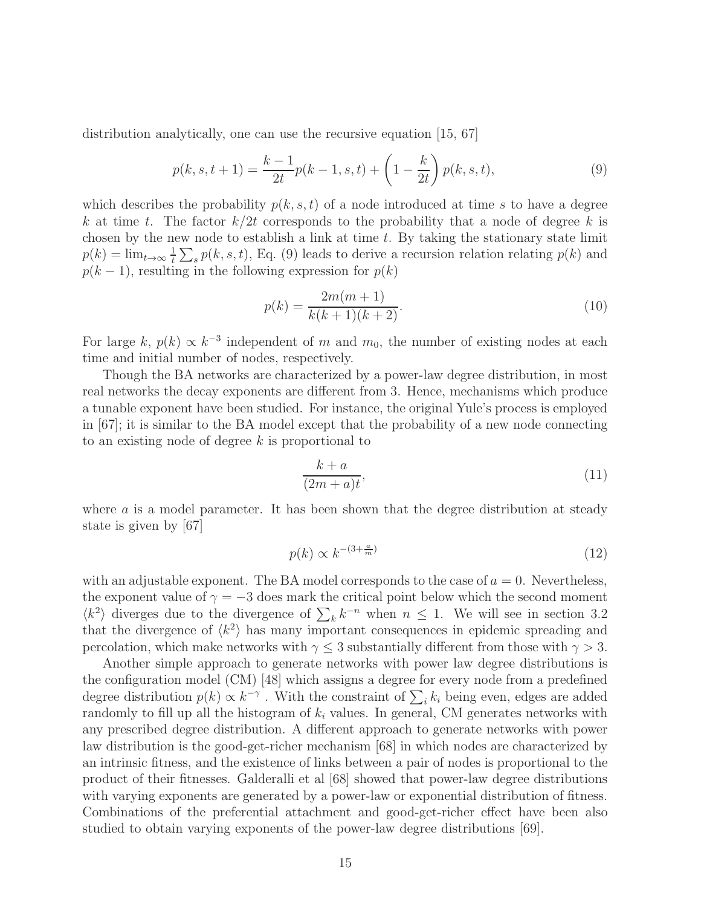distribution analytically, one can use the recursive equation [15, 67]

$$p(k, s, t+1) = \frac{k-1}{2t} p(k-1, s, t) + \left(1 - \frac{k}{2t}\right) p(k, s, t), \tag{9}$$

which describes the probability $p(k, s, t)$ of a node introduced at time $s$ to have a degree $k$ at time $t$. The factor $k/2t$ corresponds to the probability that a node of degree $k$ is chosen by the new node to establish a link at time $t$. By taking the stationary state limit $p(k) = \lim_{t\to\infty} \frac{1}{t} \sum_s p(k, s, t)$, Eq. (9) leads to derive a recursion relation relating $p(k)$ and $p(k-1)$, resulting in the following expression for $p(k)$

$$p(k) = \frac{2m(m+1)}{k(k+1)(k+2)}. \tag{10}$$

For large $k$, $p(k) \propto k^{-3}$ independent of $m$ and $m_0$, the number of existing nodes at each time and initial number of nodes, respectively.

Though the BA networks are characterized by a power-law degree distribution, in most real networks the decay exponents are different from 3. Hence, mechanisms which produce a tunable exponent have been studied. For instance, the original Yule's process is employed in [67]; it is similar to the BA model except that the probability of a new node connecting to an existing node of degree $k$ is proportional to

$$\frac{k+a}{(2m+a)t}, \tag{11}$$

where $a$ is a model parameter. It has been shown that the degree distribution at steady state is given by [67]

$$p(k) \propto k^{-(3+\frac{a}{m})} \tag{12}$$

with an adjustable exponent. The BA model corresponds to the case of $a = 0$. Nevertheless, the exponent value of $\gamma = -3$ does mark the critical point below which the second moment $\langle k^2 \rangle$ diverges due to the divergence of $\sum_k k^{-n}$ when $n \leq 1$. We will see in section 3.2 that the divergence of $\langle k^2 \rangle$ has many important consequences in epidemic spreading and percolation, which make networks with $\gamma \leq 3$ substantially different from those with $\gamma > 3$.

Another simple approach to generate networks with power law degree distributions is the configuration model (CM) [48] which assigns a degree for every node from a predefined degree distribution $p(k) \propto k^{-\gamma}$ . With the constraint of $\sum_i k_i$ being even, edges are added randomly to fill up all the histogram of $k_i$ values. In general, CM generates networks with any prescribed degree distribution. A different approach to generate networks with power law distribution is the good-get-richer mechanism [68] in which nodes are characterized by an intrinsic fitness, and the existence of links between a pair of nodes is proportional to the product of their fitnesses. Galderalli et al [68] showed that power-law degree distributions with varying exponents are generated by a power-law or exponential distribution of fitness. Combinations of the preferential attachment and good-get-richer effect have been also studied to obtain varying exponents of the power-law degree distributions [69].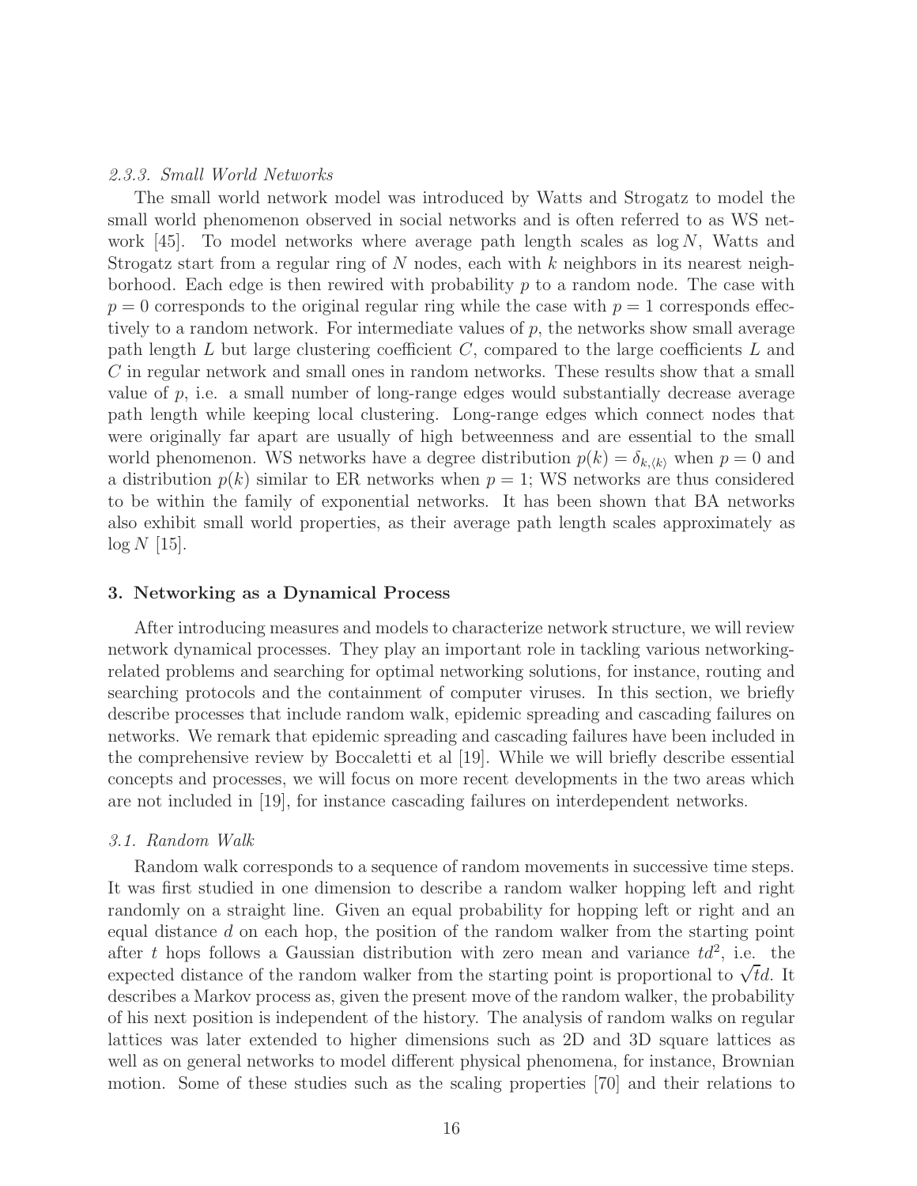### *2.3.3. Small World Networks*

The small world network model was introduced by Watts and Strogatz to model the small world phenomenon observed in social networks and is often referred to as WS network [45]. To model networks where average path length scales as $\log N$, Watts and Strogatz start from a regular ring of $N$ nodes, each with $k$ neighbors in its nearest neighborhood. Each edge is then rewired with probability $p$ to a random node. The case with $p = 0$ corresponds to the original regular ring while the case with $p = 1$ corresponds effectively to a random network. For intermediate values of $p$, the networks show small average path length $L$ but large clustering coefficient $C$, compared to the large coefficients $L$ and $C$ in regular network and small ones in random networks. These results show that a small value of $p$, i.e. a small number of long-range edges would substantially decrease average path length while keeping local clustering. Long-range edges which connect nodes that were originally far apart are usually of high betweenness and are essential to the small world phenomenon. WS networks have a degree distribution $p(k) = \delta_{k,\langle k\rangle}$ when $p = 0$ and a distribution $p(k)$ similar to ER networks when $p = 1$; WS networks are thus considered to be within the family of exponential networks. It has been shown that BA networks also exhibit small world properties, as their average path length scales approximately as $\log N$ [15].

## 3. Networking as a Dynamical Process

After introducing measures and models to characterize network structure, we will review network dynamical processes. They play an important role in tackling various networking-related problems and searching for optimal networking solutions, for instance, routing and searching protocols and the containment of computer viruses. In this section, we briefly describe processes that include random walk, epidemic spreading and cascading failures on networks. We remark that epidemic spreading and cascading failures have been included in the comprehensive review by Boccaletti et al [19]. While we will briefly describe essential concepts and processes, we will focus on more recent developments in the two areas which are not included in [19], for instance cascading failures on interdependent networks.

### *3.1. Random Walk*

Random walk corresponds to a sequence of random movements in successive time steps. It was first studied in one dimension to describe a random walker hopping left and right randomly on a straight line. Given an equal probability for hopping left or right and an equal distance $d$ on each hop, the position of the random walker from the starting point after $t$ hops follows a Gaussian distribution with zero mean and variance $td^2$, i.e. the expected distance of the random walker from the starting point is proportional to $\sqrt{t}d$. It describes a Markov process as, given the present move of the random walker, the probability of his next position is independent of the history. The analysis of random walks on regular lattices was later extended to higher dimensions such as 2D and 3D square lattices as well as on general networks to model different physical phenomena, for instance, Brownian motion. Some of these studies such as the scaling properties [70] and their relations to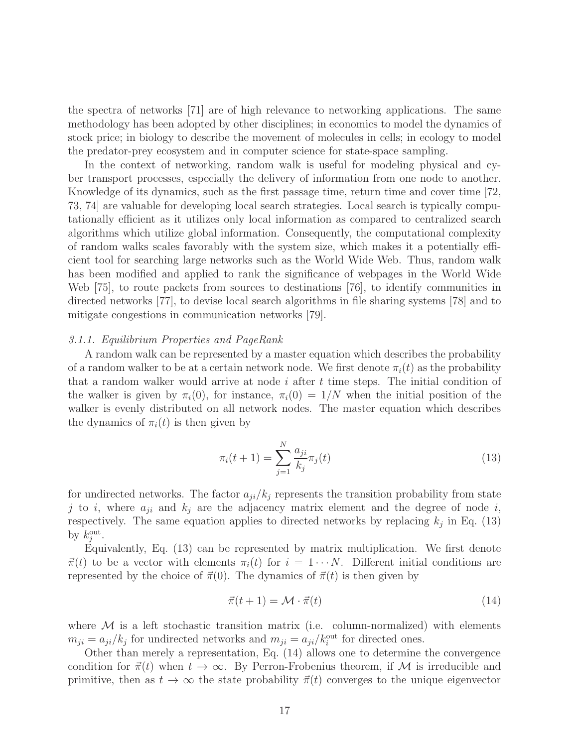the spectra of networks [71] are of high relevance to networking applications. The same methodology has been adopted by other disciplines; in economics to model the dynamics of stock price; in biology to describe the movement of molecules in cells; in ecology to model the predator-prey ecosystem and in computer science for state-space sampling.

In the context of networking, random walk is useful for modeling physical and cyber transport processes, especially the delivery of information from one node to another. Knowledge of its dynamics, such as the first passage time, return time and cover time [72, 73, 74] are valuable for developing local search strategies. Local search is typically computationally efficient as it utilizes only local information as compared to centralized search algorithms which utilize global information. Consequently, the computational complexity of random walks scales favorably with the system size, which makes it a potentially efficient tool for searching large networks such as the World Wide Web. Thus, random walk has been modified and applied to rank the significance of webpages in the World Wide Web [75], to route packets from sources to destinations [76], to identify communities in directed networks [77], to devise local search algorithms in file sharing systems [78] and to mitigate congestions in communication networks [79].

### *3.1.1. Equilibrium Properties and PageRank*

A random walk can be represented by a master equation which describes the probability of a random walker to be at a certain network node. We first denote $\pi_i(t)$ as the probability that a random walker would arrive at node $i$ after $t$ time steps. The initial condition of the walker is given by $\pi_i(0)$, for instance, $\pi_i(0) = 1/N$ when the initial position of the walker is evenly distributed on all network nodes. The master equation which describes the dynamics of $\pi_i(t)$ is then given by

$$\pi_i(t+1) = \sum_{j=1}^{N} \frac{a_{ji}}{k_j} \pi_j(t) \tag{13}$$

for undirected networks. The factor $a_{ji}/k_j$ represents the transition probability from state $j$ to $i$, where $a_{ji}$ and $k_j$ are the adjacency matrix element and the degree of node $i$, respectively. The same equation applies to directed networks by replacing $k_j$ in Eq. (13) by $k_j^{\text{out}}$.

Equivalently, Eq. (13) can be represented by matrix multiplication. We first denote $\vec{\pi}(t)$ to be a vector with elements $\pi_i(t)$ for $i = 1 \cdots N$. Different initial conditions are represented by the choice of $\vec{\pi}(0)$. The dynamics of $\vec{\pi}(t)$ is then given by

$$\vec{\pi}(t+1) = \mathcal{M} \cdot \vec{\pi}(t) \tag{14}$$

where $\mathcal{M}$ is a left stochastic transition matrix (i.e. column-normalized) with elements $m_{ji} = a_{ji}/k_j$ for undirected networks and $m_{ji} = a_{ji}/k_i^{\text{out}}$ for directed ones.

Other than merely a representation, Eq. (14) allows one to determine the convergence condition for $\vec{\pi}(t)$ when $t \to \infty$. By Perron-Frobenius theorem, if $\mathcal{M}$ is irreducible and primitive, then as $t \to \infty$ the state probability $\vec{\pi}(t)$ converges to the unique eigenvector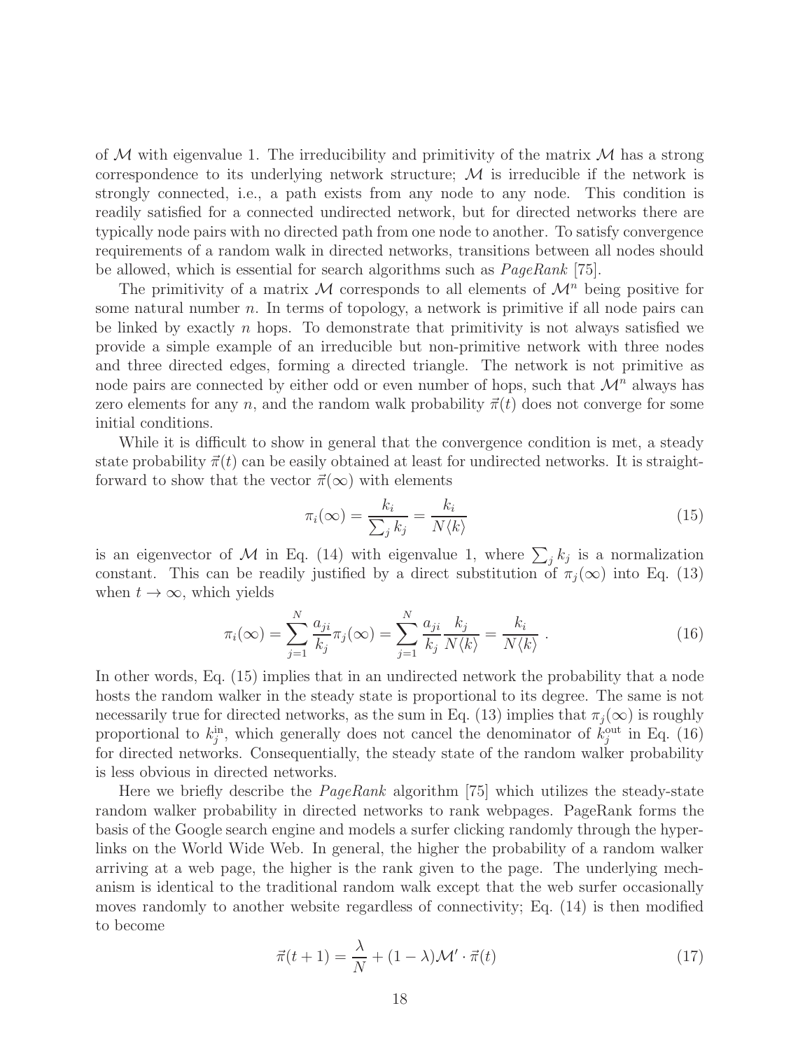of $\mathcal{M}$ with eigenvalue 1. The irreducibility and primitivity of the matrix $\mathcal{M}$ has a strong correspondence to its underlying network structure; $\mathcal{M}$ is irreducible if the network is strongly connected, i.e., a path exists from any node to any node. This condition is readily satisfied for a connected undirected network, but for directed networks there are typically node pairs with no directed path from one node to another. To satisfy convergence requirements of a random walk in directed networks, transitions between all nodes should be allowed, which is essential for search algorithms such as *PageRank* [75].

The primitivity of a matrix $\mathcal{M}$ corresponds to all elements of $\mathcal{M}^n$ being positive for some natural number $n$. In terms of topology, a network is primitive if all node pairs can be linked by exactly $n$ hops. To demonstrate that primitivity is not always satisfied we provide a simple example of an irreducible but non-primitive network with three nodes and three directed edges, forming a directed triangle. The network is not primitive as node pairs are connected by either odd or even number of hops, such that $\mathcal{M}^n$ always has zero elements for any $n$, and the random walk probability $\vec{\pi}(t)$ does not converge for some initial conditions.

While it is difficult to show in general that the convergence condition is met, a steady state probability $\vec{\pi}(t)$ can be easily obtained at least for undirected networks. It is straightforward to show that the vector $\vec{\pi}(\infty)$ with elements

$$\pi_i(\infty) = \frac{k_i}{\sum_j k_j} = \frac{k_i}{N\langle k\rangle} \tag{15}$$

is an eigenvector of $\mathcal{M}$ in Eq. (14) with eigenvalue 1, where $\sum_j k_j$ is a normalization constant. This can be readily justified by a direct substitution of $\pi_j(\infty)$ into Eq. (13) when $t \to \infty$, which yields

$$\pi_i(\infty) = \sum_{j=1}^{N} \frac{a_{ji}}{k_j}\pi_j(\infty) = \sum_{j=1}^{N} \frac{a_{ji}}{k_j}\frac{k_j}{N\langle k\rangle} = \frac{k_i}{N\langle k\rangle} \; . \tag{16}$$

In other words, Eq. (15) implies that in an undirected network the probability that a node hosts the random walker in the steady state is proportional to its degree. The same is not necessarily true for directed networks, as the sum in Eq. (13) implies that $\pi_j(\infty)$ is roughly proportional to $k_j^{\text{in}}$, which generally does not cancel the denominator of $k_j^{\text{out}}$ in Eq. (16) for directed networks. Consequentially, the steady state of the random walker probability is less obvious in directed networks.

Here we briefly describe the *PageRank* algorithm [75] which utilizes the steady-state random walker probability in directed networks to rank webpages. PageRank forms the basis of the Google search engine and models a surfer clicking randomly through the hyperlinks on the World Wide Web. In general, the higher the probability of a random walker arriving at a web page, the higher is the rank given to the page. The underlying mechanism is identical to the traditional random walk except that the web surfer occasionally moves randomly to another website regardless of connectivity; Eq. (14) is then modified to become

$$\vec{\pi}(t+1) = \frac{\lambda}{N} + (1-\lambda)\mathcal{M}' \cdot \vec{\pi}(t) \tag{17}$$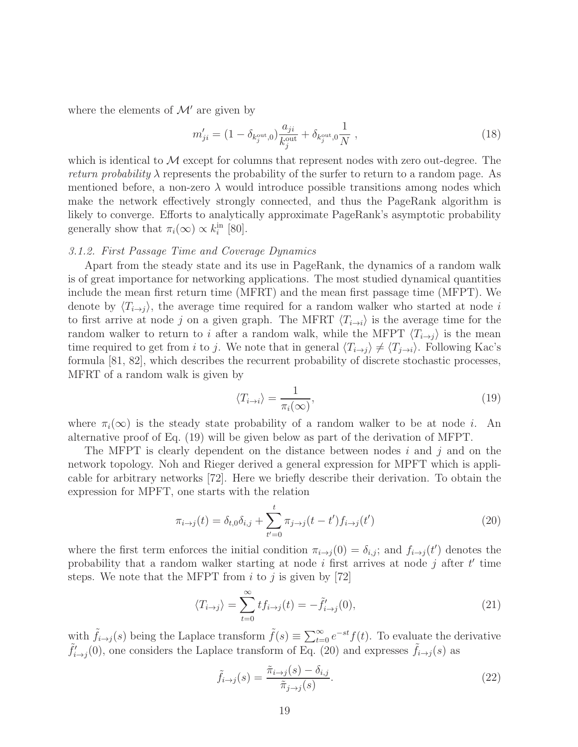where the elements of $\mathcal{M}'$ are given by

$$m'_{ji} = (1 - \delta_{k_j^{\rm out},0})\frac{a_{ji}}{k_j^{\rm out}} + \delta_{k_j^{\rm out},0}\frac{1}{N} \ , \tag{18}$$

which is identical to $\mathcal{M}$ except for columns that represent nodes with zero out-degree. The *return probability* $\lambda$ represents the probability of the surfer to return to a random page. As mentioned before, a non-zero $\lambda$ would introduce possible transitions among nodes which make the network effectively strongly connected, and thus the PageRank algorithm is likely to converge. Efforts to analytically approximate PageRank's asymptotic probability generally show that $\pi_i(\infty) \propto k_i^{\rm in}$ [80].

### *3.1.2. First Passage Time and Coverage Dynamics*

Apart from the steady state and its use in PageRank, the dynamics of a random walk is of great importance for networking applications. The most studied dynamical quantities include the mean first return time (MFRT) and the mean first passage time (MFPT). We denote by $\langle T_{i\to j}\rangle$, the average time required for a random walker who started at node $i$ to first arrive at node $j$ on a given graph. The MFRT $\langle T_{i\to i}\rangle$ is the average time for the random walker to return to $i$ after a random walk, while the MFPT $\langle T_{i\to j}\rangle$ is the mean time required to get from $i$ to $j$. We note that in general $\langle T_{i\to j}\rangle \neq \langle T_{j\to i}\rangle$. Following Kac's formula [81, 82], which describes the recurrent probability of discrete stochastic processes, MFRT of a random walk is given by

$$\langle T_{i\to i}\rangle = \frac{1}{\pi_i(\infty)}, \tag{19}$$

where $\pi_i(\infty)$ is the steady state probability of a random walker to be at node $i$. An alternative proof of Eq. (19) will be given below as part of the derivation of MFPT.

The MFPT is clearly dependent on the distance between nodes $i$ and $j$ and on the network topology. Noh and Rieger derived a general expression for MPFT which is applicable for arbitrary networks [72]. Here we briefly describe their derivation. To obtain the expression for MPFT, one starts with the relation

$$\pi_{i\to j}(t) = \delta_{t,0}\delta_{i,j} + \sum_{t'=0}^{t} \pi_{j\to j}(t-t') f_{i\to j}(t') \tag{20}$$

where the first term enforces the initial condition $\pi_{i\to j}(0) = \delta_{i,j}$; and $f_{i\to j}(t')$ denotes the probability that a random walker starting at node $i$ first arrives at node $j$ after $t'$ time steps. We note that the MFPT from $i$ to $j$ is given by [72]

$$\langle T_{i\to j}\rangle = \sum_{t=0}^{\infty} t f_{i\to j}(t) = -\tilde{f}'_{i\to j}(0), \tag{21}$$

with $\tilde{f}_{i\to j}(s)$ being the Laplace transform $\tilde{f}(s) \equiv \sum_{t=0}^{\infty} e^{-st} f(t)$. To evaluate the derivative $\tilde{f}'_{i\to j}(0)$, one considers the Laplace transform of Eq. (20) and expresses $\tilde{f}_{i\to j}(s)$ as

$$\tilde{f}_{i\to j}(s) = \frac{\tilde{\pi}_{i\to j}(s) - \delta_{i,j}}{\tilde{\pi}_{j\to j}(s)}. \tag{22}$$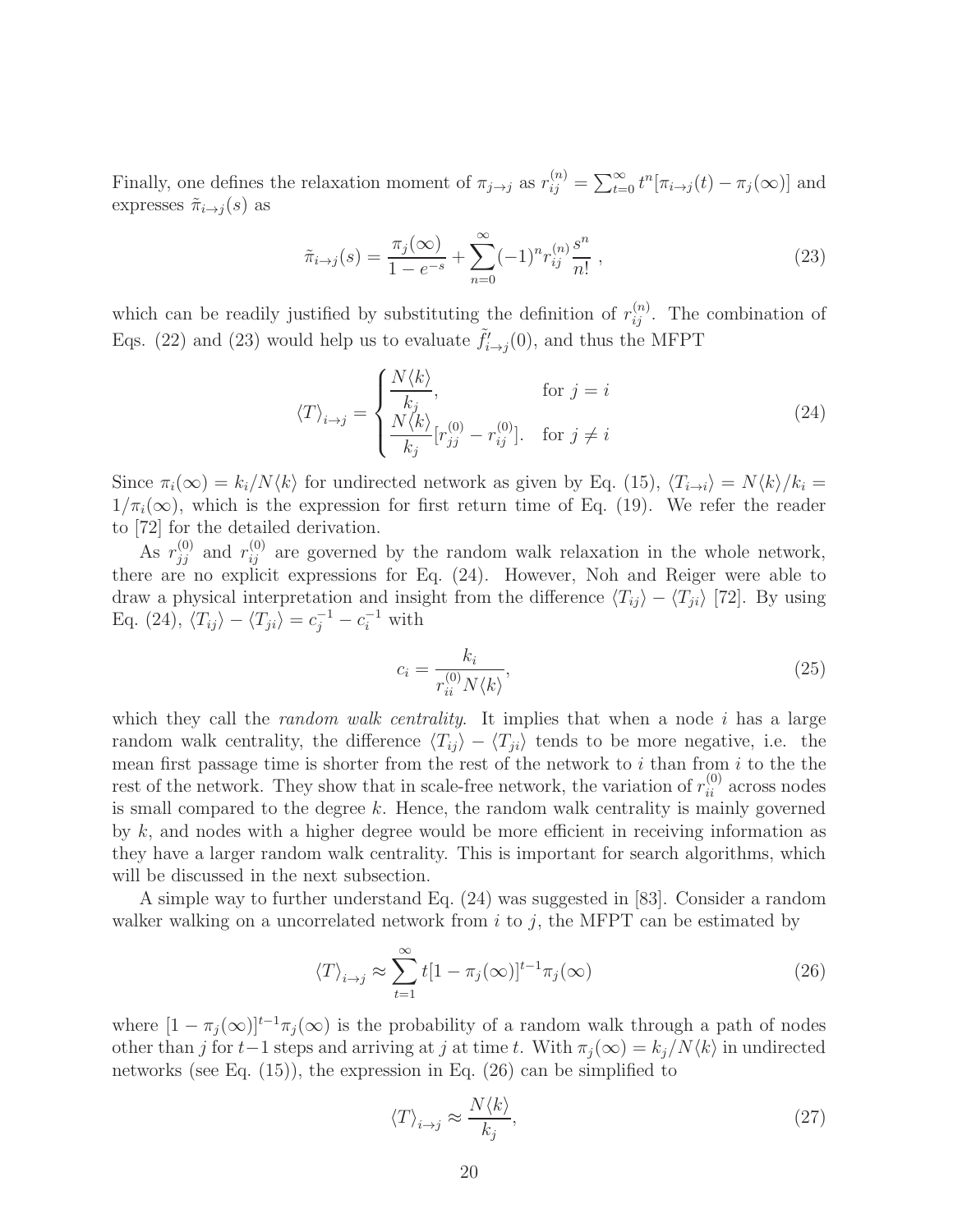Finally, one defines the relaxation moment of $\pi_{j\to j}$ as $r_{ij}^{(n)} = \sum_{t=0}^{\infty} t^n[\pi_{i\to j}(t) - \pi_j(\infty)]$ and expresses $\tilde{\pi}_{i\to j}(s)$ as

$$\tilde{\pi}_{i\to j}(s) = \frac{\pi_j(\infty)}{1-e^{-s}} + \sum_{n=0}^{\infty}(-1)^n r_{ij}^{(n)} \frac{s^n}{n!} \ , \tag{23}$$

which can be readily justified by substituting the definition of $r_{ij}^{(n)}$. The combination of Eqs. (22) and (23) would help us to evaluate $\tilde{f}'_{i\to j}(0)$, and thus the MFPT

$$\langle T \rangle_{i\to j} = \begin{cases} \dfrac{N\langle k \rangle}{k_j}, & \text{for } j = i \\ \dfrac{N\langle k \rangle}{k_j}[r_{jj}^{(0)} - r_{ij}^{(0)}]. & \text{for } j \neq i \end{cases} \tag{24}$$

Since $\pi_i(\infty) = k_i/N\langle k \rangle$ for undirected network as given by Eq. (15), $\langle T_{i\to i} \rangle = N\langle k \rangle/k_i = 1/\pi_i(\infty)$, which is the expression for first return time of Eq. (19). We refer the reader to [72] for the detailed derivation.

As $r_{jj}^{(0)}$ and $r_{ij}^{(0)}$ are governed by the random walk relaxation in the whole network, there are no explicit expressions for Eq. (24). However, Noh and Reiger were able to draw a physical interpretation and insight from the difference $\langle T_{ij} \rangle - \langle T_{ji} \rangle$ [72]. By using Eq. (24), $\langle T_{ij} \rangle - \langle T_{ji} \rangle = c_j^{-1} - c_i^{-1}$ with

$$c_i = \frac{k_i}{r_{ii}^{(0)} N\langle k \rangle}, \tag{25}$$

which they call the *random walk centrality*. It implies that when a node $i$ has a large random walk centrality, the difference $\langle T_{ij} \rangle - \langle T_{ji} \rangle$ tends to be more negative, i.e. the mean first passage time is shorter from the rest of the network to $i$ than from $i$ to the the rest of the network. They show that in scale-free network, the variation of $r_{ii}^{(0)}$ across nodes is small compared to the degree $k$. Hence, the random walk centrality is mainly governed by $k$, and nodes with a higher degree would be more efficient in receiving information as they have a larger random walk centrality. This is important for search algorithms, which will be discussed in the next subsection.

A simple way to further understand Eq. (24) was suggested in [83]. Consider a random walker walking on a uncorrelated network from $i$ to $j$, the MFPT can be estimated by

$$\langle T \rangle_{i\to j} \approx \sum_{t=1}^{\infty} t[1 - \pi_j(\infty)]^{t-1} \pi_j(\infty) \tag{26}$$

where $[1 - \pi_j(\infty)]^{t-1}\pi_j(\infty)$ is the probability of a random walk through a path of nodes other than $j$ for $t-1$ steps and arriving at $j$ at time $t$. With $\pi_j(\infty) = k_j/N\langle k \rangle$ in undirected networks (see Eq. (15)), the expression in Eq. (26) can be simplified to

$$\langle T \rangle_{i\to j} \approx \frac{N\langle k \rangle}{k_j}, \tag{27}$$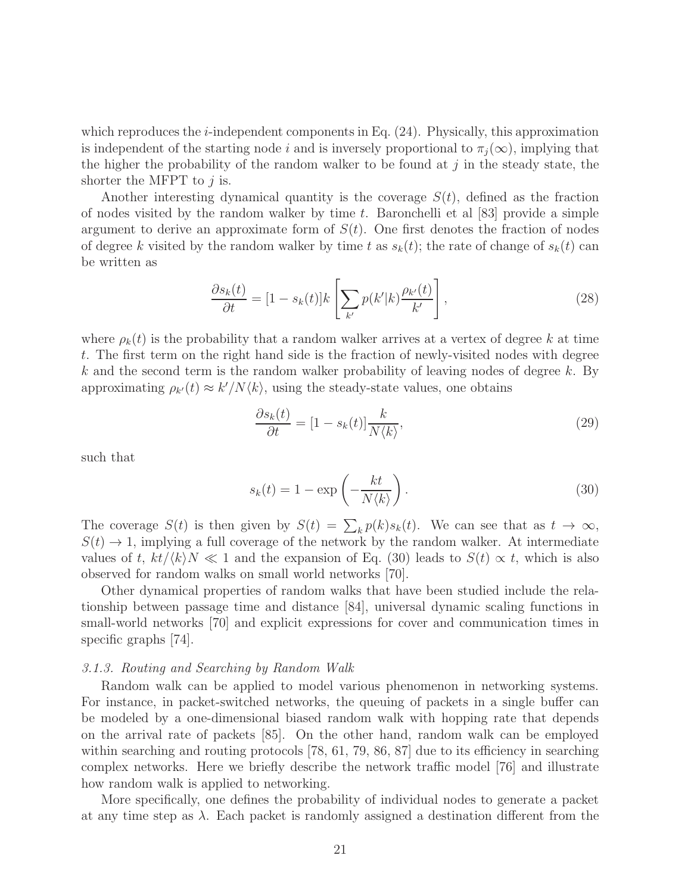which reproduces the $i$-independent components in Eq. (24). Physically, this approximation is independent of the starting node $i$ and is inversely proportional to $\pi_j(\infty)$, implying that the higher the probability of the random walker to be found at $j$ in the steady state, the shorter the MFPT to $j$ is.

Another interesting dynamical quantity is the coverage $S(t)$, defined as the fraction of nodes visited by the random walker by time $t$. Baronchelli et al [83] provide a simple argument to derive an approximate form of $S(t)$. One first denotes the fraction of nodes of degree $k$ visited by the random walker by time $t$ as $s_k(t)$; the rate of change of $s_k(t)$ can be written as

$$\frac{\partial s_k(t)}{\partial t} = [1 - s_k(t)]k \left[ \sum_{k'} p(k'|k) \frac{\rho_{k'}(t)}{k'} \right], \tag{28}$$

where $\rho_k(t)$ is the probability that a random walker arrives at a vertex of degree $k$ at time $t$. The first term on the right hand side is the fraction of newly-visited nodes with degree $k$ and the second term is the random walker probability of leaving nodes of degree $k$. By approximating $\rho_{k'}(t) \approx k'/N\langle k \rangle$, using the steady-state values, one obtains

$$\frac{\partial s_k(t)}{\partial t} = [1 - s_k(t)] \frac{k}{N\langle k \rangle}, \tag{29}$$

such that

$$s_k(t) = 1 - \exp\left( -\frac{kt}{N\langle k \rangle} \right). \tag{30}$$

The coverage $S(t)$ is then given by $S(t) = \sum_k p(k)s_k(t)$. We can see that as $t \to \infty$, $S(t) \to 1$, implying a full coverage of the network by the random walker. At intermediate values of $t$, $kt/\langle k \rangle N \ll 1$ and the expansion of Eq. (30) leads to $S(t) \propto t$, which is also observed for random walks on small world networks [70].

Other dynamical properties of random walks that have been studied include the relationship between passage time and distance [84], universal dynamic scaling functions in small-world networks [70] and explicit expressions for cover and communication times in specific graphs [74].

### *3.1.3. Routing and Searching by Random Walk*

Random walk can be applied to model various phenomenon in networking systems. For instance, in packet-switched networks, the queuing of packets in a single buffer can be modeled by a one-dimensional biased random walk with hopping rate that depends on the arrival rate of packets [85]. On the other hand, random walk can be employed within searching and routing protocols [78, 61, 79, 86, 87] due to its efficiency in searching complex networks. Here we briefly describe the network traffic model [76] and illustrate how random walk is applied to networking.

More specifically, one defines the probability of individual nodes to generate a packet at any time step as $\lambda$. Each packet is randomly assigned a destination different from the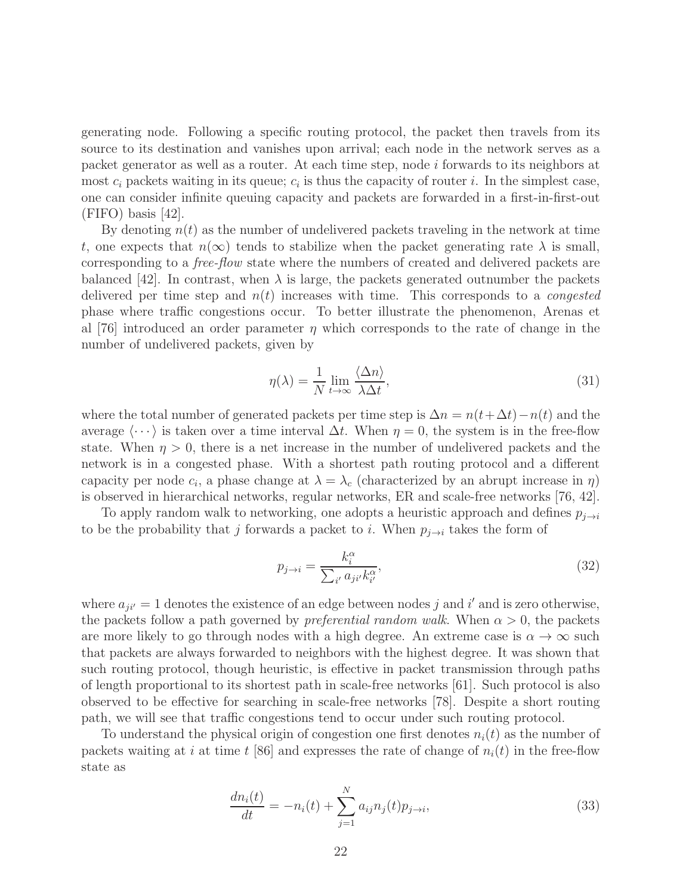generating node. Following a specific routing protocol, the packet then travels from its source to its destination and vanishes upon arrival; each node in the network serves as a packet generator as well as a router. At each time step, node $i$ forwards to its neighbors at most $c_i$ packets waiting in its queue; $c_i$ is thus the capacity of router $i$. In the simplest case, one can consider infinite queuing capacity and packets are forwarded in a first-in-first-out (FIFO) basis [42].

By denoting $n(t)$ as the number of undelivered packets traveling in the network at time $t$, one expects that $n(\infty)$ tends to stabilize when the packet generating rate $\lambda$ is small, corresponding to a *free-flow* state where the numbers of created and delivered packets are balanced [42]. In contrast, when $\lambda$ is large, the packets generated outnumber the packets delivered per time step and $n(t)$ increases with time. This corresponds to a *congested* phase where traffic congestions occur. To better illustrate the phenomenon, Arenas et al [76] introduced an order parameter $\eta$ which corresponds to the rate of change in the number of undelivered packets, given by

$$\eta(\lambda) = \frac{1}{N} \lim_{t\to\infty} \frac{\langle \Delta n \rangle}{\lambda \Delta t}, \tag{31}$$

where the total number of generated packets per time step is $\Delta n = n(t+\Delta t) - n(t)$ and the average $\langle \cdots \rangle$ is taken over a time interval $\Delta t$. When $\eta = 0$, the system is in the free-flow state. When $\eta > 0$, there is a net increase in the number of undelivered packets and the network is in a congested phase. With a shortest path routing protocol and a different capacity per node $c_i$, a phase change at $\lambda = \lambda_c$ (characterized by an abrupt increase in $\eta$) is observed in hierarchical networks, regular networks, ER and scale-free networks [76, 42].

To apply random walk to networking, one adopts a heuristic approach and defines $p_{j\to i}$ to be the probability that $j$ forwards a packet to $i$. When $p_{j\to i}$ takes the form of

$$p_{j\to i} = \frac{k_i^{\alpha}}{\sum_{i'} a_{ji'} k_{i'}^{\alpha}}, \tag{32}$$

where $a_{ji'} = 1$ denotes the existence of an edge between nodes $j$ and $i'$ and is zero otherwise, the packets follow a path governed by *preferential random walk*. When $\alpha > 0$, the packets are more likely to go through nodes with a high degree. An extreme case is $\alpha \to \infty$ such that packets are always forwarded to neighbors with the highest degree. It was shown that such routing protocol, though heuristic, is effective in packet transmission through paths of length proportional to its shortest path in scale-free networks [61]. Such protocol is also observed to be effective for searching in scale-free networks [78]. Despite a short routing path, we will see that traffic congestions tend to occur under such routing protocol.

To understand the physical origin of congestion one first denotes $n_i(t)$ as the number of packets waiting at $i$ at time $t$ [86] and expresses the rate of change of $n_i(t)$ in the free-flow state as

$$\frac{dn_i(t)}{dt} = -n_i(t) + \sum_{j=1}^{N} a_{ij} n_j(t) p_{j\to i}, \tag{33}$$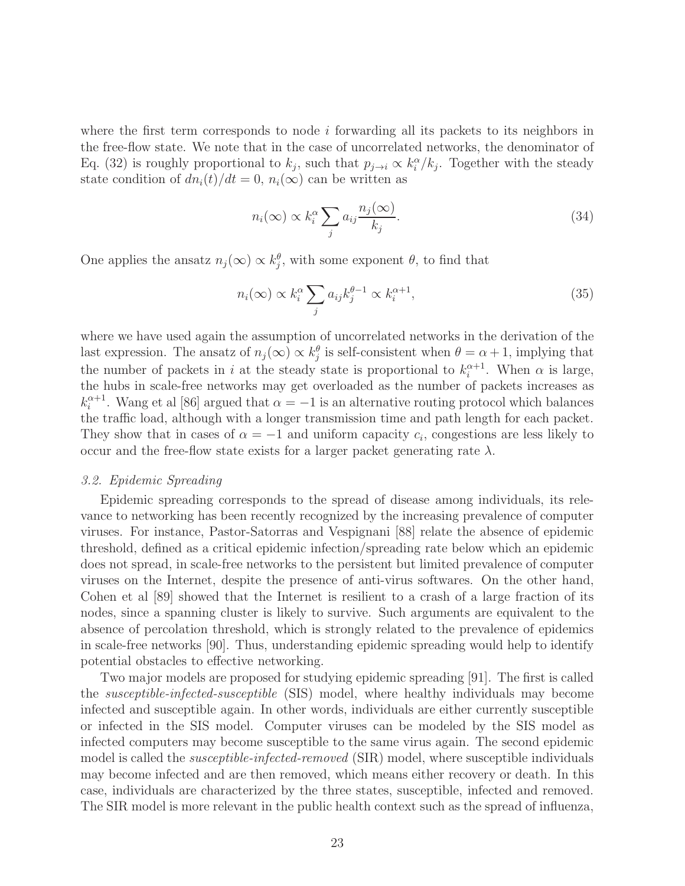where the first term corresponds to node $i$ forwarding all its packets to its neighbors in the free-flow state. We note that in the case of uncorrelated networks, the denominator of Eq. (32) is roughly proportional to $k_j$, such that $p_{j\to i} \propto k_i^\alpha / k_j$. Together with the steady state condition of $dn_i(t)/dt = 0$, $n_i(\infty)$ can be written as

$$n_i(\infty) \propto k_i^\alpha \sum_j a_{ij} \frac{n_j(\infty)}{k_j}. \tag{34}$$

One applies the ansatz $n_j(\infty) \propto k_j^\theta$, with some exponent $\theta$, to find that

$$n_i(\infty) \propto k_i^\alpha \sum_j a_{ij} k_j^{\theta - 1} \propto k_i^{\alpha+1}, \tag{35}$$

where we have used again the assumption of uncorrelated networks in the derivation of the last expression. The ansatz of $n_j(\infty) \propto k_j^\theta$ is self-consistent when $\theta = \alpha + 1$, implying that the number of packets in $i$ at the steady state is proportional to $k_i^{\alpha+1}$. When $\alpha$ is large, the hubs in scale-free networks may get overloaded as the number of packets increases as $k_i^{\alpha+1}$. Wang et al [86] argued that $\alpha = -1$ is an alternative routing protocol which balances the traffic load, although with a longer transmission time and path length for each packet. They show that in cases of $\alpha = -1$ and uniform capacity $c_i$, congestions are less likely to occur and the free-flow state exists for a larger packet generating rate $\lambda$.

### *3.2. Epidemic Spreading*

Epidemic spreading corresponds to the spread of disease among individuals, its relevance to networking has been recently recognized by the increasing prevalence of computer viruses. For instance, Pastor-Satorras and Vespignani [88] relate the absence of epidemic threshold, defined as a critical epidemic infection/spreading rate below which an epidemic does not spread, in scale-free networks to the persistent but limited prevalence of computer viruses on the Internet, despite the presence of anti-virus softwares. On the other hand, Cohen et al [89] showed that the Internet is resilient to a crash of a large fraction of its nodes, since a spanning cluster is likely to survive. Such arguments are equivalent to the absence of percolation threshold, which is strongly related to the prevalence of epidemics in scale-free networks [90]. Thus, understanding epidemic spreading would help to identify potential obstacles to effective networking.

Two major models are proposed for studying epidemic spreading [91]. The first is called the *susceptible-infected-susceptible* (SIS) model, where healthy individuals may become infected and susceptible again. In other words, individuals are either currently susceptible or infected in the SIS model. Computer viruses can be modeled by the SIS model as infected computers may become susceptible to the same virus again. The second epidemic model is called the *susceptible-infected-removed* (SIR) model, where susceptible individuals may become infected and are then removed, which means either recovery or death. In this case, individuals are characterized by the three states, susceptible, infected and removed. The SIR model is more relevant in the public health context such as the spread of influenza,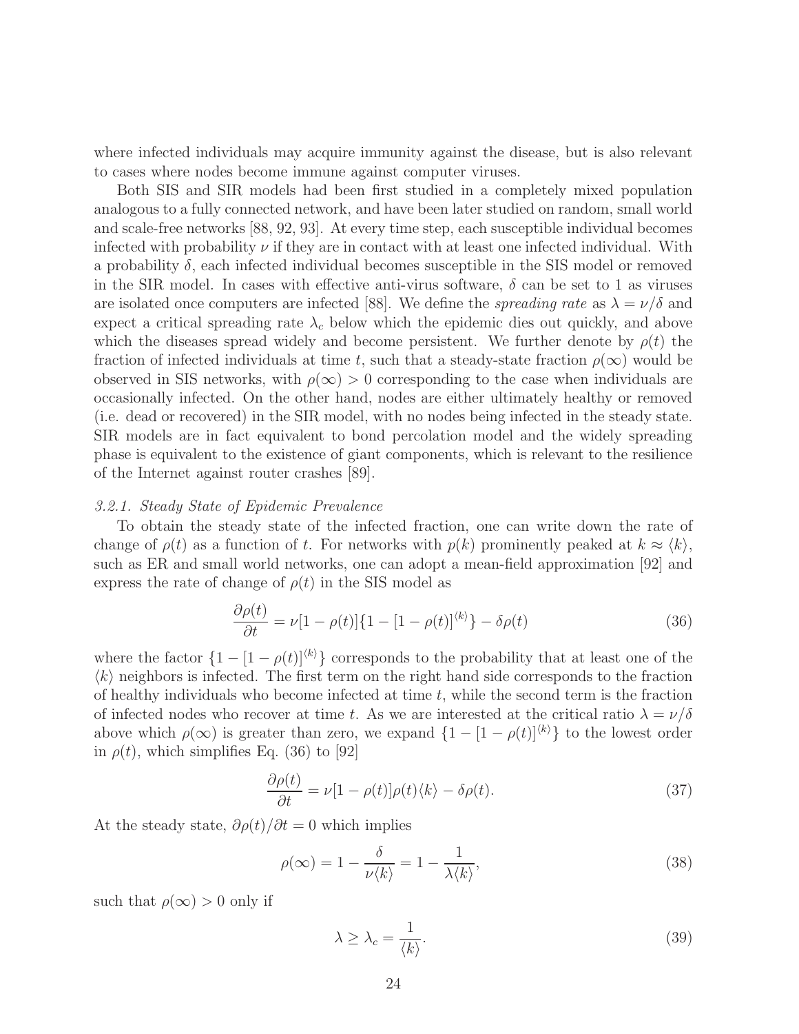where infected individuals may acquire immunity against the disease, but is also relevant to cases where nodes become immune against computer viruses.

Both SIS and SIR models had been first studied in a completely mixed population analogous to a fully connected network, and have been later studied on random, small world and scale-free networks [88, 92, 93]. At every time step, each susceptible individual becomes infected with probability $\nu$ if they are in contact with at least one infected individual. With a probability $\delta$, each infected individual becomes susceptible in the SIS model or removed in the SIR model. In cases with effective anti-virus software, $\delta$ can be set to 1 as viruses are isolated once computers are infected [88]. We define the *spreading rate* as $\lambda = \nu/\delta$ and expect a critical spreading rate $\lambda_c$ below which the epidemic dies out quickly, and above which the diseases spread widely and become persistent. We further denote by $\rho(t)$ the fraction of infected individuals at time $t$, such that a steady-state fraction $\rho(\infty)$ would be observed in SIS networks, with $\rho(\infty) > 0$ corresponding to the case when individuals are occasionally infected. On the other hand, nodes are either ultimately healthy or removed (i.e. dead or recovered) in the SIR model, with no nodes being infected in the steady state. SIR models are in fact equivalent to bond percolation model and the widely spreading phase is equivalent to the existence of giant components, which is relevant to the resilience of the Internet against router crashes [89].

### *3.2.1. Steady State of Epidemic Prevalence*

To obtain the steady state of the infected fraction, one can write down the rate of change of $\rho(t)$ as a function of $t$. For networks with $p(k)$ prominently peaked at $k \approx \langle k \rangle$, such as ER and small world networks, one can adopt a mean-field approximation [92] and express the rate of change of $\rho(t)$ in the SIS model as

$$\frac{\partial \rho(t)}{\partial t} = \nu[1-\rho(t)]\{1-[1-\rho(t)]^{\langle k \rangle}\} - \delta\rho(t) \tag{36}$$

where the factor $\{1-[1-\rho(t)]^{\langle k \rangle}\}$ corresponds to the probability that at least one of the $\langle k \rangle$ neighbors is infected. The first term on the right hand side corresponds to the fraction of healthy individuals who become infected at time $t$, while the second term is the fraction of infected nodes who recover at time $t$. As we are interested at the critical ratio $\lambda = \nu/\delta$ above which $\rho(\infty)$ is greater than zero, we expand $\{1-[1-\rho(t)]^{\langle k \rangle}\}$ to the lowest order in $\rho(t)$, which simplifies Eq. (36) to [92]

$$\frac{\partial \rho(t)}{\partial t} = \nu[1-\rho(t)]\rho(t)\langle k \rangle - \delta\rho(t). \tag{37}$$

At the steady state, $\partial\rho(t)/\partial t = 0$ which implies

$$\rho(\infty) = 1 - \frac{\delta}{\nu\langle k \rangle} = 1 - \frac{1}{\lambda\langle k \rangle}, \tag{38}$$

such that $\rho(\infty) > 0$ only if

$$\lambda \geq \lambda_c = \frac{1}{\langle k \rangle}. \tag{39}$$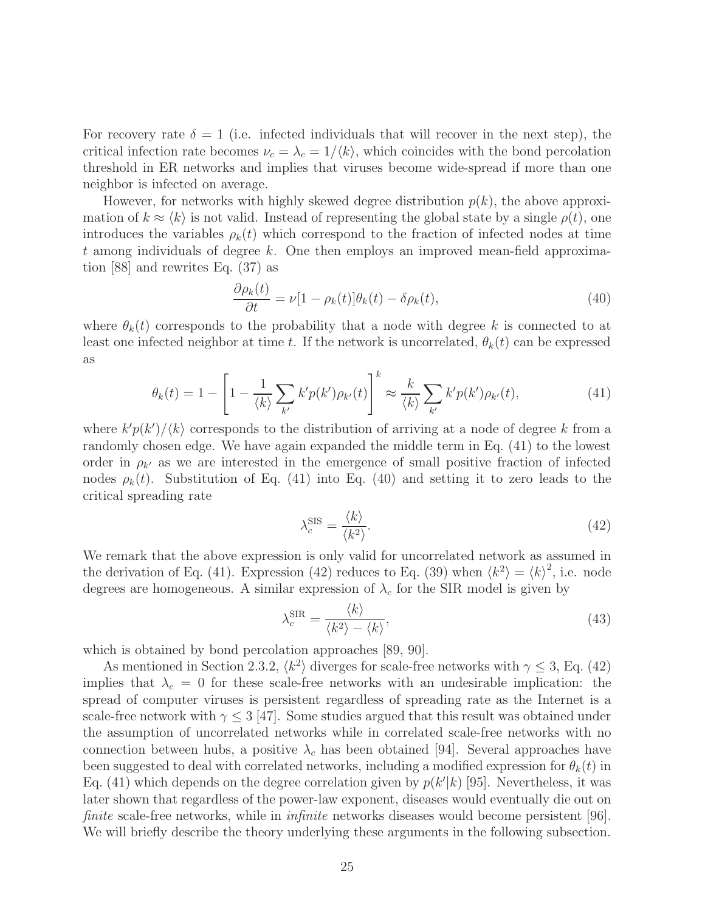For recovery rate $\delta = 1$ (i.e. infected individuals that will recover in the next step), the critical infection rate becomes $\nu_c = \lambda_c = 1/\langle k \rangle$, which coincides with the bond percolation threshold in ER networks and implies that viruses become wide-spread if more than one neighbor is infected on average.

However, for networks with highly skewed degree distribution $p(k)$, the above approximation of $k \approx \langle k \rangle$ is not valid. Instead of representing the global state by a single $\rho(t)$, one introduces the variables $\rho_k(t)$ which correspond to the fraction of infected nodes at time $t$ among individuals of degree $k$. One then employs an improved mean-field approximation [88] and rewrites Eq. (37) as

$$\frac{\partial \rho_k(t)}{\partial t} = \nu[1 - \rho_k(t)]\theta_k(t) - \delta \rho_k(t), \tag{40}$$

where $\theta_k(t)$ corresponds to the probability that a node with degree $k$ is connected to at least one infected neighbor at time $t$. If the network is uncorrelated, $\theta_k(t)$ can be expressed as

$$\theta_k(t) = 1 - \left[1 - \frac{1}{\langle k \rangle}\sum_{k'} k' p(k') \rho_{k'}(t)\right]^k \approx \frac{k}{\langle k \rangle}\sum_{k'} k' p(k') \rho_{k'}(t), \tag{41}$$

where $k'p(k')/\langle k \rangle$ corresponds to the distribution of arriving at a node of degree $k$ from a randomly chosen edge. We have again expanded the middle term in Eq. (41) to the lowest order in $\rho_{k'}$ as we are interested in the emergence of small positive fraction of infected nodes $\rho_k(t)$. Substitution of Eq. (41) into Eq. (40) and setting it to zero leads to the critical spreading rate

$$\lambda_c^{\text{SIS}} = \frac{\langle k \rangle}{\langle k^2 \rangle}. \tag{42}$$

We remark that the above expression is only valid for uncorrelated network as assumed in the derivation of Eq. (41). Expression (42) reduces to Eq. (39) when $\langle k^2 \rangle = \langle k \rangle^2$, i.e. node degrees are homogeneous. A similar expression of $\lambda_c$ for the SIR model is given by

$$\lambda_c^{\text{SIR}} = \frac{\langle k \rangle}{\langle k^2 \rangle - \langle k \rangle}, \tag{43}$$

which is obtained by bond percolation approaches [89, 90].

As mentioned in Section 2.3.2, $\langle k^2 \rangle$ diverges for scale-free networks with $\gamma \leq 3$, Eq. (42) implies that $\lambda_c = 0$ for these scale-free networks with an undesirable implication: the spread of computer viruses is persistent regardless of spreading rate as the Internet is a scale-free network with $\gamma \leq 3$ [47]. Some studies argued that this result was obtained under the assumption of uncorrelated networks while in correlated scale-free networks with no connection between hubs, a positive $\lambda_c$ has been obtained [94]. Several approaches have been suggested to deal with correlated networks, including a modified expression for $\theta_k(t)$ in Eq. (41) which depends on the degree correlation given by $p(k'|k)$ [95]. Nevertheless, it was later shown that regardless of the power-law exponent, diseases would eventually die out on *finite* scale-free networks, while in *infinite* networks diseases would become persistent [96]. We will briefly describe the theory underlying these arguments in the following subsection.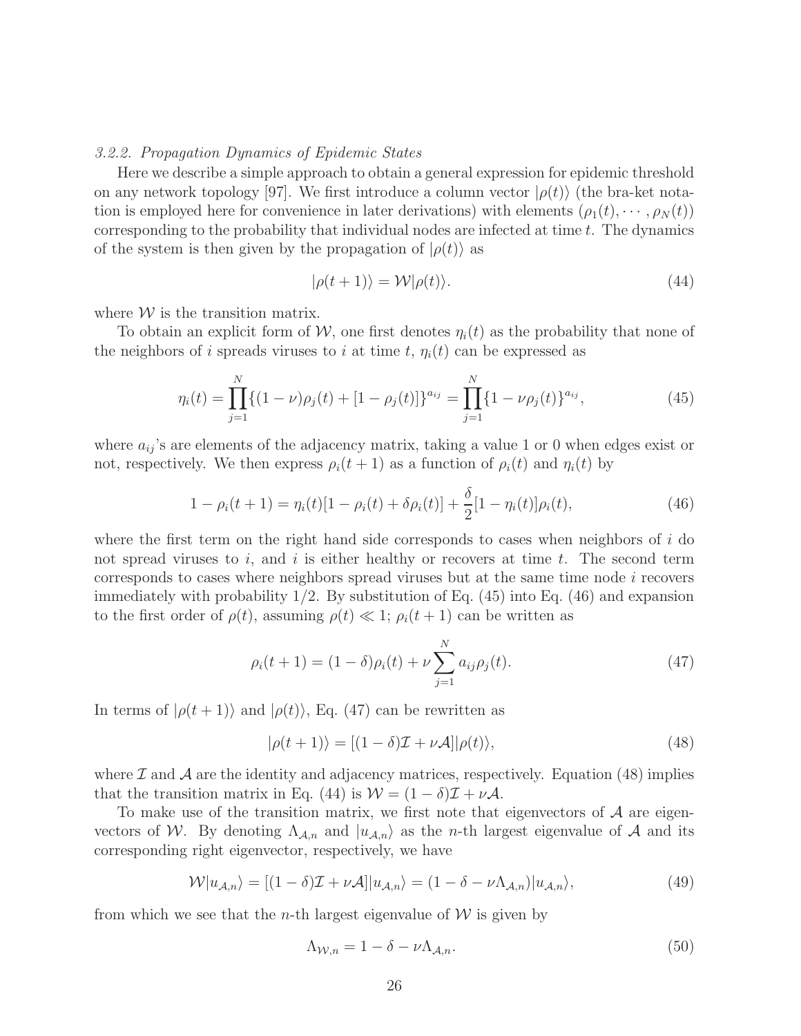### *3.2.2. Propagation Dynamics of Epidemic States*

Here we describe a simple approach to obtain a general expression for epidemic threshold on any network topology [97]. We first introduce a column vector $|\rho(t)\rangle$ (the bra-ket notation is employed here for convenience in later derivations) with elements $(\rho_1(t), \cdots, \rho_N(t))$ corresponding to the probability that individual nodes are infected at time $t$. The dynamics of the system is then given by the propagation of $|\rho(t)\rangle$ as

$$|\rho(t+1)\rangle = \mathcal{W}|\rho(t)\rangle. \tag{44}$$

where $\mathcal{W}$ is the transition matrix.

To obtain an explicit form of $\mathcal{W}$, one first denotes $\eta_i(t)$ as the probability that none of the neighbors of $i$ spreads viruses to $i$ at time $t$, $\eta_i(t)$ can be expressed as

$$\eta_i(t) = \prod_{j=1}^{N} \{(1-\nu)\rho_j(t) + [1-\rho_j(t)]\}^{a_{ij}} = \prod_{j=1}^{N} \{1-\nu\rho_j(t)\}^{a_{ij}}, \tag{45}$$

where $a_{ij}$'s are elements of the adjacency matrix, taking a value 1 or 0 when edges exist or not, respectively. We then express $\rho_i(t+1)$ as a function of $\rho_i(t)$ and $\eta_i(t)$ by

$$1-\rho_i(t+1) = \eta_i(t)[1-\rho_i(t)+\delta\rho_i(t)] + \frac{\delta}{2}[1-\eta_i(t)]\rho_i(t), \tag{46}$$

where the first term on the right hand side corresponds to cases when neighbors of $i$ do not spread viruses to $i$, and $i$ is either healthy or recovers at time $t$. The second term corresponds to cases where neighbors spread viruses but at the same time node $i$ recovers immediately with probability 1/2. By substitution of Eq. (45) into Eq. (46) and expansion to the first order of $\rho(t)$, assuming $\rho(t) \ll 1$; $\rho_i(t+1)$ can be written as

$$\rho_i(t+1) = (1-\delta)\rho_i(t) + \nu \sum_{j=1}^{N} a_{ij}\rho_j(t). \tag{47}$$

In terms of $|\rho(t+1)\rangle$ and $|\rho(t)\rangle$, Eq. (47) can be rewritten as

$$|\rho(t+1)\rangle = [(1-\delta)\mathcal{I} + \nu\mathcal{A}]|\rho(t)\rangle, \tag{48}$$

where $\mathcal{I}$ and $\mathcal{A}$ are the identity and adjacency matrices, respectively. Equation (48) implies that the transition matrix in Eq. (44) is $\mathcal{W} = (1-\delta)\mathcal{I} + \nu\mathcal{A}$.

To make use of the transition matrix, we first note that eigenvectors of $\mathcal{A}$ are eigenvectors of $\mathcal{W}$. By denoting $\Lambda_{\mathcal{A},n}$ and $|u_{\mathcal{A},n}\rangle$ as the $n$-th largest eigenvalue of $\mathcal{A}$ and its corresponding right eigenvector, respectively, we have

$$\mathcal{W}|u_{\mathcal{A},n}\rangle = [(1-\delta)\mathcal{I} + \nu\mathcal{A}]|u_{\mathcal{A},n}\rangle = (1-\delta-\nu\Lambda_{\mathcal{A},n})|u_{\mathcal{A},n}\rangle, \tag{49}$$

from which we see that the $n$-th largest eigenvalue of $\mathcal{W}$ is given by

$$\Lambda_{\mathcal{W},n} = 1-\delta-\nu\Lambda_{\mathcal{A},n}. \tag{50}$$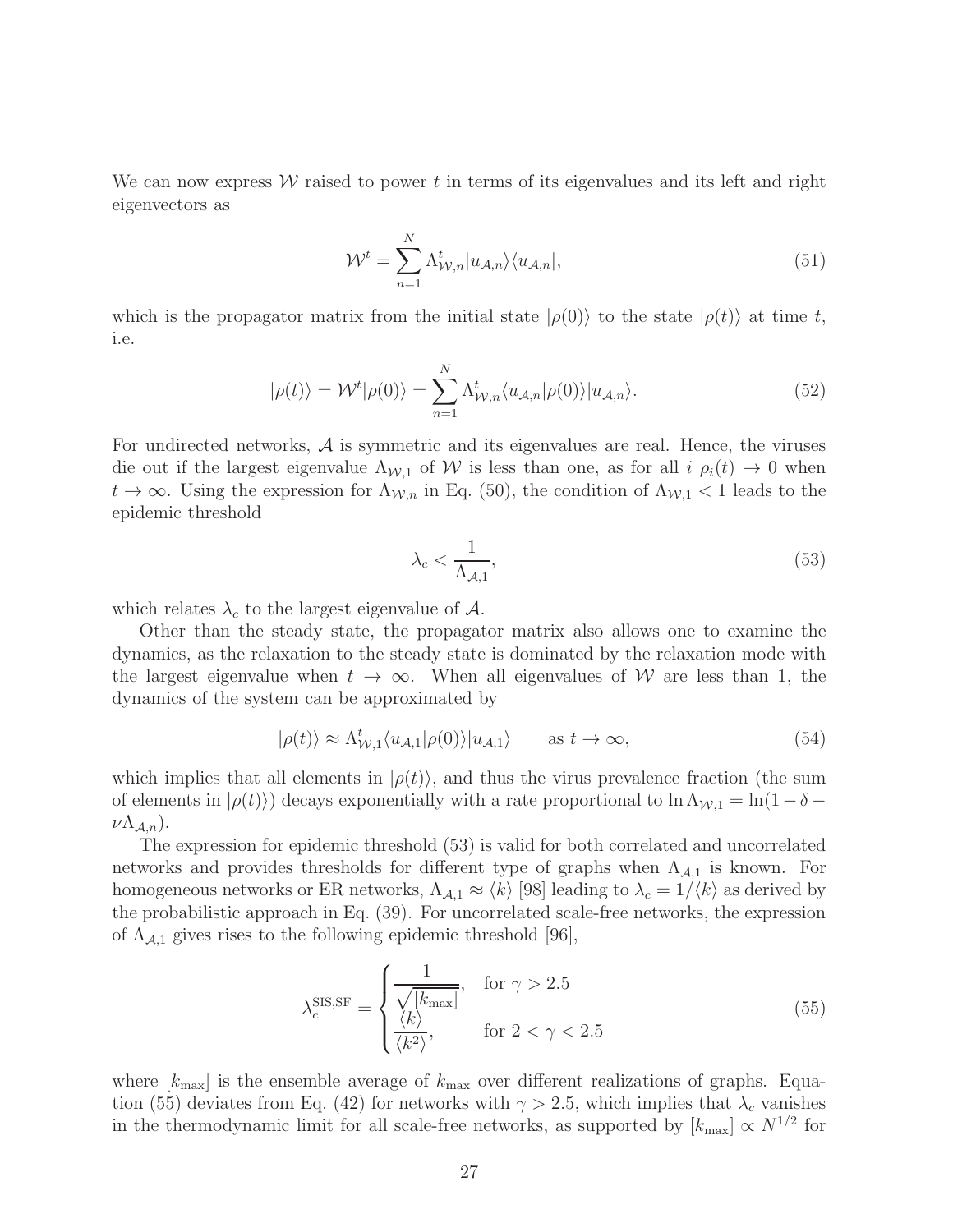We can now express $\mathcal{W}$ raised to power $t$ in terms of its eigenvalues and its left and right eigenvectors as

$$\mathcal{W}^t = \sum_{n=1}^{N} \Lambda_{\mathcal{W},n}^t |u_{\mathcal{A},n}\rangle\langle u_{\mathcal{A},n}|, \tag{51}$$

which is the propagator matrix from the initial state $|\rho(0)\rangle$ to the state $|\rho(t)\rangle$ at time $t$, i.e.

$$|\rho(t)\rangle = \mathcal{W}^t|\rho(0)\rangle = \sum_{n=1}^{N} \Lambda_{\mathcal{W},n}^t \langle u_{\mathcal{A},n}|\rho(0)\rangle |u_{\mathcal{A},n}\rangle. \tag{52}$$

For undirected networks, $\mathcal{A}$ is symmetric and its eigenvalues are real. Hence, the viruses die out if the largest eigenvalue $\Lambda_{\mathcal{W},1}$ of $\mathcal{W}$ is less than one, as for all $i$ $\rho_i(t) \to 0$ when $t \to \infty$. Using the expression for $\Lambda_{\mathcal{W},n}$ in Eq. (50), the condition of $\Lambda_{\mathcal{W},1} < 1$ leads to the epidemic threshold

$$\lambda_c < \frac{1}{\Lambda_{\mathcal{A},1}}, \tag{53}$$

which relates $\lambda_c$ to the largest eigenvalue of $\mathcal{A}$.

Other than the steady state, the propagator matrix also allows one to examine the dynamics, as the relaxation to the steady state is dominated by the relaxation mode with the largest eigenvalue when $t \to \infty$. When all eigenvalues of $\mathcal{W}$ are less than 1, the dynamics of the system can be approximated by

$$|\rho(t)\rangle \approx \Lambda_{\mathcal{W},1}^t \langle u_{\mathcal{A},1}|\rho(0)\rangle |u_{\mathcal{A},1}\rangle \qquad \text{as } t \to \infty, \tag{54}$$

which implies that all elements in $|\rho(t)\rangle$, and thus the virus prevalence fraction (the sum of elements in $|\rho(t)\rangle$) decays exponentially with a rate proportional to $\ln \Lambda_{\mathcal{W},1} = \ln(1 - \delta - \nu\Lambda_{\mathcal{A},n})$.

The expression for epidemic threshold (53) is valid for both correlated and uncorrelated networks and provides thresholds for different type of graphs when $\Lambda_{\mathcal{A},1}$ is known. For homogeneous networks or ER networks, $\Lambda_{\mathcal{A},1} \approx \langle k \rangle$ [98] leading to $\lambda_c = 1/\langle k \rangle$ as derived by the probabilistic approach in Eq. (39). For uncorrelated scale-free networks, the expression of $\Lambda_{\mathcal{A},1}$ gives rises to the following epidemic threshold [96],

$$\lambda_c^{\text{SIS,SF}} = \begin{cases} \dfrac{1}{\sqrt{[k_{\max}]}}, & \text{for } \gamma > 2.5 \\ \dfrac{\langle k \rangle}{\langle k^2 \rangle}, & \text{for } 2 < \gamma < 2.5 \end{cases} \tag{55}$$

where $[k_{\max}]$ is the ensemble average of $k_{\max}$ over different realizations of graphs. Equation (55) deviates from Eq. (42) for networks with $\gamma > 2.5$, which implies that $\lambda_c$ vanishes in the thermodynamic limit for all scale-free networks, as supported by $[k_{\max}] \propto N^{1/2}$ for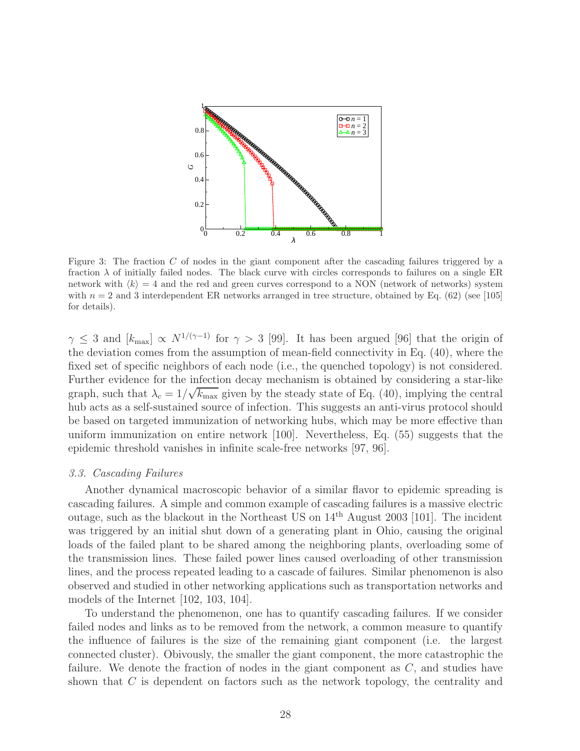Figure 3: The fraction $C$ of nodes in the giant component after the cascading failures triggered by a fraction $\lambda$ of initially failed nodes. The black curve with circles corresponds to failures on a single ER network with $\langle k \rangle = 4$ and the red and green curves correspond to a NON (network of networks) system with $n = 2$ and 3 interdependent ER networks arranged in tree structure, obtained by Eq. (62) (see [105] for details).

$\gamma \leq 3$ and $[k_{\max}] \propto N^{1/(\gamma-1)}$ for $\gamma > 3$ [99]. It has been argued [96] that the origin of the deviation comes from the assumption of mean-field connectivity in Eq. (40), where the fixed set of specific neighbors of each node (i.e., the quenched topology) is not considered. Further evidence for the infection decay mechanism is obtained by considering a star-like graph, such that $\lambda_c = 1/\sqrt{k_{\max}}$ given by the steady state of Eq. (40), implying the central hub acts as a self-sustained source of infection. This suggests an anti-virus protocol should be based on targeted immunization of networking hubs, which may be more effective than uniform immunization on entire network [100]. Nevertheless, Eq. (55) suggests that the epidemic threshold vanishes in infinite scale-free networks [97, 96].

### *3.3. Cascading Failures*

Another dynamical macroscopic behavior of a similar flavor to epidemic spreading is cascading failures. A simple and common example of cascading failures is a massive electric outage, such as the blackout in the Northeast US on 14th August 2003 [101]. The incident was triggered by an initial shut down of a generating plant in Ohio, causing the original loads of the failed plant to be shared among the neighboring plants, overloading some of the transmission lines. These failed power lines caused overloading of other transmission lines, and the process repeated leading to a cascade of failures. Similar phenomenon is also observed and studied in other networking applications such as transportation networks and models of the Internet [102, 103, 104].

To understand the phenomenon, one has to quantify cascading failures. If we consider failed nodes and links as to be removed from the network, a common measure to quantify the influence of failures is the size of the remaining giant component (i.e. the largest connected cluster). Obivously, the smaller the giant component, the more catastrophic the failure. We denote the fraction of nodes in the giant component as $C$, and studies have shown that $C$ is dependent on factors such as the network topology, the centrality and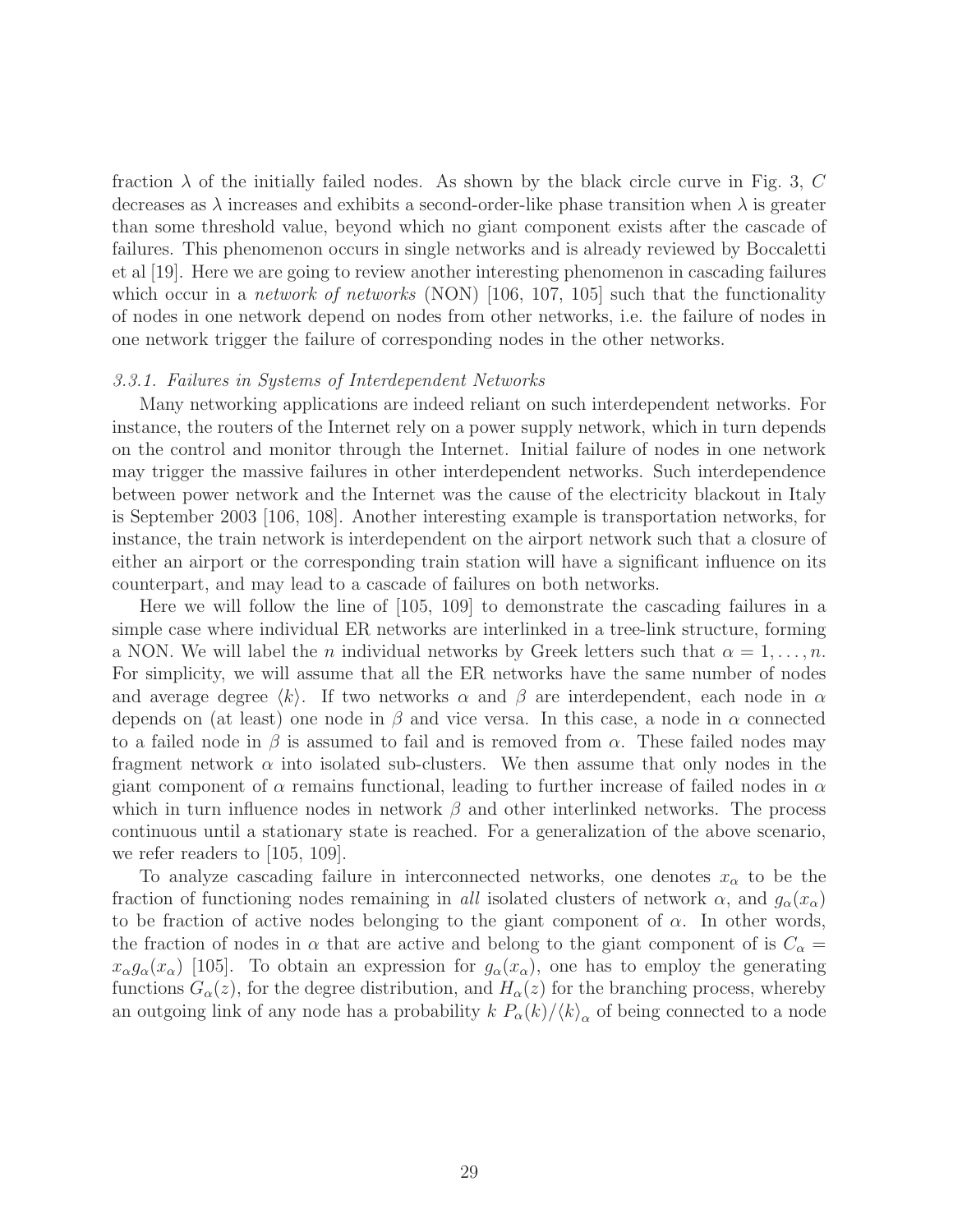fraction $\lambda$ of the initially failed nodes. As shown by the black circle curve in Fig. 3, $C$ decreases as $\lambda$ increases and exhibits a second-order-like phase transition when $\lambda$ is greater than some threshold value, beyond which no giant component exists after the cascade of failures. This phenomenon occurs in single networks and is already reviewed by Boccaletti et al [19]. Here we are going to review another interesting phenomenon in cascading failures which occur in a *network of networks* (NON) [106, 107, 105] such that the functionality of nodes in one network depend on nodes from other networks, i.e. the failure of nodes in one network trigger the failure of corresponding nodes in the other networks.

### *3.3.1. Failures in Systems of Interdependent Networks*

Many networking applications are indeed reliant on such interdependent networks. For instance, the routers of the Internet rely on a power supply network, which in turn depends on the control and monitor through the Internet. Initial failure of nodes in one network may trigger the massive failures in other interdependent networks. Such interdependence between power network and the Internet was the cause of the electricity blackout in Italy is September 2003 [106, 108]. Another interesting example is transportation networks, for instance, the train network is interdependent on the airport network such that a closure of either an airport or the corresponding train station will have a significant influence on its counterpart, and may lead to a cascade of failures on both networks.

Here we will follow the line of [105, 109] to demonstrate the cascading failures in a simple case where individual ER networks are interlinked in a tree-link structure, forming a NON. We will label the $n$ individual networks by Greek letters such that $\alpha = 1, \ldots, n$. For simplicity, we will assume that all the ER networks have the same number of nodes and average degree $\langle k \rangle$. If two networks $\alpha$ and $\beta$ are interdependent, each node in $\alpha$ depends on (at least) one node in $\beta$ and vice versa. In this case, a node in $\alpha$ connected to a failed node in $\beta$ is assumed to fail and is removed from $\alpha$. These failed nodes may fragment network $\alpha$ into isolated sub-clusters. We then assume that only nodes in the giant component of $\alpha$ remains functional, leading to further increase of failed nodes in $\alpha$ which in turn influence nodes in network $\beta$ and other interlinked networks. The process continuous until a stationary state is reached. For a generalization of the above scenario, we refer readers to [105, 109].

To analyze cascading failure in interconnected networks, one denotes $x_\alpha$ to be the fraction of functioning nodes remaining in *all* isolated clusters of network $\alpha$, and $g_\alpha(x_\alpha)$ to be fraction of active nodes belonging to the giant component of $\alpha$. In other words, the fraction of nodes in $\alpha$ that are active and belong to the giant component of is $C_\alpha = x_\alpha g_\alpha(x_\alpha)$ [105]. To obtain an expression for $g_\alpha(x_\alpha)$, one has to employ the generating functions $G_\alpha(z)$, for the degree distribution, and $H_\alpha(z)$ for the branching process, whereby an outgoing link of any node has a probability $k \; P_\alpha(k)/\langle k \rangle_\alpha$ of being connected to a node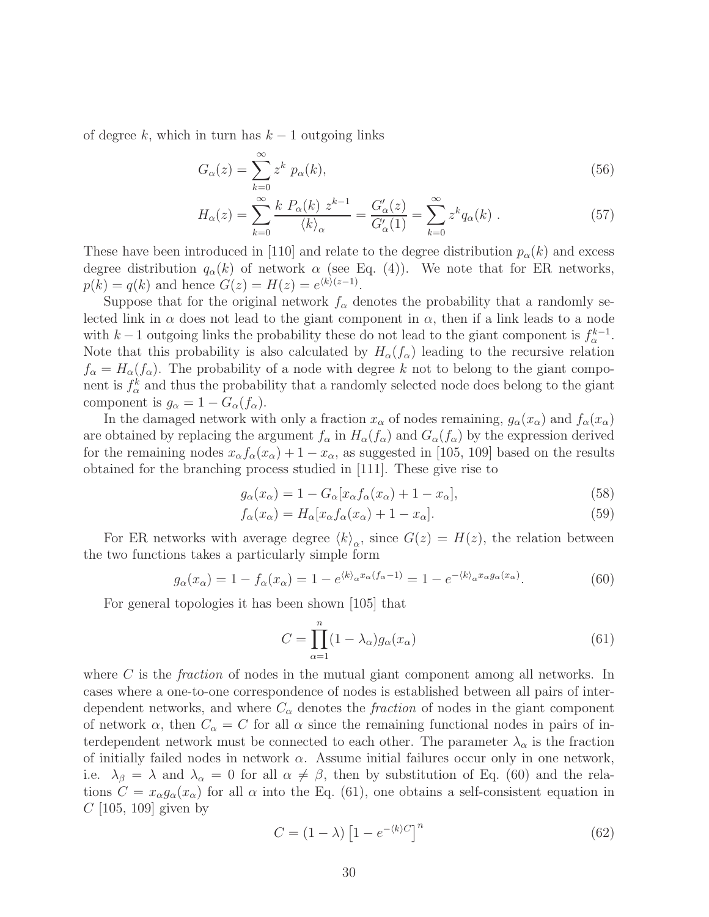of degree $k$, which in turn has $k-1$ outgoing links

$$G_\alpha(z) = \sum_{k=0}^{\infty} z^k \; p_\alpha(k), \tag{56}$$

$$H_\alpha(z) = \sum_{k=0}^{\infty} \frac{k \; P_\alpha(k) \; z^{k-1}}{\langle k \rangle_\alpha} = \frac{G'_\alpha(z)}{G'_\alpha(1)} = \sum_{k=0}^{\infty} z^k q_\alpha(k) \; . \tag{57}$$

These have been introduced in [110] and relate to the degree distribution $p_\alpha(k)$ and excess degree distribution $q_\alpha(k)$ of network $\alpha$ (see Eq. (4)). We note that for ER networks, $p(k) = q(k)$ and hence $G(z) = H(z) = e^{\langle k \rangle (z-1)}$.

Suppose that for the original network $f_\alpha$ denotes the probability that a randomly selected link in $\alpha$ does not lead to the giant component in $\alpha$, then if a link leads to a node with $k-1$ outgoing links the probability these do not lead to the giant component is $f_\alpha^{k-1}$. Note that this probability is also calculated by $H_\alpha(f_\alpha)$ leading to the recursive relation $f_\alpha = H_\alpha(f_\alpha)$. The probability of a node with degree $k$ not to belong to the giant component is $f_\alpha^k$ and thus the probability that a randomly selected node does belong to the giant component is $g_\alpha = 1 - G_\alpha(f_\alpha)$.

In the damaged network with only a fraction $x_\alpha$ of nodes remaining, $g_\alpha(x_\alpha)$ and $f_\alpha(x_\alpha)$ are obtained by replacing the argument $f_\alpha$ in $H_\alpha(f_\alpha)$ and $G_\alpha(f_\alpha)$ by the expression derived for the remaining nodes $x_\alpha f_\alpha(x_\alpha) + 1 - x_\alpha$, as suggested in [105, 109] based on the results obtained for the branching process studied in [111]. These give rise to

$$g_\alpha(x_\alpha) = 1 - G_\alpha[x_\alpha f_\alpha(x_\alpha) + 1 - x_\alpha], \tag{58}$$

$$f_\alpha(x_\alpha) = H_\alpha[x_\alpha f_\alpha(x_\alpha) + 1 - x_\alpha]. \tag{59}$$

For ER networks with average degree $\langle k \rangle_\alpha$, since $G(z) = H(z)$, the relation between the two functions takes a particularly simple form

$$g_\alpha(x_\alpha) = 1 - f_\alpha(x_\alpha) = 1 - e^{\langle k \rangle_\alpha x_\alpha (f_\alpha - 1)} = 1 - e^{-\langle k \rangle_\alpha x_\alpha g_\alpha(x_\alpha)}. \tag{60}$$

For general topologies it has been shown [105] that

$$C = \prod_{\alpha=1}^{n} (1 - \lambda_\alpha) g_\alpha(x_\alpha) \tag{61}$$

where $C$ is the *fraction* of nodes in the mutual giant component among all networks. In cases where a one-to-one correspondence of nodes is established between all pairs of interdependent networks, and where $C_\alpha$ denotes the *fraction* of nodes in the giant component of network $\alpha$, then $C_\alpha = C$ for all $\alpha$ since the remaining functional nodes in pairs of interdependent network must be connected to each other. The parameter $\lambda_\alpha$ is the fraction of initially failed nodes in network $\alpha$. Assume initial failures occur only in one network, i.e. $\lambda_\beta = \lambda$ and $\lambda_\alpha = 0$ for all $\alpha \neq \beta$, then by substitution of Eq. (60) and the relations $C = x_\alpha g_\alpha(x_\alpha)$ for all $\alpha$ into the Eq. (61), one obtains a self-consistent equation in $C$ [105, 109] given by

$$C = (1 - \lambda) \left[ 1 - e^{-\langle k \rangle C} \right]^n \tag{62}$$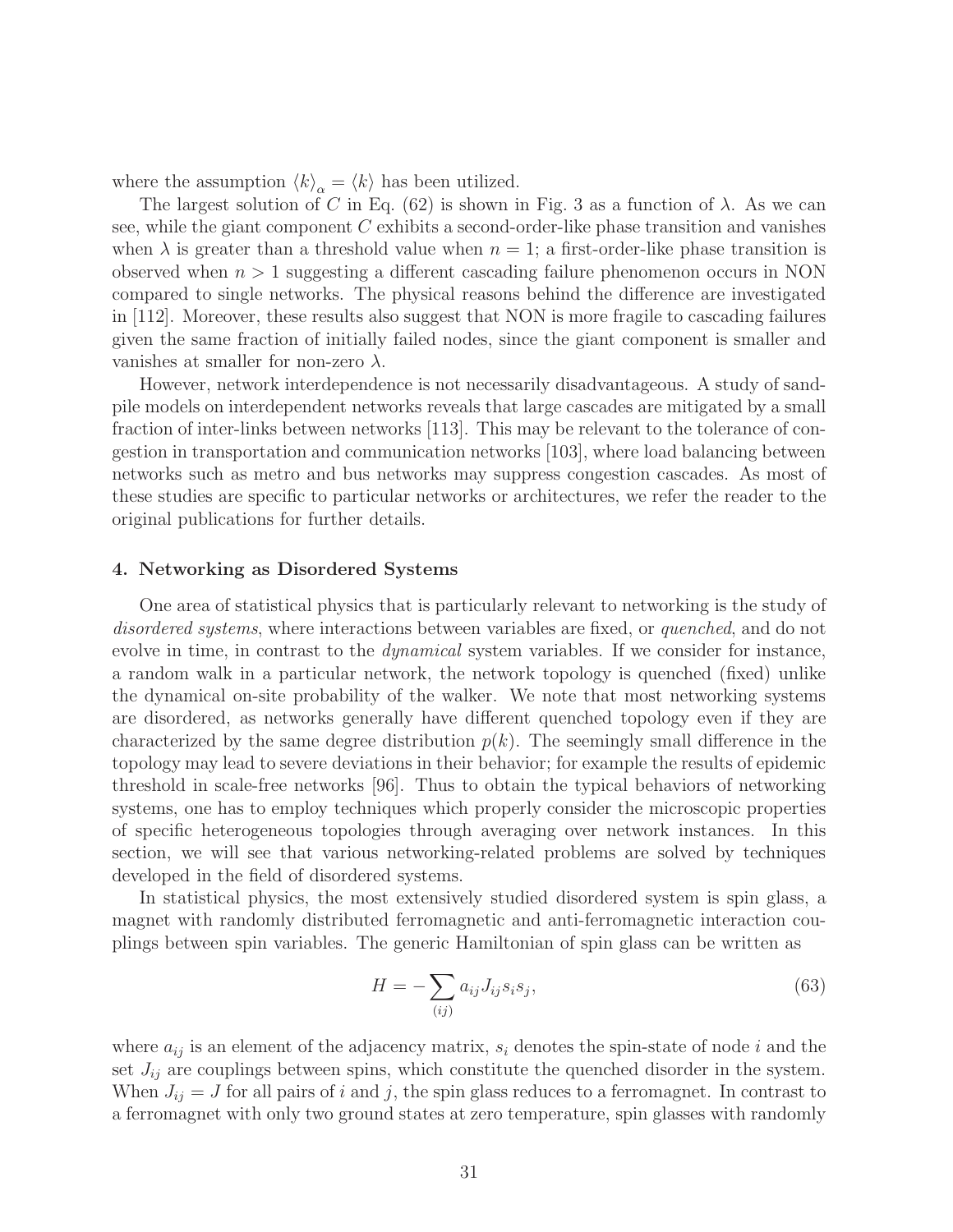where the assumption $\langle k \rangle_\alpha = \langle k \rangle$ has been utilized.

The largest solution of $C$ in Eq. (62) is shown in Fig. 3 as a function of $\lambda$. As we can see, while the giant component $C$ exhibits a second-order-like phase transition and vanishes when $\lambda$ is greater than a threshold value when $n = 1$; a first-order-like phase transition is observed when $n > 1$ suggesting a different cascading failure phenomenon occurs in NON compared to single networks. The physical reasons behind the difference are investigated in [112]. Moreover, these results also suggest that NON is more fragile to cascading failures given the same fraction of initially failed nodes, since the giant component is smaller and vanishes at smaller for non-zero $\lambda$.

However, network interdependence is not necessarily disadvantageous. A study of sandpile models on interdependent networks reveals that large cascades are mitigated by a small fraction of inter-links between networks [113]. This may be relevant to the tolerance of congestion in transportation and communication networks [103], where load balancing between networks such as metro and bus networks may suppress congestion cascades. As most of these studies are specific to particular networks or architectures, we refer the reader to the original publications for further details.

## 4. Networking as Disordered Systems

One area of statistical physics that is particularly relevant to networking is the study of *disordered systems*, where interactions between variables are fixed, or *quenched*, and do not evolve in time, in contrast to the *dynamical* system variables. If we consider for instance, a random walk in a particular network, the network topology is quenched (fixed) unlike the dynamical on-site probability of the walker. We note that most networking systems are disordered, as networks generally have different quenched topology even if they are characterized by the same degree distribution $p(k)$. The seemingly small difference in the topology may lead to severe deviations in their behavior; for example the results of epidemic threshold in scale-free networks [96]. Thus to obtain the typical behaviors of networking systems, one has to employ techniques which properly consider the microscopic properties of specific heterogeneous topologies through averaging over network instances. In this section, we will see that various networking-related problems are solved by techniques developed in the field of disordered systems.

In statistical physics, the most extensively studied disordered system is spin glass, a magnet with randomly distributed ferromagnetic and anti-ferromagnetic interaction couplings between spin variables. The generic Hamiltonian of spin glass can be written as

$$H = -\sum_{(ij)} a_{ij} J_{ij} s_i s_j, \tag{63}$$

where $a_{ij}$ is an element of the adjacency matrix, $s_i$ denotes the spin-state of node $i$ and the set $J_{ij}$ are couplings between spins, which constitute the quenched disorder in the system. When $J_{ij} = J$ for all pairs of $i$ and $j$, the spin glass reduces to a ferromagnet. In contrast to a ferromagnet with only two ground states at zero temperature, spin glasses with randomly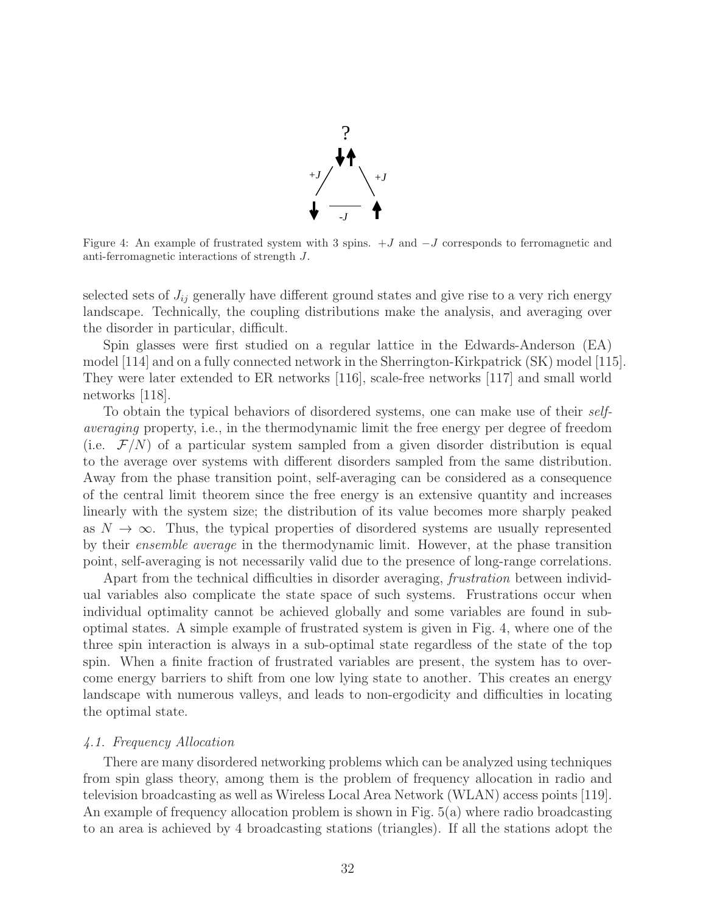Figure 4: An example of frustrated system with 3 spins. $+J$ and $-J$ corresponds to ferromagnetic and anti-ferromagnetic interactions of strength $J$.

selected sets of $J_{ij}$ generally have different ground states and give rise to a very rich energy landscape. Technically, the coupling distributions make the analysis, and averaging over the disorder in particular, difficult.

Spin glasses were first studied on a regular lattice in the Edwards-Anderson (EA) model [114] and on a fully connected network in the Sherrington-Kirkpatrick (SK) model [115]. They were later extended to ER networks [116], scale-free networks [117] and small world networks [118].

To obtain the typical behaviors of disordered systems, one can make use of their *self-averaging* property, i.e., in the thermodynamic limit the free energy per degree of freedom (i.e. $\mathcal{F}/N$) of a particular system sampled from a given disorder distribution is equal to the average over systems with different disorders sampled from the same distribution. Away from the phase transition point, self-averaging can be considered as a consequence of the central limit theorem since the free energy is an extensive quantity and increases linearly with the system size; the distribution of its value becomes more sharply peaked as $N \to \infty$. Thus, the typical properties of disordered systems are usually represented by their *ensemble average* in the thermodynamic limit. However, at the phase transition point, self-averaging is not necessarily valid due to the presence of long-range correlations.

Apart from the technical difficulties in disorder averaging, *frustration* between individual variables also complicate the state space of such systems. Frustrations occur when individual optimality cannot be achieved globally and some variables are found in sub-optimal states. A simple example of frustrated system is given in Fig. 4, where one of the three spin interaction is always in a sub-optimal state regardless of the state of the top spin. When a finite fraction of frustrated variables are present, the system has to overcome energy barriers to shift from one low lying state to another. This creates an energy landscape with numerous valleys, and leads to non-ergodicity and difficulties in locating the optimal state.

### *4.1. Frequency Allocation*

There are many disordered networking problems which can be analyzed using techniques from spin glass theory, among them is the problem of frequency allocation in radio and television broadcasting as well as Wireless Local Area Network (WLAN) access points [119]. An example of frequency allocation problem is shown in Fig. 5(a) where radio broadcasting to an area is achieved by 4 broadcasting stations (triangles). If all the stations adopt the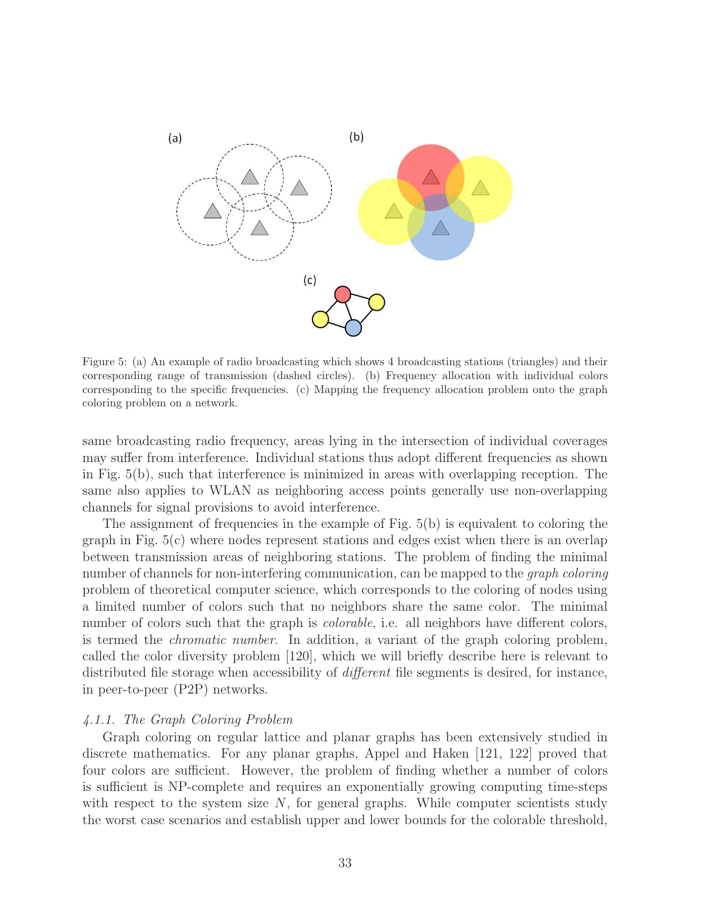Figure 5: (a) An example of radio broadcasting which shows 4 broadcasting stations (triangles) and their corresponding range of transmission (dashed circles). (b) Frequency allocation with individual colors corresponding to the specific frequencies. (c) Mapping the frequency allocation problem onto the graph coloring problem on a network.

same broadcasting radio frequency, areas lying in the intersection of individual coverages may suffer from interference. Individual stations thus adopt different frequencies as shown in Fig. 5(b), such that interference is minimized in areas with overlapping reception. The same also applies to WLAN as neighboring access points generally use non-overlapping channels for signal provisions to avoid interference.

The assignment of frequencies in the example of Fig. 5(b) is equivalent to coloring the graph in Fig. 5(c) where nodes represent stations and edges exist when there is an overlap between transmission areas of neighboring stations. The problem of finding the minimal number of channels for non-interfering communication, can be mapped to the *graph coloring* problem of theoretical computer science, which corresponds to the coloring of nodes using a limited number of colors such that no neighbors share the same color. The minimal number of colors such that the graph is *colorable*, i.e. all neighbors have different colors, is termed the *chromatic number*. In addition, a variant of the graph coloring problem, called the color diversity problem [120], which we will briefly describe here is relevant to distributed file storage when accessibility of *different* file segments is desired, for instance, in peer-to-peer (P2P) networks.

### *4.1.1. The Graph Coloring Problem*

Graph coloring on regular lattice and planar graphs has been extensively studied in discrete mathematics. For any planar graphs, Appel and Haken [121, 122] proved that four colors are sufficient. However, the problem of finding whether a number of colors is sufficient is NP-complete and requires an exponentially growing computing time-steps with respect to the system size $N$, for general graphs. While computer scientists study the worst case scenarios and establish upper and lower bounds for the colorable threshold,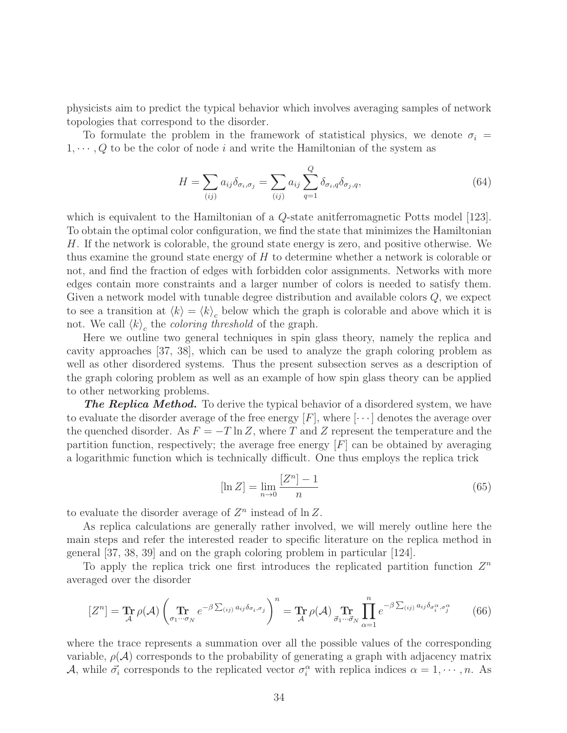physicists aim to predict the typical behavior which involves averaging samples of network topologies that correspond to the disorder.

To formulate the problem in the framework of statistical physics, we denote $\sigma_i = 1, \cdots, Q$ to be the color of node $i$ and write the Hamiltonian of the system as

$$H = \sum_{(ij)} a_{ij} \delta_{\sigma_i,\sigma_j} = \sum_{(ij)} a_{ij} \sum_{q=1}^{Q} \delta_{\sigma_i,q} \delta_{\sigma_j,q}, \tag{64}$$

which is equivalent to the Hamiltonian of a $Q$-state anitferromagnetic Potts model [123]. To obtain the optimal color configuration, we find the state that minimizes the Hamiltonian $H$. If the network is colorable, the ground state energy is zero, and positive otherwise. We thus examine the ground state energy of $H$ to determine whether a network is colorable or not, and find the fraction of edges with forbidden color assignments. Networks with more edges contain more constraints and a larger number of colors is needed to satisfy them. Given a network model with tunable degree distribution and available colors $Q$, we expect to see a transition at $\langle k \rangle = \langle k \rangle_c$ below which the graph is colorable and above which it is not. We call $\langle k \rangle_c$ the *coloring threshold* of the graph.

Here we outline two general techniques in spin glass theory, namely the replica and cavity approaches [37, 38], which can be used to analyze the graph coloring problem as well as other disordered systems. Thus the present subsection serves as a description of the graph coloring problem as well as an example of how spin glass theory can be applied to other networking problems.

***The Replica Method.*** To derive the typical behavior of a disordered system, we have to evaluate the disorder average of the free energy $[F]$, where $[\cdots]$ denotes the average over the quenched disorder. As $F = -T \ln Z$, where $T$ and $Z$ represent the temperature and the partition function, respectively; the average free energy $[F]$ can be obtained by averaging a logarithmic function which is technically difficult. One thus employs the replica trick

$$[\ln Z] = \lim_{n \to 0} \frac{[Z^n] - 1}{n} \tag{65}$$

to evaluate the disorder average of $Z^n$ instead of $\ln Z$.

As replica calculations are generally rather involved, we will merely outline here the main steps and refer the interested reader to specific literature on the replica method in general [37, 38, 39] and on the graph coloring problem in particular [124].

To apply the replica trick one first introduces the replicated partition function $Z^n$ averaged over the disorder

$$[Z^n] = \operatorname*{Tr}_{\mathcal{A}} \rho(\mathcal{A}) \left( \operatorname*{Tr}_{\sigma_1 \cdots \sigma_N} e^{-\beta \sum_{(ij)} a_{ij} \delta_{\sigma_i,\sigma_j}} \right)^n = \operatorname*{Tr}_{\mathcal{A}} \rho(\mathcal{A}) \operatorname*{Tr}_{\vec{\sigma}_1 \cdots \vec{\sigma}_N} \prod_{\alpha=1}^{n} e^{-\beta \sum_{(ij)} a_{ij} \delta_{\sigma_i^\alpha, \sigma_j^\alpha}} \tag{66}$$

where the trace represents a summation over all the possible values of the corresponding variable, $\rho(\mathcal{A})$ corresponds to the probability of generating a graph with adjacency matrix $\mathcal{A}$, while $\vec{\sigma_i}$ corresponds to the replicated vector $\sigma_i^\alpha$ with replica indices $\alpha = 1, \cdots, n$. As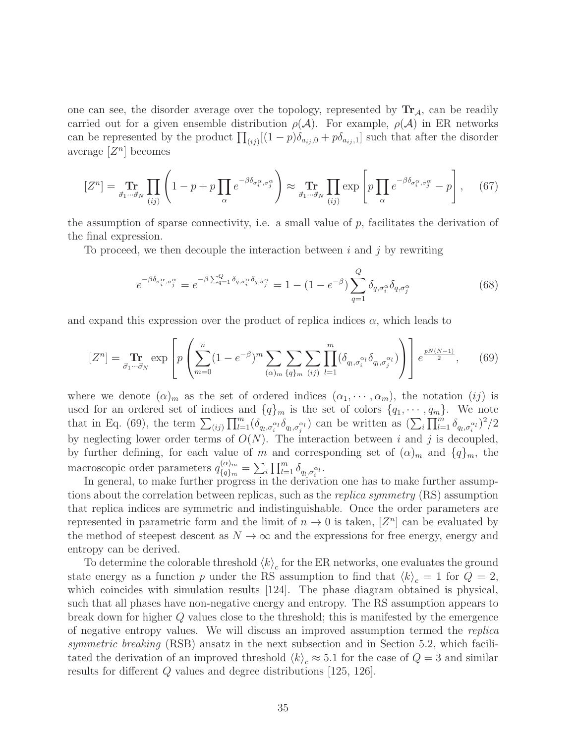one can see, the disorder average over the topology, represented by $\mathbf{Tr}_{\mathcal{A}}$, can be readily carried out for a given ensemble distribution $\rho(\mathcal{A})$. For example, $\rho(\mathcal{A})$ in ER networks can be represented by the product $\prod_{(ij)}[(1-p)\delta_{a_{ij},0}+p\delta_{a_{ij},1}]$ such that after the disorder average $[Z^n]$ becomes

$$[Z^n] = \underset{\vec{\sigma}_1\cdots\vec{\sigma}_N}{\mathbf{Tr}} \prod_{(ij)} \left(1-p+p\prod_{\alpha} e^{-\beta\delta_{\sigma_i^\alpha,\sigma_j^\alpha}}\right) \approx \underset{\vec{\sigma}_1\cdots\vec{\sigma}_N}{\mathbf{Tr}} \prod_{(ij)} \exp\left[p\prod_{\alpha} e^{-\beta\delta_{\sigma_i^\alpha,\sigma_j^\alpha}} - p\right], \quad (67)$$

the assumption of sparse connectivity, i.e. a small value of $p$, facilitates the derivation of the final expression.

To proceed, we then decouple the interaction between $i$ and $j$ by rewriting

$$e^{-\beta\delta_{\sigma_i^\alpha,\sigma_j^\alpha}} = e^{-\beta\sum_{q=1}^{Q}\delta_{q,\sigma_i^\alpha}\delta_{q,\sigma_j^\alpha}} = 1-(1-e^{-\beta})\sum_{q=1}^{Q}\delta_{q,\sigma_i^\alpha}\delta_{q,\sigma_j^\alpha} \quad (68)$$

and expand this expression over the product of replica indices $\alpha$, which leads to

$$[Z^n] = \underset{\vec{\sigma}_1\cdots\vec{\sigma}_N}{\mathbf{Tr}} \exp\left[p\left(\sum_{m=0}^{n}(1-e^{-\beta})^m\sum_{(\alpha)_m}\sum_{\{q\}_m}\sum_{(ij)}\prod_{l=1}^{m}(\delta_{q_l,\sigma_i^{\alpha_l}}\delta_{q_l,\sigma_j^{\alpha_l}})\right)\right]e^{\frac{pN(N-1)}{2}}, \quad (69)$$

where we denote $(\alpha)_m$ as the set of ordered indices $(\alpha_1,\cdots,\alpha_m)$, the notation $(ij)$ is used for an ordered set of indices and $\{q\}_m$ is the set of colors $\{q_1,\cdots,q_m\}$. We note that in Eq. (69), the term $\sum_{(ij)}\prod_{l=1}^{m}(\delta_{q_l,\sigma_i^{\alpha_l}}\delta_{q_l,\sigma_j^{\alpha_l}})$ can be written as $(\sum_i\prod_{l=1}^{m}\delta_{q_l,\sigma_i^{\alpha_l}})^2/2$ by neglecting lower order terms of $O(N)$. The interaction between $i$ and $j$ is decoupled, by further defining, for each value of $m$ and corresponding set of $(\alpha)_m$ and $\{q\}_m$, the macroscopic order parameters $q_{\{q\}_m}^{(\alpha)_m}=\sum_i\prod_{l=1}^{m}\delta_{q_l,\sigma_i^{\alpha_l}}$.

In general, to make further progress in the derivation one has to make further assumptions about the correlation between replicas, such as the *replica symmetry* (RS) assumption that replica indices are symmetric and indistinguishable. Once the order parameters are represented in parametric form and the limit of $n\to 0$ is taken, $[Z^n]$ can be evaluated by the method of steepest descent as $N\to\infty$ and the expressions for free energy, energy and entropy can be derived.

To determine the colorable threshold $\langle k\rangle_c$ for the ER networks, one evaluates the ground state energy as a function $p$ under the RS assumption to find that $\langle k\rangle_c=1$ for $Q=2$, which coincides with simulation results [124]. The phase diagram obtained is physical, such that all phases have non-negative energy and entropy. The RS assumption appears to break down for higher $Q$ values close to the threshold; this is manifested by the emergence of negative entropy values. We will discuss an improved assumption termed the *replica symmetric breaking* (RSB) ansatz in the next subsection and in Section 5.2, which facilitated the derivation of an improved threshold $\langle k\rangle_c\approx 5.1$ for the case of $Q=3$ and similar results for different $Q$ values and degree distributions [125, 126].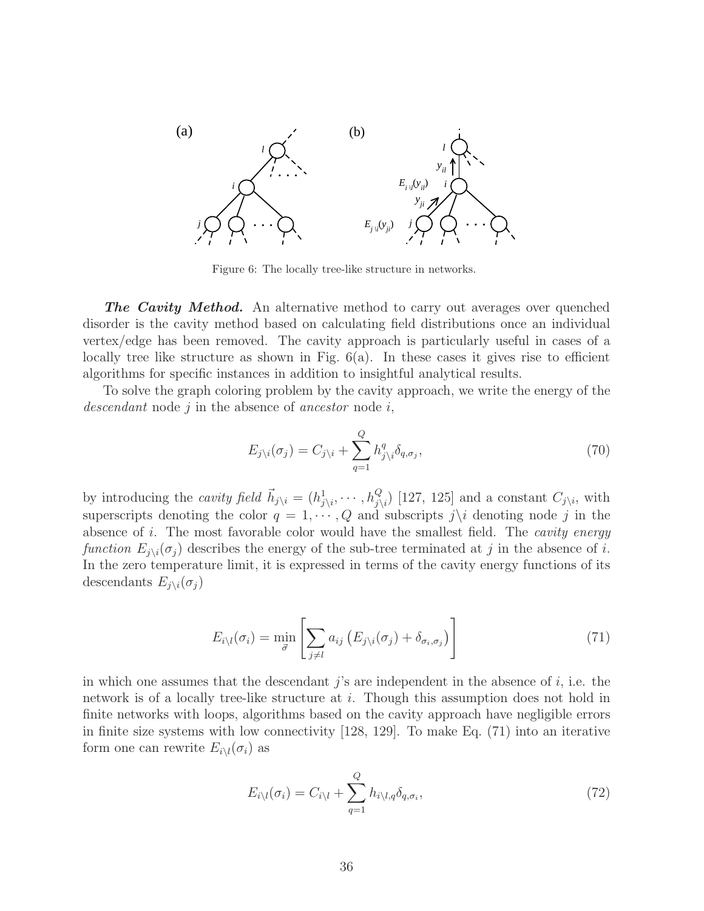Figure 6: The locally tree-like structure in networks.

***The Cavity Method.*** An alternative method to carry out averages over quenched disorder is the cavity method based on calculating field distributions once an individual vertex/edge has been removed. The cavity approach is particularly useful in cases of a locally tree like structure as shown in Fig. 6(a). In these cases it gives rise to efficient algorithms for specific instances in addition to insightful analytical results.

To solve the graph coloring problem by the cavity approach, we write the energy of the *descendant* node $j$ in the absence of *ancestor* node $i$,

$$E_{j\backslash i}(\sigma_j) = C_{j\backslash i} + \sum_{q=1}^{Q} h^q_{j\backslash i}\delta_{q,\sigma_j}, \tag{70}$$

by introducing the *cavity field* $\vec{h}_{j\backslash i} = (h^1_{j\backslash i}, \cdots, h^Q_{j\backslash i})$ [127, 125] and a constant $C_{j\backslash i}$, with superscripts denoting the color $q = 1, \cdots, Q$ and subscripts $j\backslash i$ denoting node $j$ in the absence of $i$. The most favorable color would have the smallest field. The *cavity energy function* $E_{j\backslash i}(\sigma_j)$ describes the energy of the sub-tree terminated at $j$ in the absence of $i$. In the zero temperature limit, it is expressed in terms of the cavity energy functions of its descendants $E_{j\backslash i}(\sigma_j)$

$$E_{i\backslash l}(\sigma_i) = \min_{\vec{\sigma}} \left[ \sum_{j\neq l} a_{ij}\left(E_{j\backslash i}(\sigma_j) + \delta_{\sigma_i,\sigma_j}\right) \right] \tag{71}$$

in which one assumes that the descendant $j$'s are independent in the absence of $i$, i.e. the network is of a locally tree-like structure at $i$. Though this assumption does not hold in finite networks with loops, algorithms based on the cavity approach have negligible errors in finite size systems with low connectivity [128, 129]. To make Eq. (71) into an iterative form one can rewrite $E_{i\backslash l}(\sigma_i)$ as

$$E_{i\backslash l}(\sigma_i) = C_{i\backslash l} + \sum_{q=1}^{Q} h_{i\backslash l,q}\delta_{q,\sigma_i}, \tag{72}$$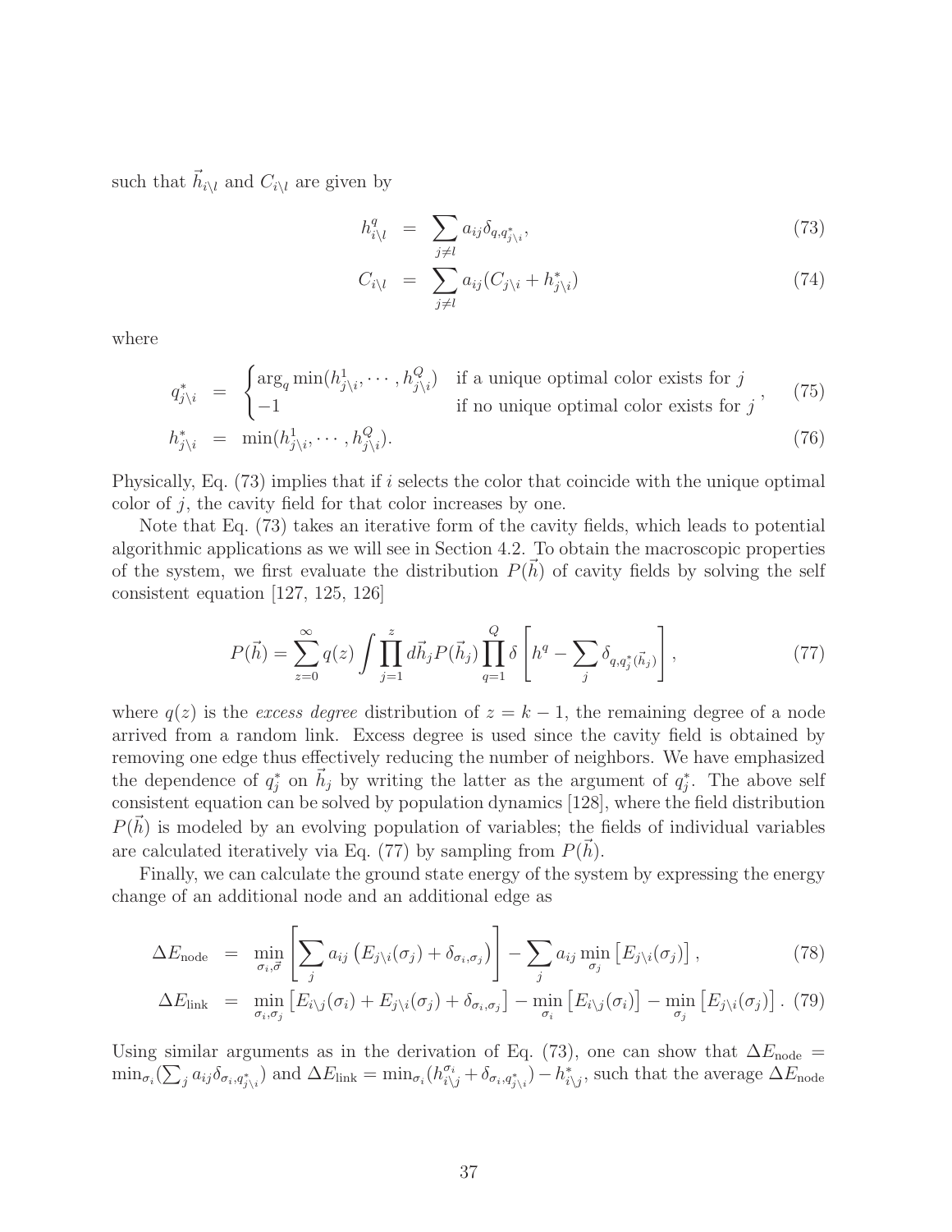such that $\vec{h}_{i\backslash l}$ and $C_{i\backslash l}$ are given by

$$h^q_{i\backslash l} = \sum_{j\neq l} a_{ij}\delta_{q,q^*_{j\backslash i}}, \tag{73}$$

$$C_{i\backslash l} = \sum_{j\neq l} a_{ij}(C_{j\backslash i} + h^*_{j\backslash i}) \tag{74}$$

where

$$q^*_{j\backslash i} = \begin{cases} \arg_q \min(h^1_{j\backslash i}, \cdots, h^Q_{j\backslash i}) & \text{if a unique optimal color exists for } j \\ -1 & \text{if no unique optimal color exists for } j \end{cases}, \tag{75}$$

$$h^*_{j\backslash i} = \min(h^1_{j\backslash i}, \cdots, h^Q_{j\backslash i}). \tag{76}$$

Physically, Eq. (73) implies that if $i$ selects the color that coincide with the unique optimal color of $j$, the cavity field for that color increases by one.

Note that Eq. (73) takes an iterative form of the cavity fields, which leads to potential algorithmic applications as we will see in Section 4.2. To obtain the macroscopic properties of the system, we first evaluate the distribution $P(\vec{h})$ of cavity fields by solving the self consistent equation [127, 125, 126]

$$P(\vec{h}) = \sum_{z=0}^{\infty} q(z) \int \prod_{j=1}^{z} d\vec{h}_j P(\vec{h}_j) \prod_{q=1}^{Q} \delta\left[h^q - \sum_j \delta_{q,q^*_j(\vec{h}_j)}\right], \tag{77}$$

where $q(z)$ is the *excess degree* distribution of $z = k - 1$, the remaining degree of a node arrived from a random link. Excess degree is used since the cavity field is obtained by removing one edge thus effectively reducing the number of neighbors. We have emphasized the dependence of $q^*_j$ on $\vec{h}_j$ by writing the latter as the argument of $q^*_j$. The above self consistent equation can be solved by population dynamics [128], where the field distribution $P(\vec{h})$ is modeled by an evolving population of variables; the fields of individual variables are calculated iteratively via Eq. (77) by sampling from $P(\vec{h})$.

Finally, we can calculate the ground state energy of the system by expressing the energy change of an additional node and an additional edge as

$$\Delta E_{\text{node}} = \min_{\sigma_i, \vec{\sigma}} \left[\sum_j a_{ij}\left(E_{j\backslash i}(\sigma_j) + \delta_{\sigma_i,\sigma_j}\right)\right] - \sum_j a_{ij} \min_{\sigma_j}\left[E_{j\backslash i}(\sigma_j)\right], \tag{78}$$

$$\Delta E_{\text{link}} = \min_{\sigma_i,\sigma_j}\left[E_{i\backslash j}(\sigma_i) + E_{j\backslash i}(\sigma_j) + \delta_{\sigma_i,\sigma_j}\right] - \min_{\sigma_i}\left[E_{i\backslash j}(\sigma_i)\right] - \min_{\sigma_j}\left[E_{j\backslash i}(\sigma_j)\right]. \tag{79}$$

Using similar arguments as in the derivation of Eq. (73), one can show that $\Delta E_{\text{node}} = \min_{\sigma_i}(\sum_j a_{ij}\delta_{\sigma_i,q^*_{j\backslash i}})$ and $\Delta E_{\text{link}} = \min_{\sigma_i}(h^{\sigma_i}_{i\backslash j} + \delta_{\sigma_i,q^*_{j\backslash i}}) - h^*_{i\backslash j}$, such that the average $\Delta E_{\text{node}}$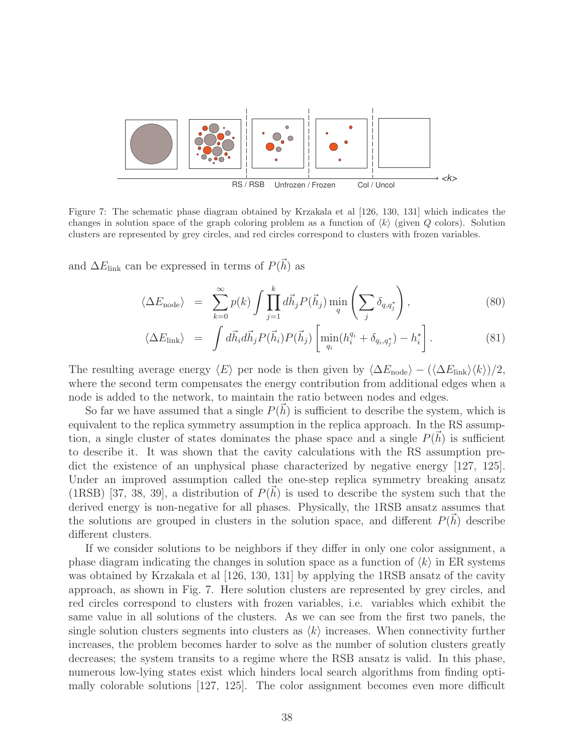RS / RSB Unfrozen / Frozen Col / Uncol <k>

Figure 7: The schematic phase diagram obtained by Krzakala et al [126, 130, 131] which indicates the changes in solution space of the graph coloring problem as a function of $\langle k \rangle$ (given $Q$ colors). Solution clusters are represented by grey circles, and red circles correspond to clusters with frozen variables.

and $\Delta E_{\rm link}$ can be expressed in terms of $P(\vec{h})$ as

$$
\begin{aligned}
\langle \Delta E_{\rm node} \rangle &= \sum_{k=0}^{\infty} p(k) \int \prod_{j=1}^{k} d\vec{h}_j P(\vec{h}_j) \min_q \left( \sum_j \delta_{q,q_j^*} \right), \qquad (80) \\
\langle \Delta E_{\rm link} \rangle &= \int d\vec{h}_i d\vec{h}_j P(\vec{h}_i) P(\vec{h}_j) \left[ \min_{q_i} (h_i^{q_i} + \delta_{q_i,q_j^*}) - h_i^* \right]. \qquad (81)
\end{aligned}
$$

The resulting average energy $\langle E \rangle$ per node is then given by $\langle \Delta E_{\rm node} \rangle - (\langle \Delta E_{\rm link} \rangle \langle k \rangle)/2$, where the second term compensates the energy contribution from additional edges when a node is added to the network, to maintain the ratio between nodes and edges.

So far we have assumed that a single $P(\vec{h})$ is sufficient to describe the system, which is equivalent to the replica symmetry assumption in the replica approach. In the RS assumption, a single cluster of states dominates the phase space and a single $P(\vec{h})$ is sufficient to describe it. It was shown that the cavity calculations with the RS assumption predict the existence of an unphysical phase characterized by negative energy [127, 125]. Under an improved assumption called the one-step replica symmetry breaking ansatz (1RSB) [37, 38, 39], a distribution of $P(\vec{h})$ is used to describe the system such that the derived energy is non-negative for all phases. Physically, the 1RSB ansatz assumes that the solutions are grouped in clusters in the solution space, and different $P(\vec{h})$ describe different clusters.

If we consider solutions to be neighbors if they differ in only one color assignment, a phase diagram indicating the changes in solution space as a function of $\langle k \rangle$ in ER systems was obtained by Krzakala et al [126, 130, 131] by applying the 1RSB ansatz of the cavity approach, as shown in Fig. 7. Here solution clusters are represented by grey circles, and red circles correspond to clusters with frozen variables, i.e. variables which exhibit the same value in all solutions of the clusters. As we can see from the first two panels, the single solution clusters segments into clusters as $\langle k \rangle$ increases. When connectivity further increases, the problem becomes harder to solve as the number of solution clusters greatly decreases; the system transits to a regime where the RSB ansatz is valid. In this phase, numerous low-lying states exist which hinders local search algorithms from finding optimally colorable solutions [127, 125]. The color assignment becomes even more difficult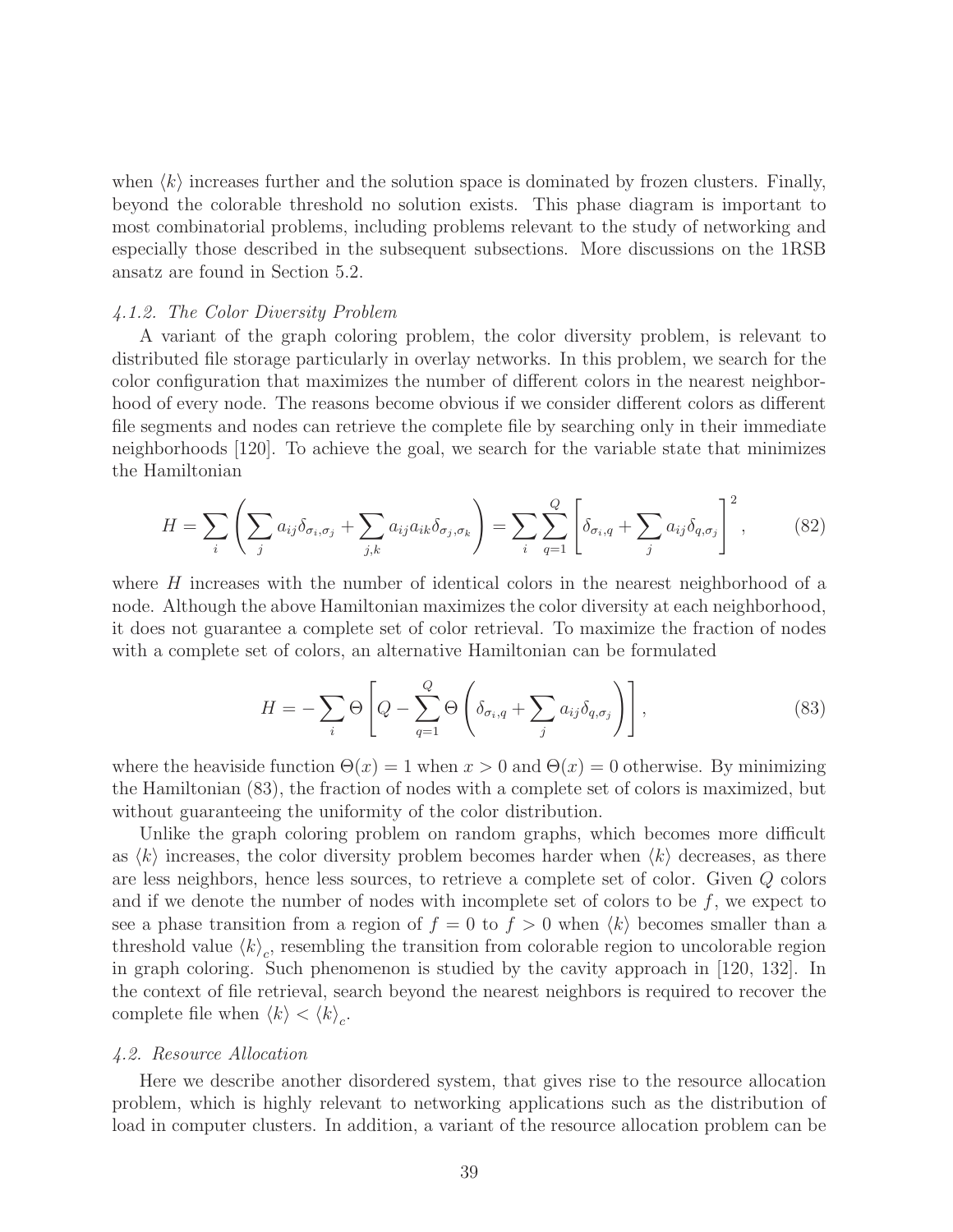when $\langle k \rangle$ increases further and the solution space is dominated by frozen clusters. Finally, beyond the colorable threshold no solution exists. This phase diagram is important to most combinatorial problems, including problems relevant to the study of networking and especially those described in the subsequent subsections. More discussions on the 1RSB ansatz are found in Section 5.2.

#### *4.1.2. The Color Diversity Problem*

A variant of the graph coloring problem, the color diversity problem, is relevant to distributed file storage particularly in overlay networks. In this problem, we search for the color configuration that maximizes the number of different colors in the nearest neighborhood of every node. The reasons become obvious if we consider different colors as different file segments and nodes can retrieve the complete file by searching only in their immediate neighborhoods [120]. To achieve the goal, we search for the variable state that minimizes the Hamiltonian

$$H = \sum_i \left( \sum_j a_{ij} \delta_{\sigma_i, \sigma_j} + \sum_{j,k} a_{ij} a_{ik} \delta_{\sigma_j, \sigma_k} \right) = \sum_i \sum_{q=1}^{Q} \left[ \delta_{\sigma_i, q} + \sum_j a_{ij} \delta_{q, \sigma_j} \right]^2, \tag{82}$$

where $H$ increases with the number of identical colors in the nearest neighborhood of a node. Although the above Hamiltonian maximizes the color diversity at each neighborhood, it does not guarantee a complete set of color retrieval. To maximize the fraction of nodes with a complete set of colors, an alternative Hamiltonian can be formulated

$$H = -\sum_i \Theta \left[ Q - \sum_{q=1}^{Q} \Theta \left( \delta_{\sigma_i, q} + \sum_j a_{ij} \delta_{q, \sigma_j} \right) \right], \tag{83}$$

where the heaviside function $\Theta(x) = 1$ when $x > 0$ and $\Theta(x) = 0$ otherwise. By minimizing the Hamiltonian (83), the fraction of nodes with a complete set of colors is maximized, but without guaranteeing the uniformity of the color distribution.

Unlike the graph coloring problem on random graphs, which becomes more difficult as $\langle k \rangle$ increases, the color diversity problem becomes harder when $\langle k \rangle$ decreases, as there are less neighbors, hence less sources, to retrieve a complete set of color. Given $Q$ colors and if we denote the number of nodes with incomplete set of colors to be $f$, we expect to see a phase transition from a region of $f = 0$ to $f > 0$ when $\langle k \rangle$ becomes smaller than a threshold value $\langle k \rangle_c$, resembling the transition from colorable region to uncolorable region in graph coloring. Such phenomenon is studied by the cavity approach in [120, 132]. In the context of file retrieval, search beyond the nearest neighbors is required to recover the complete file when $\langle k \rangle < \langle k \rangle_c$.

### *4.2. Resource Allocation*

Here we describe another disordered system, that gives rise to the resource allocation problem, which is highly relevant to networking applications such as the distribution of load in computer clusters. In addition, a variant of the resource allocation problem can be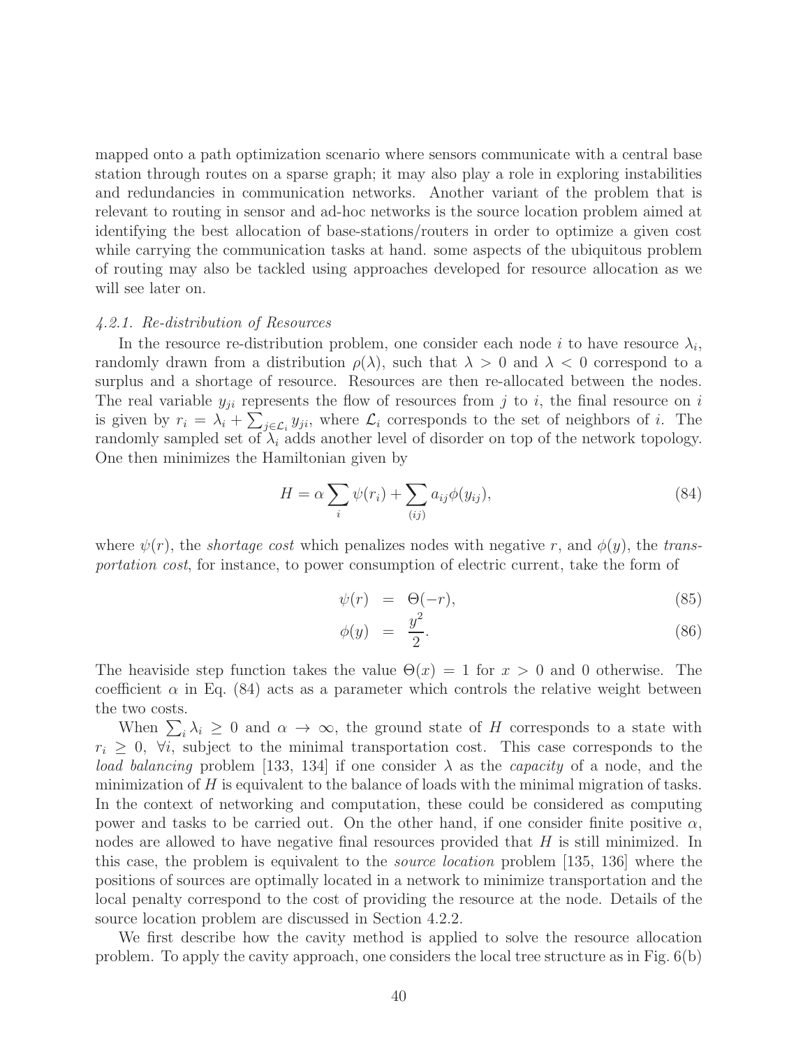mapped onto a path optimization scenario where sensors communicate with a central base station through routes on a sparse graph; it may also play a role in exploring instabilities and redundancies in communication networks. Another variant of the problem that is relevant to routing in sensor and ad-hoc networks is the source location problem aimed at identifying the best allocation of base-stations/routers in order to optimize a given cost while carrying the communication tasks at hand. some aspects of the ubiquitous problem of routing may also be tackled using approaches developed for resource allocation as we will see later on.

#### *4.2.1. Re-distribution of Resources*

In the resource re-distribution problem, one consider each node $i$ to have resource $\lambda_i$, randomly drawn from a distribution $\rho(\lambda)$, such that $\lambda > 0$ and $\lambda < 0$ correspond to a surplus and a shortage of resource. Resources are then re-allocated between the nodes. The real variable $y_{ji}$ represents the flow of resources from $j$ to $i$, the final resource on $i$ is given by $r_i = \lambda_i + \sum_{j\in\mathcal{L}_i} y_{ji}$, where $\mathcal{L}_i$ corresponds to the set of neighbors of $i$. The randomly sampled set of $\lambda_i$ adds another level of disorder on top of the network topology. One then minimizes the Hamiltonian given by

$$H = \alpha \sum_i \psi(r_i) + \sum_{(ij)} a_{ij}\phi(y_{ij}), \tag{84}$$

where $\psi(r)$, the *shortage cost* which penalizes nodes with negative $r$, and $\phi(y)$, the *transportation cost*, for instance, to power consumption of electric current, take the form of

$$\psi(r) = \Theta(-r), \tag{85}$$

$$\phi(y) = \frac{y^2}{2}. \tag{86}$$

The heaviside step function takes the value $\Theta(x) = 1$ for $x > 0$ and 0 otherwise. The coefficient $\alpha$ in Eq. (84) acts as a parameter which controls the relative weight between the two costs.

When $\sum_i \lambda_i \geq 0$ and $\alpha \to \infty$, the ground state of $H$ corresponds to a state with $r_i \geq 0, \ \forall i$, subject to the minimal transportation cost. This case corresponds to the *load balancing* problem [133, 134] if one consider $\lambda$ as the *capacity* of a node, and the minimization of $H$ is equivalent to the balance of loads with the minimal migration of tasks. In the context of networking and computation, these could be considered as computing power and tasks to be carried out. On the other hand, if one consider finite positive $\alpha$, nodes are allowed to have negative final resources provided that $H$ is still minimized. In this case, the problem is equivalent to the *source location* problem [135, 136] where the positions of sources are optimally located in a network to minimize transportation and the local penalty correspond to the cost of providing the resource at the node. Details of the source location problem are discussed in Section 4.2.2.

We first describe how the cavity method is applied to solve the resource allocation problem. To apply the cavity approach, one considers the local tree structure as in Fig. 6(b)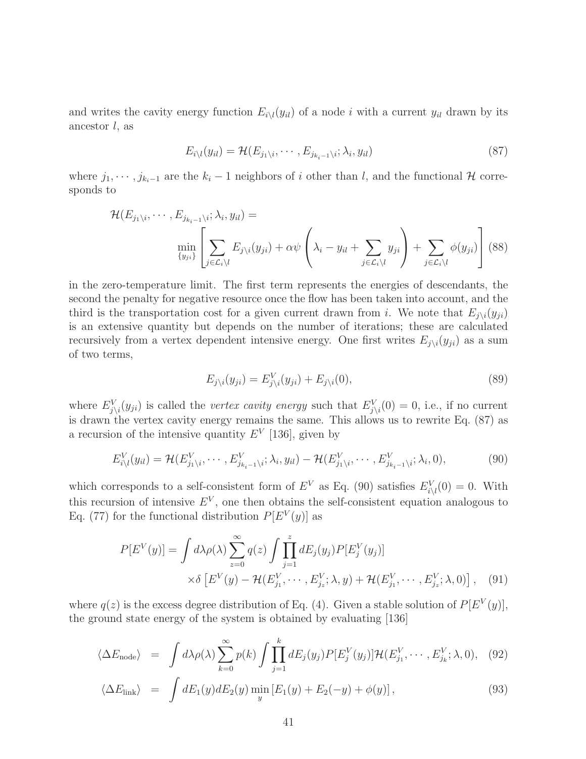and writes the cavity energy function $E_{i\setminus l}(y_{il})$ of a node $i$ with a current $y_{il}$ drawn by its ancestor $l$, as

$$E_{i\setminus l}(y_{il}) = \mathcal{H}(E_{j_1\setminus i}, \cdots, E_{j_{k_i-1}\setminus i}; \lambda_i, y_{il}) \tag{87}$$

where $j_1, \cdots, j_{k_i-1}$ are the $k_i - 1$ neighbors of $i$ other than $l$, and the functional $\mathcal{H}$ corresponds to

$$\mathcal{H}(E_{j_1\setminus i}, \cdots, E_{j_{k_i-1}\setminus i}; \lambda_i, y_{il}) = \min_{\{y_{ji}\}} \left[ \sum_{j\in\mathcal{L}_i\setminus l} E_{j\setminus i}(y_{ji}) + \alpha\psi\left(\lambda_i - y_{il} + \sum_{j\in\mathcal{L}_i\setminus l} y_{ji}\right) + \sum_{j\in\mathcal{L}_i\setminus l} \phi(y_{ji}) \right] \tag{88}$$

in the zero-temperature limit. The first term represents the energies of descendants, the second the penalty for negative resource once the flow has been taken into account, and the third is the transportation cost for a given current drawn from $i$. We note that $E_{j\setminus i}(y_{ji})$ is an extensive quantity but depends on the number of iterations; these are calculated recursively from a vertex dependent intensive energy. One first writes $E_{j\setminus i}(y_{ji})$ as a sum of two terms,

$$E_{j\setminus i}(y_{ji}) = E^V_{j\setminus i}(y_{ji}) + E_{j\setminus i}(0), \tag{89}$$

where $E^V_{j\setminus i}(y_{ji})$ is called the *vertex cavity energy* such that $E^V_{j\setminus i}(0) = 0$, i.e., if no current is drawn the vertex cavity energy remains the same. This allows us to rewrite Eq. (87) as a recursion of the intensive quantity $E^V$ [136], given by

$$E^V_{i\setminus l}(y_{il}) = \mathcal{H}(E^V_{j_1\setminus i}, \cdots, E^V_{j_{k_i-1}\setminus i}; \lambda_i, y_{il}) - \mathcal{H}(E^V_{j_1\setminus i}, \cdots, E^V_{j_{k_i-1}\setminus i}; \lambda_i, 0), \tag{90}$$

which corresponds to a self-consistent form of $E^V$ as Eq. (90) satisfies $E^V_{i\setminus l}(0) = 0$. With this recursion of intensive $E^V$, one then obtains the self-consistent equation analogous to Eq. (77) for the functional distribution $P[E^V(y)]$ as

$$P[E^V(y)] = \int d\lambda\rho(\lambda) \sum_{z=0}^{\infty} q(z) \int \prod_{j=1}^{z} dE_j(y_j) P[E^V_j(y_j)] \times\delta\left[E^V(y) - \mathcal{H}(E^V_{j_1}, \cdots, E^V_{j_z}; \lambda, y) + \mathcal{H}(E^V_{j_1}, \cdots, E^V_{j_z}; \lambda, 0)\right], \tag{91}$$

where $q(z)$ is the excess degree distribution of Eq. (4). Given a stable solution of $P[E^V(y)]$, the ground state energy of the system is obtained by evaluating [136]

$$\langle \Delta E_{\mathrm{node}} \rangle = \int d\lambda\rho(\lambda) \sum_{k=0}^{\infty} p(k) \int \prod_{j=1}^{k} dE_j(y_j) P[E^V_j(y_j)] \mathcal{H}(E^V_{j_1}, \cdots, E^V_{j_k}; \lambda, 0), \tag{92}$$

$$\langle \Delta E_{\mathrm{link}} \rangle = \int dE_1(y) dE_2(y) \min_y \left[E_1(y) + E_2(-y) + \phi(y)\right], \tag{93}$$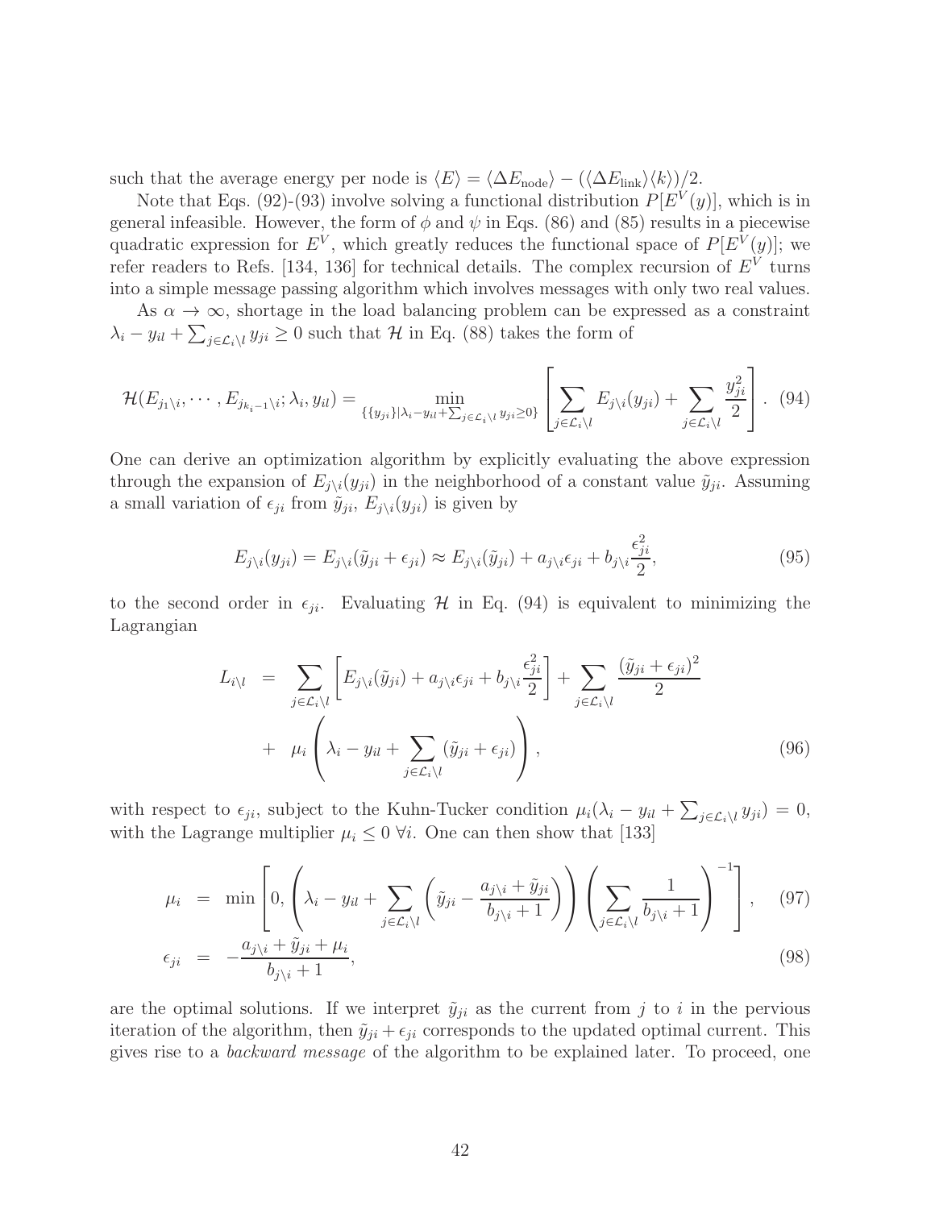such that the average energy per node is $\langle E \rangle = \langle \Delta E_{\rm node} \rangle - (\langle \Delta E_{\rm link} \rangle \langle k \rangle)/2$.

Note that Eqs. (92)-(93) involve solving a functional distribution $P[E^V(y)]$, which is in general infeasible. However, the form of $\phi$ and $\psi$ in Eqs. (86) and (85) results in a piecewise quadratic expression for $E^V$, which greatly reduces the functional space of $P[E^V(y)]$; we refer readers to Refs. [134, 136] for technical details. The complex recursion of $E^V$ turns into a simple message passing algorithm which involves messages with only two real values.

As $\alpha \to \infty$, shortage in the load balancing problem can be expressed as a constraint $\lambda_i - y_{il} + \sum_{j \in \mathcal{L}_i \backslash l} y_{ji} \geq 0$ such that $\mathcal{H}$ in Eq. (88) takes the form of

$$
\mathcal{H}(E_{j_1 \backslash i}, \cdots, E_{j_{k_i - 1} \backslash i}; \lambda_i, y_{il}) = \min_{\{\{y_{ji}\} | \lambda_i - y_{il} + \sum_{j \in \mathcal{L}_i \backslash l} y_{ji} \geq 0\}} \left[ \sum_{j \in \mathcal{L}_i \backslash l} E_{j \backslash i}(y_{ji}) + \sum_{j \in \mathcal{L}_i \backslash l} \frac{y_{ji}^2}{2} \right]. \quad (94)
$$

One can derive an optimization algorithm by explicitly evaluating the above expression through the expansion of $E_{j \backslash i}(y_{ji})$ in the neighborhood of a constant value $\tilde{y}_{ji}$. Assuming a small variation of $\epsilon_{ji}$ from $\tilde{y}_{ji}$, $E_{j \backslash i}(y_{ji})$ is given by

$$
E_{j \backslash i}(y_{ji}) = E_{j \backslash i}(\tilde{y}_{ji} + \epsilon_{ji}) \approx E_{j \backslash i}(\tilde{y}_{ji}) + a_{j \backslash i} \epsilon_{ji} + b_{j \backslash i} \frac{\epsilon_{ji}^2}{2}, \quad (95)
$$

to the second order in $\epsilon_{ji}$. Evaluating $\mathcal{H}$ in Eq. (94) is equivalent to minimizing the Lagrangian

$$
\begin{aligned}
L_{i \backslash l} &= \sum_{j \in \mathcal{L}_i \backslash l} \left[ E_{j \backslash i}(\tilde{y}_{ji}) + a_{j \backslash i} \epsilon_{ji} + b_{j \backslash i} \frac{\epsilon_{ji}^2}{2} \right] + \sum_{j \in \mathcal{L}_i \backslash l} \frac{(\tilde{y}_{ji} + \epsilon_{ji})^2}{2} \\
&+ \mu_i \left( \lambda_i - y_{il} + \sum_{j \in \mathcal{L}_i \backslash l} (\tilde{y}_{ji} + \epsilon_{ji}) \right), \quad (96)
\end{aligned}
$$

with respect to $\epsilon_{ji}$, subject to the Kuhn-Tucker condition $\mu_i(\lambda_i - y_{il} + \sum_{j \in \mathcal{L}_i \backslash l} y_{ji}) = 0$, with the Lagrange multiplier $\mu_i \leq 0 \ \forall i$. One can then show that [133]

$$
\begin{aligned}
\mu_i &= \min \left[ 0, \left( \lambda_i - y_{il} + \sum_{j \in \mathcal{L}_i \backslash l} \left( \tilde{y}_{ji} - \frac{a_{j \backslash i} + \tilde{y}_{ji}}{b_{j \backslash i} + 1} \right) \right) \left( \sum_{j \in \mathcal{L}_i \backslash l} \frac{1}{b_{j \backslash i} + 1} \right)^{-1} \right], \quad (97) \\
\epsilon_{ji} &= -\frac{a_{j \backslash i} + \tilde{y}_{ji} + \mu_i}{b_{j \backslash i} + 1}, \quad (98)
\end{aligned}
$$

are the optimal solutions. If we interpret $\tilde{y}_{ji}$ as the current from $j$ to $i$ in the pervious iteration of the algorithm, then $\tilde{y}_{ji} + \epsilon_{ji}$ corresponds to the updated optimal current. This gives rise to a *backward message* of the algorithm to be explained later. To proceed, one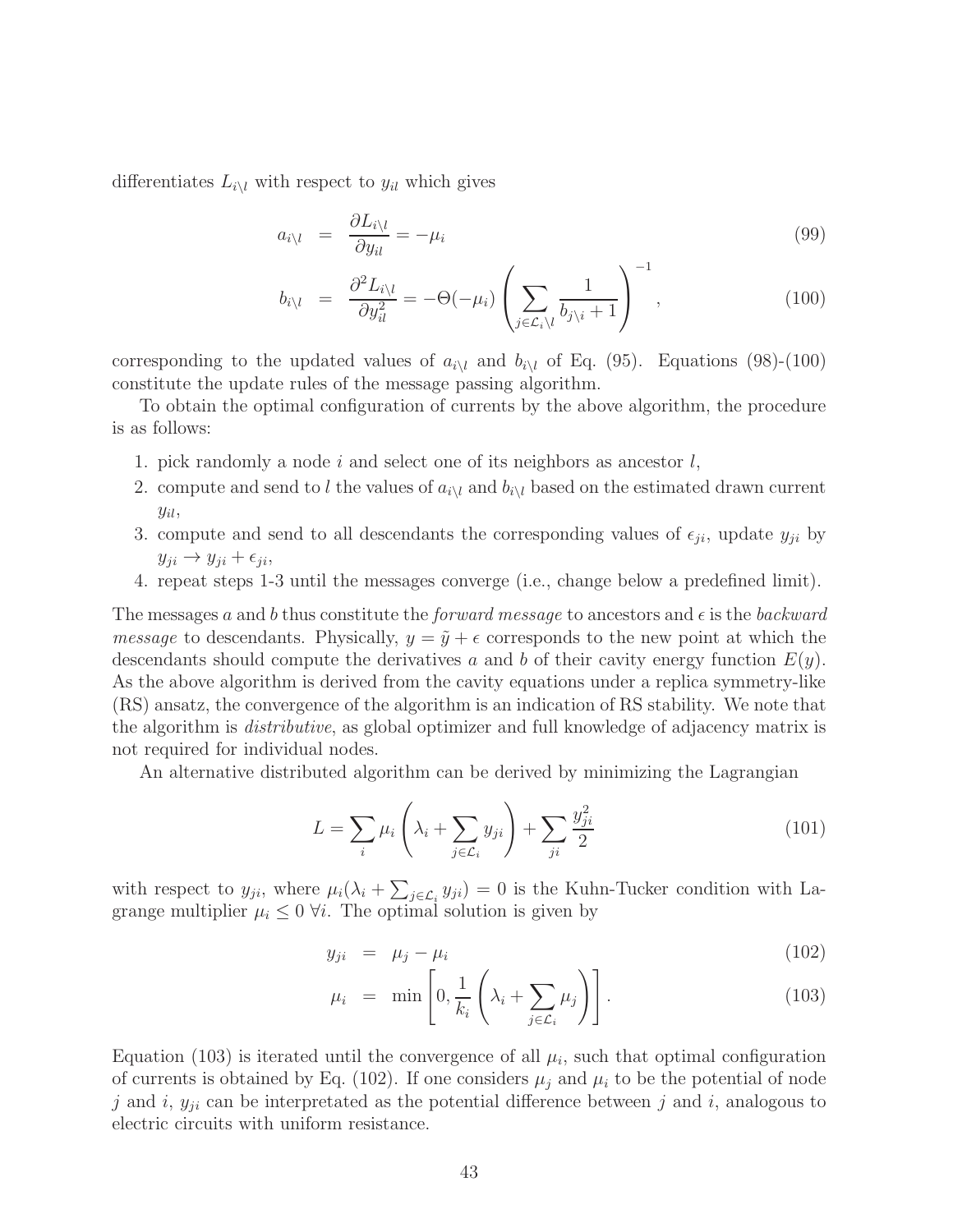differentiates $L_{i\backslash l}$ with respect to $y_{il}$ which gives

$$
\begin{aligned}
a_{i\backslash l} &= \frac{\partial L_{i\backslash l}}{\partial y_{il}} = -\mu_i &(99)\\
b_{i\backslash l} &= \frac{\partial^2 L_{i\backslash l}}{\partial y_{il}^2} = -\Theta(-\mu_i)\left(\sum_{j\in\mathcal{L}_i\backslash l}\frac{1}{b_{j\backslash i}+1}\right)^{-1}, &(100)
\end{aligned}
$$

corresponding to the updated values of $a_{i\backslash l}$ and $b_{i\backslash l}$ of Eq. (95). Equations (98)-(100) constitute the update rules of the message passing algorithm.

To obtain the optimal configuration of currents by the above algorithm, the procedure is as follows:

1. pick randomly a node $i$ and select one of its neighbors as ancestor $l$,
2. compute and send to $l$ the values of $a_{i\backslash l}$ and $b_{i\backslash l}$ based on the estimated drawn current $y_{il}$,
3. compute and send to all descendants the corresponding values of $\epsilon_{ji}$, update $y_{ji}$ by $y_{ji} \to y_{ji} + \epsilon_{ji}$,
4. repeat steps 1-3 until the messages converge (i.e., change below a predefined limit).

The messages $a$ and $b$ thus constitute the *forward message* to ancestors and $\epsilon$ is the *backward message* to descendants. Physically, $y = \tilde{y} + \epsilon$ corresponds to the new point at which the descendants should compute the derivatives $a$ and $b$ of their cavity energy function $E(y)$. As the above algorithm is derived from the cavity equations under a replica symmetry-like (RS) ansatz, the convergence of the algorithm is an indication of RS stability. We note that the algorithm is *distributive*, as global optimizer and full knowledge of adjacency matrix is not required for individual nodes.

An alternative distributed algorithm can be derived by minimizing the Lagrangian

$$
L = \sum_i \mu_i \left(\lambda_i + \sum_{j\in\mathcal{L}_i} y_{ji}\right) + \sum_{ji}\frac{y_{ji}^2}{2} \tag{101}
$$

with respect to $y_{ji}$, where $\mu_i(\lambda_i + \sum_{j\in\mathcal{L}_i} y_{ji}) = 0$ is the Kuhn-Tucker condition with Lagrange multiplier $\mu_i \le 0\ \forall i$. The optimal solution is given by

$$
\begin{aligned}
y_{ji} &= \mu_j - \mu_i &(102)\\
\mu_i &= \min\left[0, \frac{1}{k_i}\left(\lambda_i + \sum_{j\in\mathcal{L}_i}\mu_j\right)\right]. &(103)
\end{aligned}
$$

Equation (103) is iterated until the convergence of all $\mu_i$, such that optimal configuration of currents is obtained by Eq. (102). If one considers $\mu_j$ and $\mu_i$ to be the potential of node $j$ and $i$, $y_{ji}$ can be interpretated as the potential difference between $j$ and $i$, analogous to electric circuits with uniform resistance.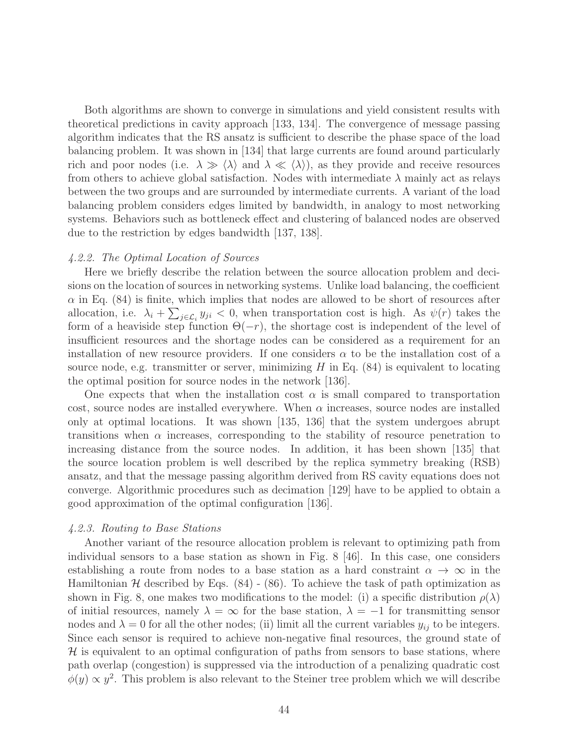Both algorithms are shown to converge in simulations and yield consistent results with theoretical predictions in cavity approach [133, 134]. The convergence of message passing algorithm indicates that the RS ansatz is sufficient to describe the phase space of the load balancing problem. It was shown in [134] that large currents are found around particularly rich and poor nodes (i.e. $\lambda \gg \langle\lambda\rangle$ and $\lambda \ll \langle\lambda\rangle$), as they provide and receive resources from others to achieve global satisfaction. Nodes with intermediate $\lambda$ mainly act as relays between the two groups and are surrounded by intermediate currents. A variant of the load balancing problem considers edges limited by bandwidth, in analogy to most networking systems. Behaviors such as bottleneck effect and clustering of balanced nodes are observed due to the restriction by edges bandwidth [137, 138].

### *4.2.2. The Optimal Location of Sources*

Here we briefly describe the relation between the source allocation problem and decisions on the location of sources in networking systems. Unlike load balancing, the coefficient $\alpha$ in Eq. (84) is finite, which implies that nodes are allowed to be short of resources after allocation, i.e. $\lambda_i + \sum_{j\in\mathcal{L}_i} y_{ji} < 0$, when transportation cost is high. As $\psi(r)$ takes the form of a heaviside step function $\Theta(-r)$, the shortage cost is independent of the level of insufficient resources and the shortage nodes can be considered as a requirement for an installation of new resource providers. If one considers $\alpha$ to be the installation cost of a source node, e.g. transmitter or server, minimizing $H$ in Eq. (84) is equivalent to locating the optimal position for source nodes in the network [136].

One expects that when the installation cost $\alpha$ is small compared to transportation cost, source nodes are installed everywhere. When $\alpha$ increases, source nodes are installed only at optimal locations. It was shown [135, 136] that the system undergoes abrupt transitions when $\alpha$ increases, corresponding to the stability of resource penetration to increasing distance from the source nodes. In addition, it has been shown [135] that the source location problem is well described by the replica symmetry breaking (RSB) ansatz, and that the message passing algorithm derived from RS cavity equations does not converge. Algorithmic procedures such as decimation [129] have to be applied to obtain a good approximation of the optimal configuration [136].

### *4.2.3. Routing to Base Stations*

Another variant of the resource allocation problem is relevant to optimizing path from individual sensors to a base station as shown in Fig. 8 [46]. In this case, one considers establishing a route from nodes to a base station as a hard constraint $\alpha \to \infty$ in the Hamiltonian $\mathcal{H}$ described by Eqs. (84) - (86). To achieve the task of path optimization as shown in Fig. 8, one makes two modifications to the model: (i) a specific distribution $\rho(\lambda)$ of initial resources, namely $\lambda = \infty$ for the base station, $\lambda = -1$ for transmitting sensor nodes and $\lambda = 0$ for all the other nodes; (ii) limit all the current variables $y_{ij}$ to be integers. Since each sensor is required to achieve non-negative final resources, the ground state of $\mathcal{H}$ is equivalent to an optimal configuration of paths from sensors to base stations, where path overlap (congestion) is suppressed via the introduction of a penalizing quadratic cost $\phi(y) \propto y^2$. This problem is also relevant to the Steiner tree problem which we will describe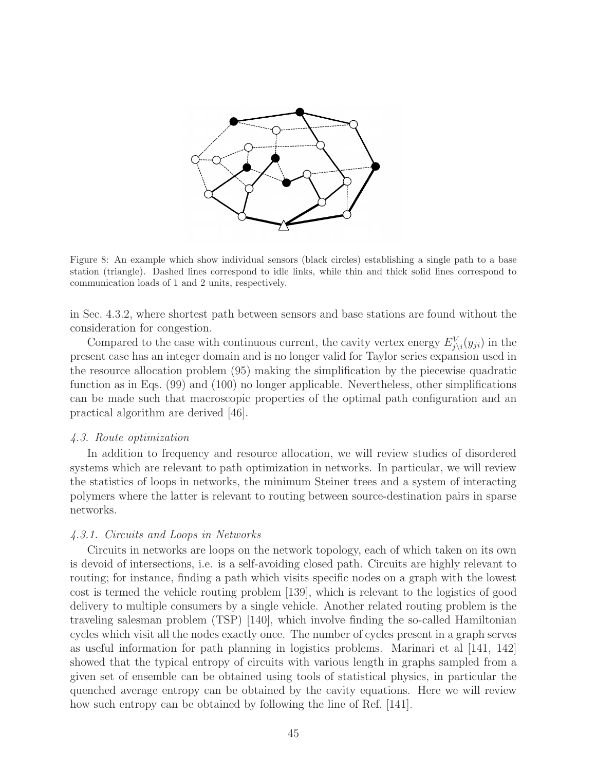Figure 8: An example which show individual sensors (black circles) establishing a single path to a base station (triangle). Dashed lines correspond to idle links, while thin and thick solid lines correspond to communication loads of 1 and 2 units, respectively.

in Sec. 4.3.2, where shortest path between sensors and base stations are found without the consideration for congestion.

Compared to the case with continuous current, the cavity vertex energy $E^V_{j\setminus i}(y_{ji})$ in the present case has an integer domain and is no longer valid for Taylor series expansion used in the resource allocation problem (95) making the simplification by the piecewise quadratic function as in Eqs. (99) and (100) no longer applicable. Nevertheless, other simplifications can be made such that macroscopic properties of the optimal path configuration and an practical algorithm are derived [46].

### *4.3. Route optimization*

In addition to frequency and resource allocation, we will review studies of disordered systems which are relevant to path optimization in networks. In particular, we will review the statistics of loops in networks, the minimum Steiner trees and a system of interacting polymers where the latter is relevant to routing between source-destination pairs in sparse networks.

#### *4.3.1. Circuits and Loops in Networks*

Circuits in networks are loops on the network topology, each of which taken on its own is devoid of intersections, i.e. is a self-avoiding closed path. Circuits are highly relevant to routing; for instance, finding a path which visits specific nodes on a graph with the lowest cost is termed the vehicle routing problem [139], which is relevant to the logistics of good delivery to multiple consumers by a single vehicle. Another related routing problem is the traveling salesman problem (TSP) [140], which involve finding the so-called Hamiltonian cycles which visit all the nodes exactly once. The number of cycles present in a graph serves as useful information for path planning in logistics problems. Marinari et al [141, 142] showed that the typical entropy of circuits with various length in graphs sampled from a given set of ensemble can be obtained using tools of statistical physics, in particular the quenched average entropy can be obtained by the cavity equations. Here we will review how such entropy can be obtained by following the line of Ref. [141].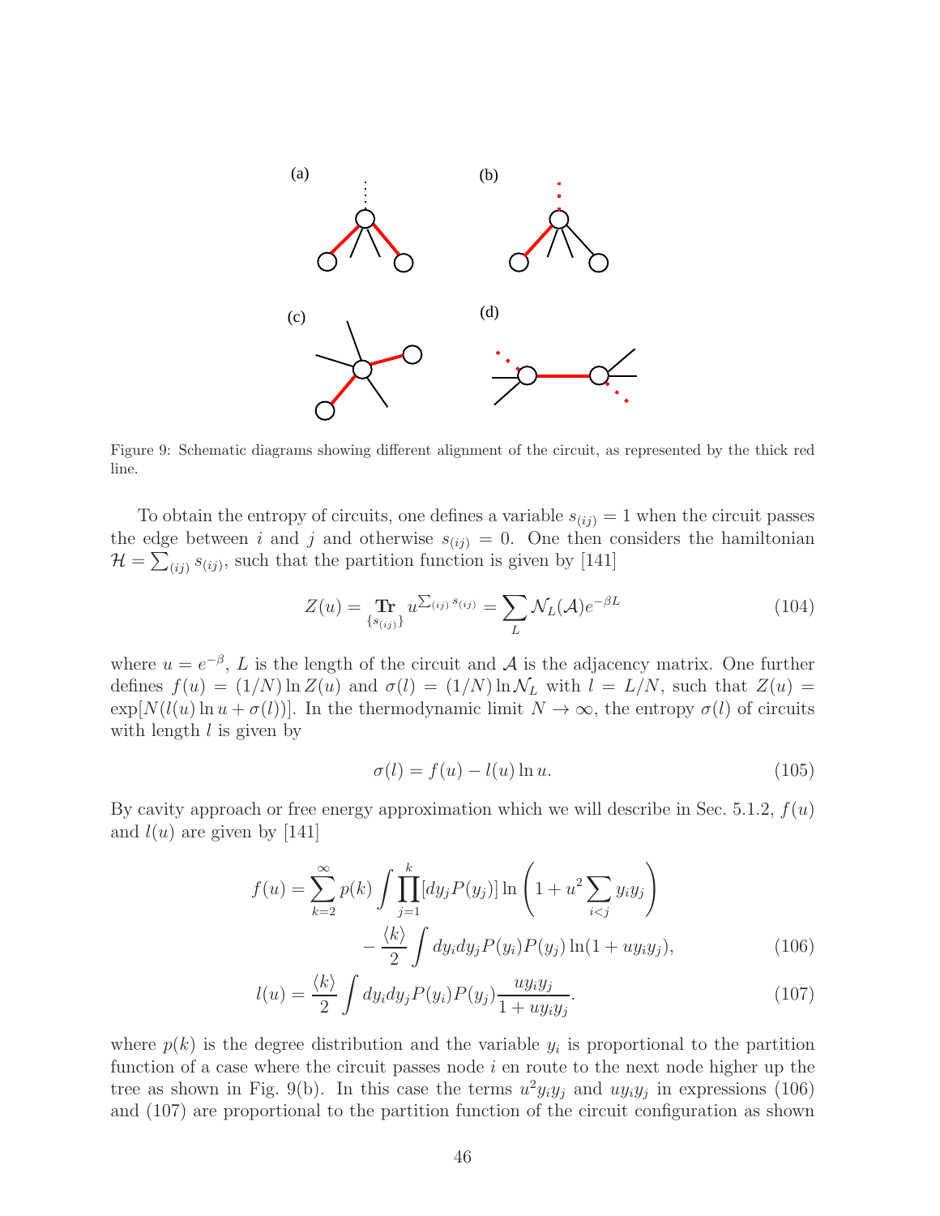Figure 9: Schematic diagrams showing different alignment of the circuit, as represented by the thick red line.

To obtain the entropy of circuits, one defines a variable $s_{(ij)} = 1$ when the circuit passes the edge between $i$ and $j$ and otherwise $s_{(ij)} = 0$. One then considers the hamiltonian $\mathcal{H} = \sum_{(ij)} s_{(ij)}$, such that the partition function is given by [141]

$$Z(u) = \mathop{\mathbf{Tr}}_{\{s_{(ij)}\}} u^{\sum_{(ij)} s_{(ij)}} = \sum_L \mathcal{N}_L(\mathcal{A}) e^{-\beta L} \tag{104}$$

where $u = e^{-\beta}$, $L$ is the length of the circuit and $\mathcal{A}$ is the adjacency matrix. One further defines $f(u) = (1/N)\ln Z(u)$ and $\sigma(l) = (1/N)\ln \mathcal{N}_L$ with $l = L/N$, such that $Z(u) = \exp[N(l(u)\ln u + \sigma(l))]$. In the thermodynamic limit $N \to \infty$, the entropy $\sigma(l)$ of circuits with length $l$ is given by

$$\sigma(l) = f(u) - l(u)\ln u. \tag{105}$$

By cavity approach or free energy approximation which we will describe in Sec. 5.1.2, $f(u)$ and $l(u)$ are given by [141]

$$\begin{aligned} f(u) = \sum_{k=2}^{\infty} p(k) \int \prod_{j=1}^{k} [dy_j P(y_j)] \ln\left(1 + u^2 \sum_{i<j} y_i y_j\right) \\ - \frac{\langle k \rangle}{2} \int dy_i dy_j P(y_i) P(y_j) \ln(1 + u y_i y_j), \end{aligned} \tag{106}$$

$$l(u) = \frac{\langle k \rangle}{2} \int dy_i dy_j P(y_i) P(y_j) \frac{u y_i y_j}{1 + u y_i y_j}. \tag{107}$$

where $p(k)$ is the degree distribution and the variable $y_i$ is proportional to the partition function of a case where the circuit passes node $i$ en route to the next node higher up the tree as shown in Fig. 9(b). In this case the terms $u^2 y_i y_j$ and $u y_i y_j$ in expressions (106) and (107) are proportional to the partition function of the circuit configuration as shown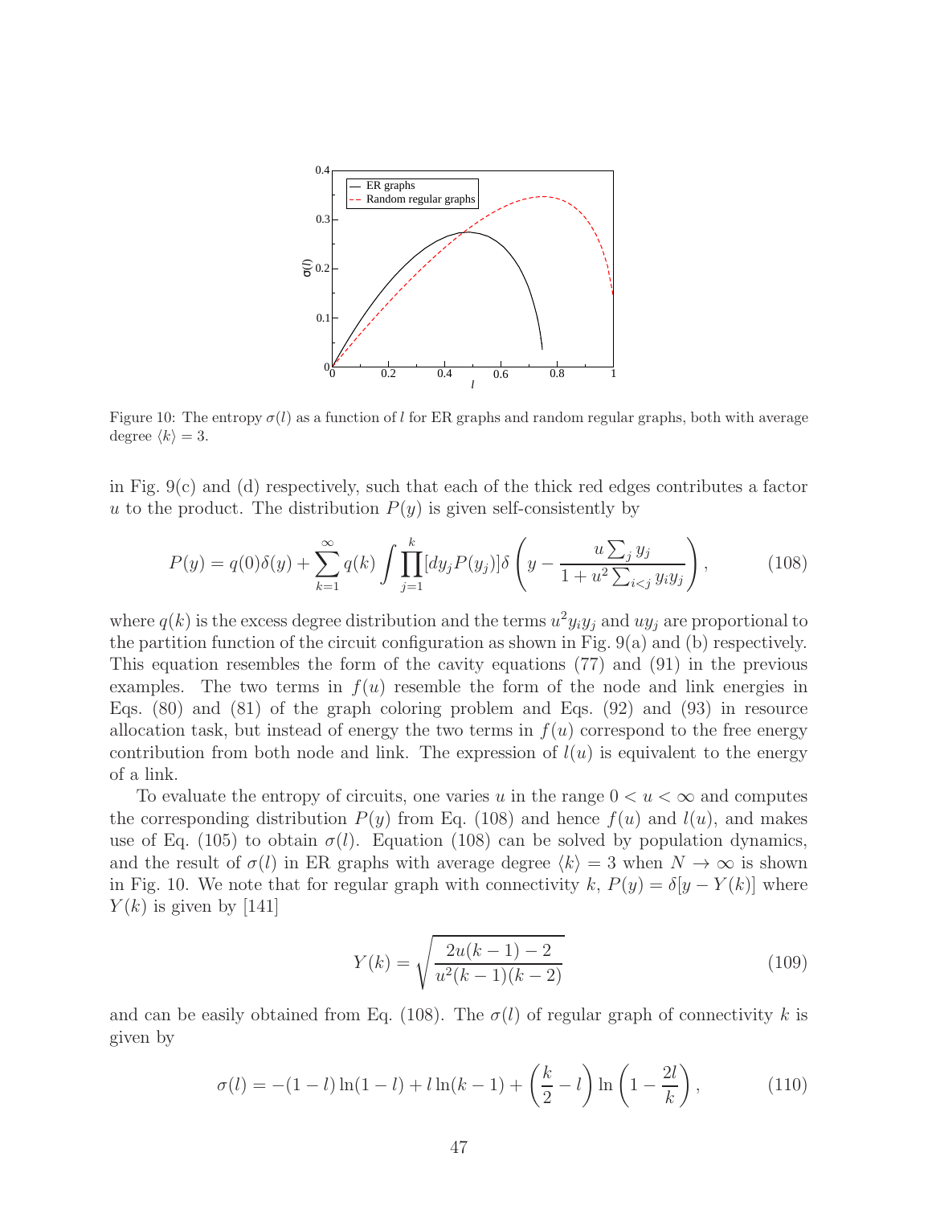Figure 10: The entropy $\sigma(l)$ as a function of $l$ for ER graphs and random regular graphs, both with average degree $\langle k \rangle = 3$.

in Fig. 9(c) and (d) respectively, such that each of the thick red edges contributes a factor $u$ to the product. The distribution $P(y)$ is given self-consistently by

$$P(y) = q(0)\delta(y) + \sum_{k=1}^{\infty} q(k) \int \prod_{j=1}^{k} [dy_j P(y_j)] \delta\left( y - \frac{u \sum_j y_j}{1 + u^2 \sum_{i<j} y_i y_j} \right), \tag{108}$$

where $q(k)$ is the excess degree distribution and the terms $u^2 y_i y_j$ and $u y_j$ are proportional to the partition function of the circuit configuration as shown in Fig. 9(a) and (b) respectively. This equation resembles the form of the cavity equations (77) and (91) in the previous examples. The two terms in $f(u)$ resemble the form of the node and link energies in Eqs. (80) and (81) of the graph coloring problem and Eqs. (92) and (93) in resource allocation task, but instead of energy the two terms in $f(u)$ correspond to the free energy contribution from both node and link. The expression of $l(u)$ is equivalent to the energy of a link.

To evaluate the entropy of circuits, one varies $u$ in the range $0 < u < \infty$ and computes the corresponding distribution $P(y)$ from Eq. (108) and hence $f(u)$ and $l(u)$, and makes use of Eq. (105) to obtain $\sigma(l)$. Equation (108) can be solved by population dynamics, and the result of $\sigma(l)$ in ER graphs with average degree $\langle k \rangle = 3$ when $N \to \infty$ is shown in Fig. 10. We note that for regular graph with connectivity $k$, $P(y) = \delta[y - Y(k)]$ where $Y(k)$ is given by [141]

$$Y(k) = \sqrt{\frac{2u(k-1) - 2}{u^2(k-1)(k-2)}} \tag{109}$$

and can be easily obtained from Eq. (108). The $\sigma(l)$ of regular graph of connectivity $k$ is given by

$$\sigma(l) = -(1-l)\ln(1-l) + l\ln(k-1) + \left(\frac{k}{2} - l\right)\ln\left(1 - \frac{2l}{k}\right), \tag{110}$$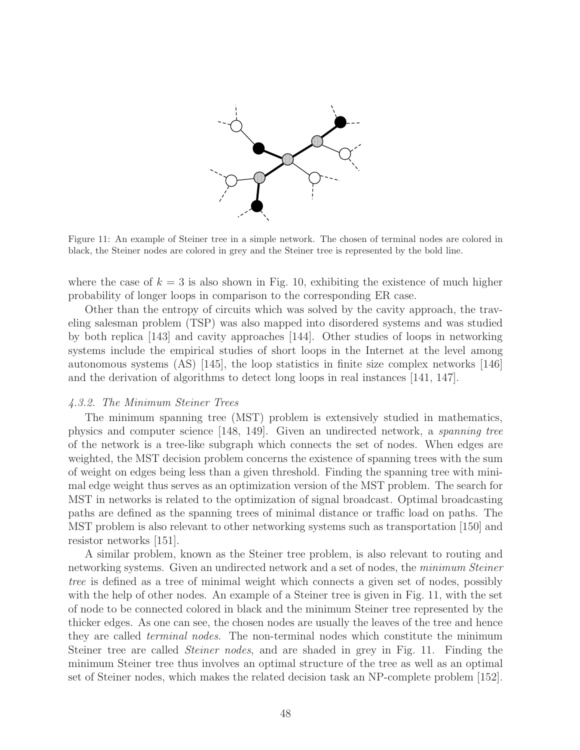Figure 11: An example of Steiner tree in a simple network. The chosen of terminal nodes are colored in black, the Steiner nodes are colored in grey and the Steiner tree is represented by the bold line.

where the case of $k = 3$ is also shown in Fig. 10, exhibiting the existence of much higher probability of longer loops in comparison to the corresponding ER case.

Other than the entropy of circuits which was solved by the cavity approach, the traveling salesman problem (TSP) was also mapped into disordered systems and was studied by both replica [143] and cavity approaches [144]. Other studies of loops in networking systems include the empirical studies of short loops in the Internet at the level among autonomous systems (AS) [145], the loop statistics in finite size complex networks [146] and the derivation of algorithms to detect long loops in real instances [141, 147].

#### *4.3.2. The Minimum Steiner Trees*

The minimum spanning tree (MST) problem is extensively studied in mathematics, physics and computer science [148, 149]. Given an undirected network, a *spanning tree* of the network is a tree-like subgraph which connects the set of nodes. When edges are weighted, the MST decision problem concerns the existence of spanning trees with the sum of weight on edges being less than a given threshold. Finding the spanning tree with minimal edge weight thus serves as an optimization version of the MST problem. The search for MST in networks is related to the optimization of signal broadcast. Optimal broadcasting paths are defined as the spanning trees of minimal distance or traffic load on paths. The MST problem is also relevant to other networking systems such as transportation [150] and resistor networks [151].

A similar problem, known as the Steiner tree problem, is also relevant to routing and networking systems. Given an undirected network and a set of nodes, the *minimum Steiner tree* is defined as a tree of minimal weight which connects a given set of nodes, possibly with the help of other nodes. An example of a Steiner tree is given in Fig. 11, with the set of node to be connected colored in black and the minimum Steiner tree represented by the thicker edges. As one can see, the chosen nodes are usually the leaves of the tree and hence they are called *terminal nodes*. The non-terminal nodes which constitute the minimum Steiner tree are called *Steiner nodes*, and are shaded in grey in Fig. 11. Finding the minimum Steiner tree thus involves an optimal structure of the tree as well as an optimal set of Steiner nodes, which makes the related decision task an NP-complete problem [152].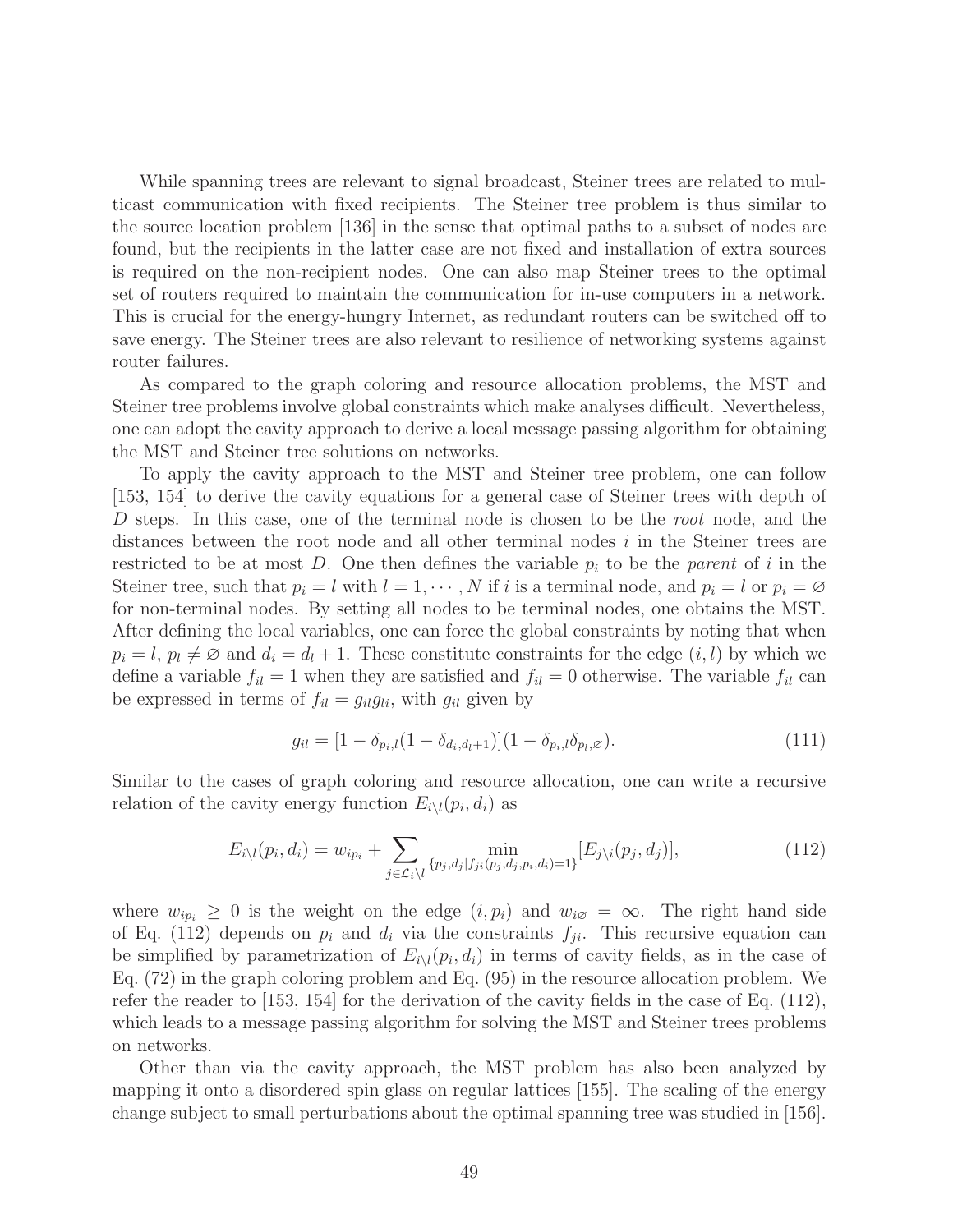While spanning trees are relevant to signal broadcast, Steiner trees are related to multicast communication with fixed recipients. The Steiner tree problem is thus similar to the source location problem [136] in the sense that optimal paths to a subset of nodes are found, but the recipients in the latter case are not fixed and installation of extra sources is required on the non-recipient nodes. One can also map Steiner trees to the optimal set of routers required to maintain the communication for in-use computers in a network. This is crucial for the energy-hungry Internet, as redundant routers can be switched off to save energy. The Steiner trees are also relevant to resilience of networking systems against router failures.

As compared to the graph coloring and resource allocation problems, the MST and Steiner tree problems involve global constraints which make analyses difficult. Nevertheless, one can adopt the cavity approach to derive a local message passing algorithm for obtaining the MST and Steiner tree solutions on networks.

To apply the cavity approach to the MST and Steiner tree problem, one can follow [153, 154] to derive the cavity equations for a general case of Steiner trees with depth of $D$ steps. In this case, one of the terminal node is chosen to be the *root* node, and the distances between the root node and all other terminal nodes $i$ in the Steiner trees are restricted to be at most $D$. One then defines the variable $p_i$ to be the *parent* of $i$ in the Steiner tree, such that $p_i = l$ with $l = 1, \cdots, N$ if $i$ is a terminal node, and $p_i = l$ or $p_i = \varnothing$ for non-terminal nodes. By setting all nodes to be terminal nodes, one obtains the MST. After defining the local variables, one can force the global constraints by noting that when $p_i = l$, $p_l \neq \varnothing$ and $d_i = d_l + 1$. These constitute constraints for the edge $(i, l)$ by which we define a variable $f_{il} = 1$ when they are satisfied and $f_{il} = 0$ otherwise. The variable $f_{il}$ can be expressed in terms of $f_{il} = g_{il} g_{li}$, with $g_{il}$ given by

$$g_{il} = [1 - \delta_{p_i,l}(1 - \delta_{d_i,d_l+1})](1 - \delta_{p_i,l}\delta_{p_l,\varnothing}). \tag{111}$$

Similar to the cases of graph coloring and resource allocation, one can write a recursive relation of the cavity energy function $E_{i\backslash l}(p_i, d_i)$ as

$$E_{i\backslash l}(p_i, d_i) = w_{ip_i} + \sum_{j \in \mathcal{L}_i \backslash l} \min_{\{p_j, d_j | f_{ji}(p_j, d_j, p_i, d_i) = 1\}} [E_{j\backslash i}(p_j, d_j)], \tag{112}$$

where $w_{ip_i} \geq 0$ is the weight on the edge $(i, p_i)$ and $w_{i\varnothing} = \infty$. The right hand side of Eq. (112) depends on $p_i$ and $d_i$ via the constraints $f_{ji}$. This recursive equation can be simplified by parametrization of $E_{i\backslash l}(p_i, d_i)$ in terms of cavity fields, as in the case of Eq. (72) in the graph coloring problem and Eq. (95) in the resource allocation problem. We refer the reader to [153, 154] for the derivation of the cavity fields in the case of Eq. (112), which leads to a message passing algorithm for solving the MST and Steiner trees problems on networks.

Other than via the cavity approach, the MST problem has also been analyzed by mapping it onto a disordered spin glass on regular lattices [155]. The scaling of the energy change subject to small perturbations about the optimal spanning tree was studied in [156].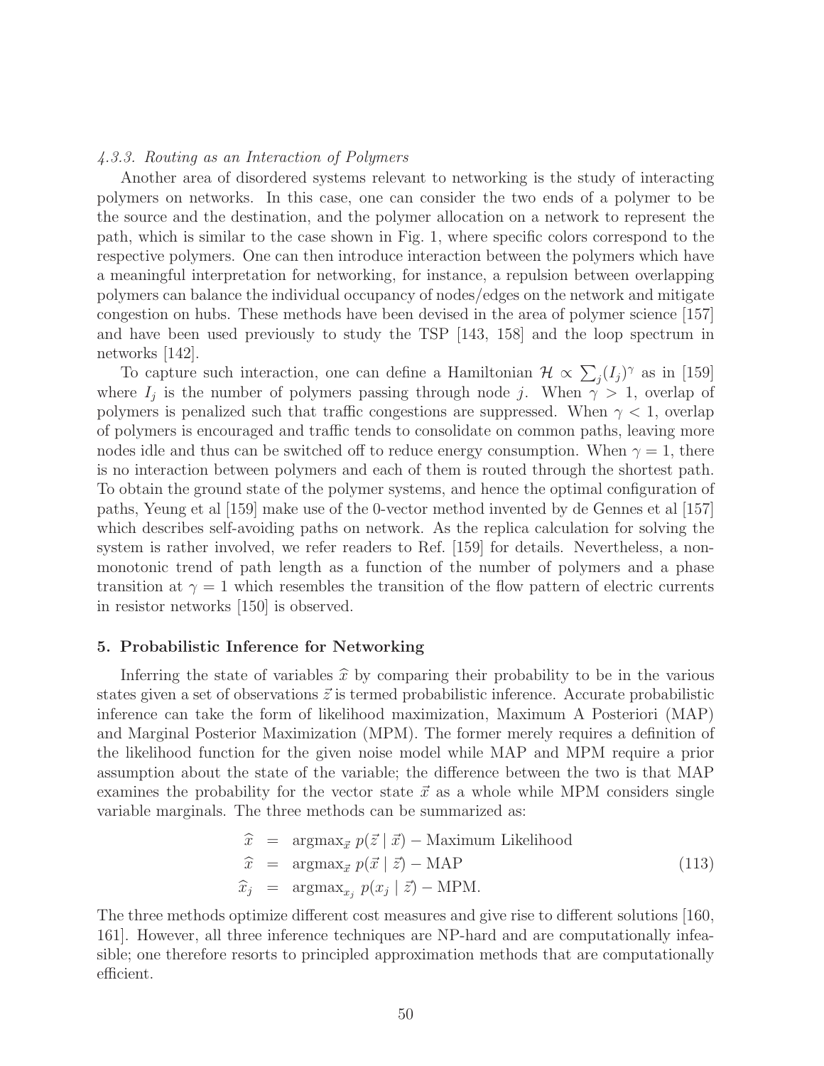### *4.3.3. Routing as an Interaction of Polymers*

Another area of disordered systems relevant to networking is the study of interacting polymers on networks. In this case, one can consider the two ends of a polymer to be the source and the destination, and the polymer allocation on a network to represent the path, which is similar to the case shown in Fig. 1, where specific colors correspond to the respective polymers. One can then introduce interaction between the polymers which have a meaningful interpretation for networking, for instance, a repulsion between overlapping polymers can balance the individual occupancy of nodes/edges on the network and mitigate congestion on hubs. These methods have been devised in the area of polymer science [157] and have been used previously to study the TSP [143, 158] and the loop spectrum in networks [142].

To capture such interaction, one can define a Hamiltonian $\mathcal{H} \propto \sum_j (I_j)^\gamma$ as in [159] where $I_j$ is the number of polymers passing through node $j$. When $\gamma > 1$, overlap of polymers is penalized such that traffic congestions are suppressed. When $\gamma < 1$, overlap of polymers is encouraged and traffic tends to consolidate on common paths, leaving more nodes idle and thus can be switched off to reduce energy consumption. When $\gamma = 1$, there is no interaction between polymers and each of them is routed through the shortest path. To obtain the ground state of the polymer systems, and hence the optimal configuration of paths, Yeung et al [159] make use of the 0-vector method invented by de Gennes et al [157] which describes self-avoiding paths on network. As the replica calculation for solving the system is rather involved, we refer readers to Ref. [159] for details. Nevertheless, a non-monotonic trend of path length as a function of the number of polymers and a phase transition at $\gamma = 1$ which resembles the transition of the flow pattern of electric currents in resistor networks [150] is observed.

## 5. Probabilistic Inference for Networking

Inferring the state of variables $\widehat{x}$ by comparing their probability to be in the various states given a set of observations $\vec{z}$ is termed probabilistic inference. Accurate probabilistic inference can take the form of likelihood maximization, Maximum A Posteriori (MAP) and Marginal Posterior Maximization (MPM). The former merely requires a definition of the likelihood function for the given noise model while MAP and MPM require a prior assumption about the state of the variable; the difference between the two is that MAP examines the probability for the vector state $\vec{x}$ as a whole while MPM considers single variable marginals. The three methods can be summarized as:

$$
\begin{aligned}
\widehat{x} &= \text{argmax}_{\vec{x}}\ p(\vec{z} \mid \vec{x}) - \text{Maximum Likelihood} \\
\widehat{x} &= \text{argmax}_{\vec{x}}\ p(\vec{x} \mid \vec{z}) - \text{MAP} \\
\widehat{x}_j &= \text{argmax}_{x_j}\ p(x_j \mid \vec{z}) - \text{MPM.}
\end{aligned}
\tag{113}
$$

The three methods optimize different cost measures and give rise to different solutions [160, 161]. However, all three inference techniques are NP-hard and are computationally infeasible; one therefore resorts to principled approximation methods that are computationally efficient.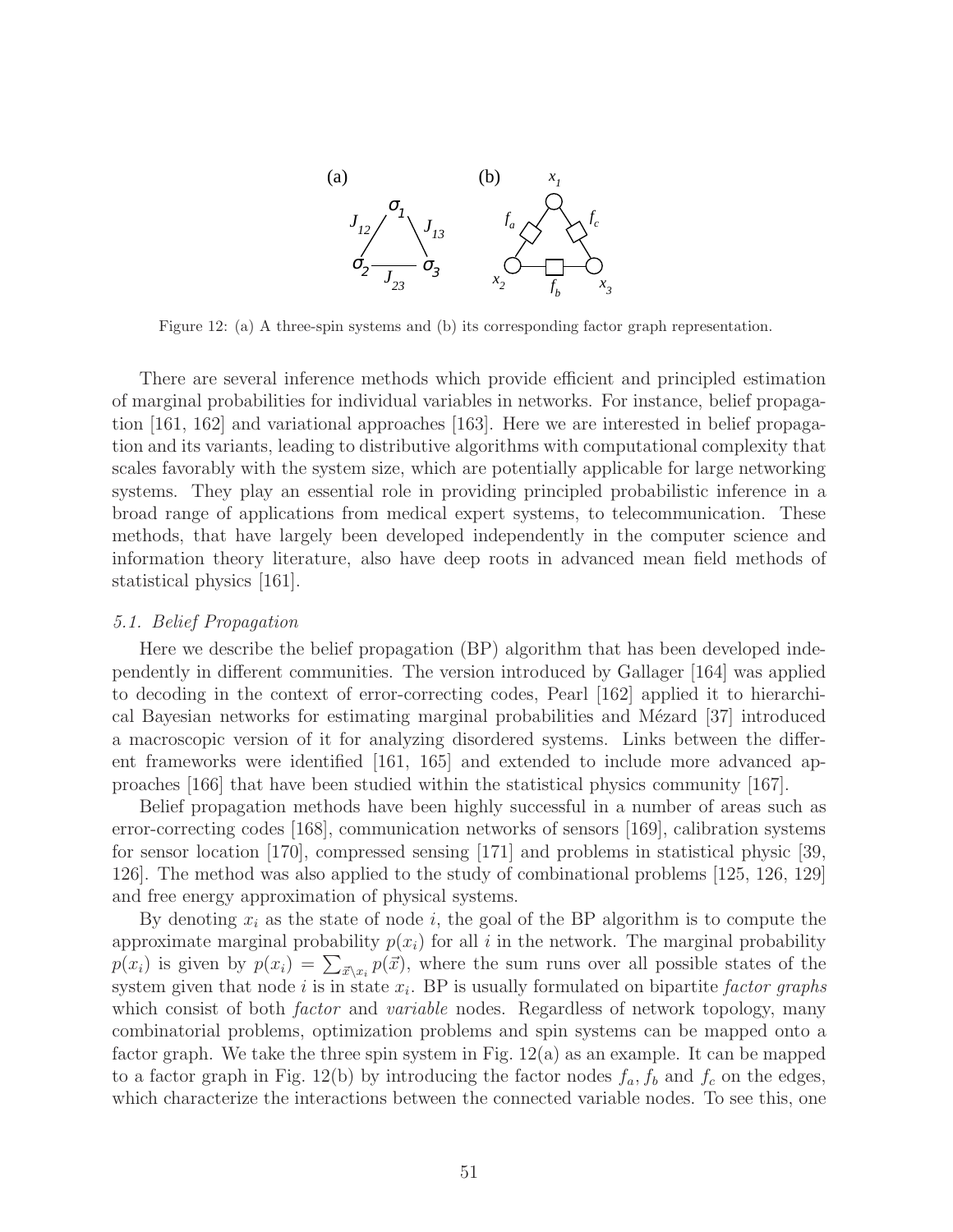Figure 12: (a) A three-spin systems and (b) its corresponding factor graph representation.

There are several inference methods which provide efficient and principled estimation of marginal probabilities for individual variables in networks. For instance, belief propagation [161, 162] and variational approaches [163]. Here we are interested in belief propagation and its variants, leading to distributive algorithms with computational complexity that scales favorably with the system size, which are potentially applicable for large networking systems. They play an essential role in providing principled probabilistic inference in a broad range of applications from medical expert systems, to telecommunication. These methods, that have largely been developed independently in the computer science and information theory literature, also have deep roots in advanced mean field methods of statistical physics [161].

### *5.1. Belief Propagation*

Here we describe the belief propagation (BP) algorithm that has been developed independently in different communities. The version introduced by Gallager [164] was applied to decoding in the context of error-correcting codes, Pearl [162] applied it to hierarchical Bayesian networks for estimating marginal probabilities and Mézard [37] introduced a macroscopic version of it for analyzing disordered systems. Links between the different frameworks were identified [161, 165] and extended to include more advanced approaches [166] that have been studied within the statistical physics community [167].

Belief propagation methods have been highly successful in a number of areas such as error-correcting codes [168], communication networks of sensors [169], calibration systems for sensor location [170], compressed sensing [171] and problems in statistical physic [39, 126]. The method was also applied to the study of combinational problems [125, 126, 129] and free energy approximation of physical systems.

By denoting $x_i$ as the state of node $i$, the goal of the BP algorithm is to compute the approximate marginal probability $p(x_i)$ for all $i$ in the network. The marginal probability $p(x_i)$ is given by $p(x_i) = \sum_{\vec{x}\setminus x_i} p(\vec{x})$, where the sum runs over all possible states of the system given that node $i$ is in state $x_i$. BP is usually formulated on bipartite *factor graphs* which consist of both *factor* and *variable* nodes. Regardless of network topology, many combinatorial problems, optimization problems and spin systems can be mapped onto a factor graph. We take the three spin system in Fig. 12(a) as an example. It can be mapped to a factor graph in Fig. 12(b) by introducing the factor nodes $f_a$, $f_b$ and $f_c$ on the edges, which characterize the interactions between the connected variable nodes. To see this, one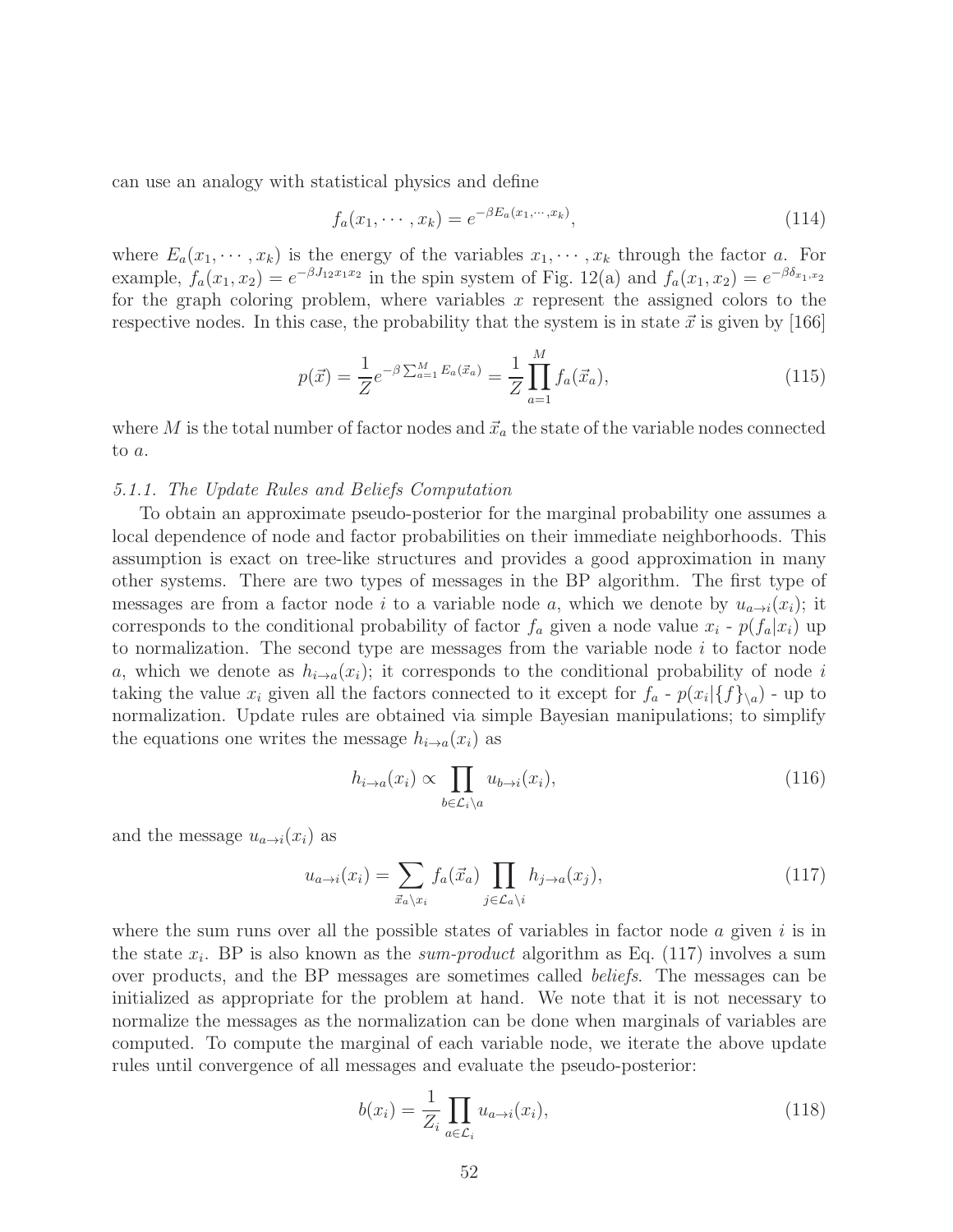can use an analogy with statistical physics and define

$$f_a(x_1, \cdots, x_k) = e^{-\beta E_a(x_1, \cdots, x_k)}, \tag{114}$$

where $E_a(x_1, \cdots, x_k)$ is the energy of the variables $x_1, \cdots, x_k$ through the factor $a$. For example, $f_a(x_1, x_2) = e^{-\beta J_{12} x_1 x_2}$ in the spin system of Fig. 12(a) and $f_a(x_1, x_2) = e^{-\beta \delta_{x_1, x_2}}$ for the graph coloring problem, where variables $x$ represent the assigned colors to the respective nodes. In this case, the probability that the system is in state $\vec{x}$ is given by [166]

$$p(\vec{x}) = \frac{1}{Z} e^{-\beta \sum_{a=1}^{M} E_a(\vec{x}_a)} = \frac{1}{Z} \prod_{a=1}^{M} f_a(\vec{x}_a), \tag{115}$$

where $M$ is the total number of factor nodes and $\vec{x}_a$ the state of the variable nodes connected to $a$.

#### *5.1.1. The Update Rules and Beliefs Computation*

To obtain an approximate pseudo-posterior for the marginal probability one assumes a local dependence of node and factor probabilities on their immediate neighborhoods. This assumption is exact on tree-like structures and provides a good approximation in many other systems. There are two types of messages in the BP algorithm. The first type of messages are from a factor node $i$ to a variable node $a$, which we denote by $u_{a\to i}(x_i)$; it corresponds to the conditional probability of factor $f_a$ given a node value $x_i$ - $p(f_a|x_i)$ up to normalization. The second type are messages from the variable node $i$ to factor node $a$, which we denote as $h_{i\to a}(x_i)$; it corresponds to the conditional probability of node $i$ taking the value $x_i$ given all the factors connected to it except for $f_a$ - $p(x_i|\{f\}_{\setminus a})$ - up to normalization. Update rules are obtained via simple Bayesian manipulations; to simplify the equations one writes the message $h_{i\to a}(x_i)$ as

$$h_{i\to a}(x_i) \propto \prod_{b \in \mathcal{L}_i \setminus a} u_{b\to i}(x_i), \tag{116}$$

and the message $u_{a\to i}(x_i)$ as

$$u_{a\to i}(x_i) = \sum_{\vec{x}_a \setminus x_i} f_a(\vec{x}_a) \prod_{j \in \mathcal{L}_a \setminus i} h_{j\to a}(x_j), \tag{117}$$

where the sum runs over all the possible states of variables in factor node $a$ given $i$ is in the state $x_i$. BP is also known as the *sum-product* algorithm as Eq. (117) involves a sum over products, and the BP messages are sometimes called *beliefs*. The messages can be initialized as appropriate for the problem at hand. We note that it is not necessary to normalize the messages as the normalization can be done when marginals of variables are computed. To compute the marginal of each variable node, we iterate the above update rules until convergence of all messages and evaluate the pseudo-posterior:

$$b(x_i) = \frac{1}{Z_i} \prod_{a \in \mathcal{L}_i} u_{a\to i}(x_i), \tag{118}$$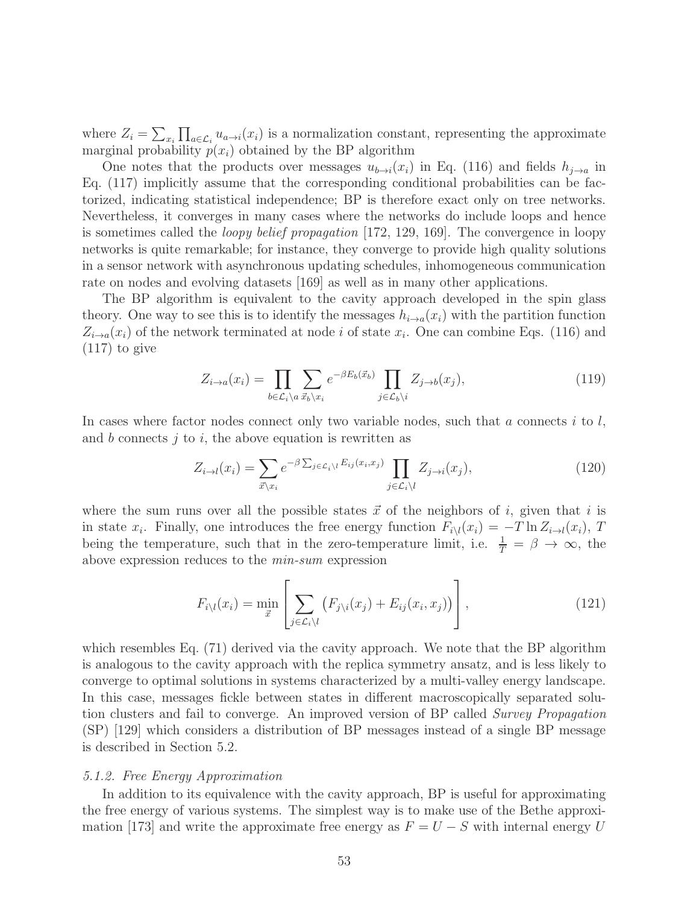where $Z_i = \sum_{x_i} \prod_{a \in \mathcal{L}_i} u_{a \to i}(x_i)$ is a normalization constant, representing the approximate marginal probability $p(x_i)$ obtained by the BP algorithm

One notes that the products over messages $u_{b \to i}(x_i)$ in Eq. (116) and fields $h_{j \to a}$ in Eq. (117) implicitly assume that the corresponding conditional probabilities can be factorized, indicating statistical independence; BP is therefore exact only on tree networks. Nevertheless, it converges in many cases where the networks do include loops and hence is sometimes called the *loopy belief propagation* [172, 129, 169]. The convergence in loopy networks is quite remarkable; for instance, they converge to provide high quality solutions in a sensor network with asynchronous updating schedules, inhomogeneous communication rate on nodes and evolving datasets [169] as well as in many other applications.

The BP algorithm is equivalent to the cavity approach developed in the spin glass theory. One way to see this is to identify the messages $h_{i \to a}(x_i)$ with the partition function $Z_{i \to a}(x_i)$ of the network terminated at node $i$ of state $x_i$. One can combine Eqs. (116) and (117) to give

$$Z_{i \to a}(x_i) = \prod_{b \in \mathcal{L}_i \backslash a} \sum_{\vec{x}_b \backslash x_i} e^{-\beta E_b(\vec{x}_b)} \prod_{j \in \mathcal{L}_b \backslash i} Z_{j \to b}(x_j), \tag{119}$$

In cases where factor nodes connect only two variable nodes, such that $a$ connects $i$ to $l$, and $b$ connects $j$ to $i$, the above equation is rewritten as

$$Z_{i \to l}(x_i) = \sum_{\vec{x} \backslash x_i} e^{-\beta \sum_{j \in \mathcal{L}_i \backslash l} E_{ij}(x_i, x_j)} \prod_{j \in \mathcal{L}_i \backslash l} Z_{j \to i}(x_j), \tag{120}$$

where the sum runs over all the possible states $\vec{x}$ of the neighbors of $i$, given that $i$ is in state $x_i$. Finally, one introduces the free energy function $F_{i \backslash l}(x_i) = -T \ln Z_{i \to l}(x_i)$, $T$ being the temperature, such that in the zero-temperature limit, i.e. $\frac{1}{T} = \beta \to \infty$, the above expression reduces to the *min-sum* expression

$$F_{i \backslash l}(x_i) = \min_{\vec{x}} \left[ \sum_{j \in \mathcal{L}_i \backslash l} \big( F_{j \backslash i}(x_j) + E_{ij}(x_i, x_j) \big) \right], \tag{121}$$

which resembles Eq. (71) derived via the cavity approach. We note that the BP algorithm is analogous to the cavity approach with the replica symmetry ansatz, and is less likely to converge to optimal solutions in systems characterized by a multi-valley energy landscape. In this case, messages fickle between states in different macroscopically separated solution clusters and fail to converge. An improved version of BP called *Survey Propagation* (SP) [129] which considers a distribution of BP messages instead of a single BP message is described in Section 5.2.

### *5.1.2. Free Energy Approximation*

In addition to its equivalence with the cavity approach, BP is useful for approximating the free energy of various systems. The simplest way is to make use of the Bethe approximation [173] and write the approximate free energy as $F = U - S$ with internal energy $U$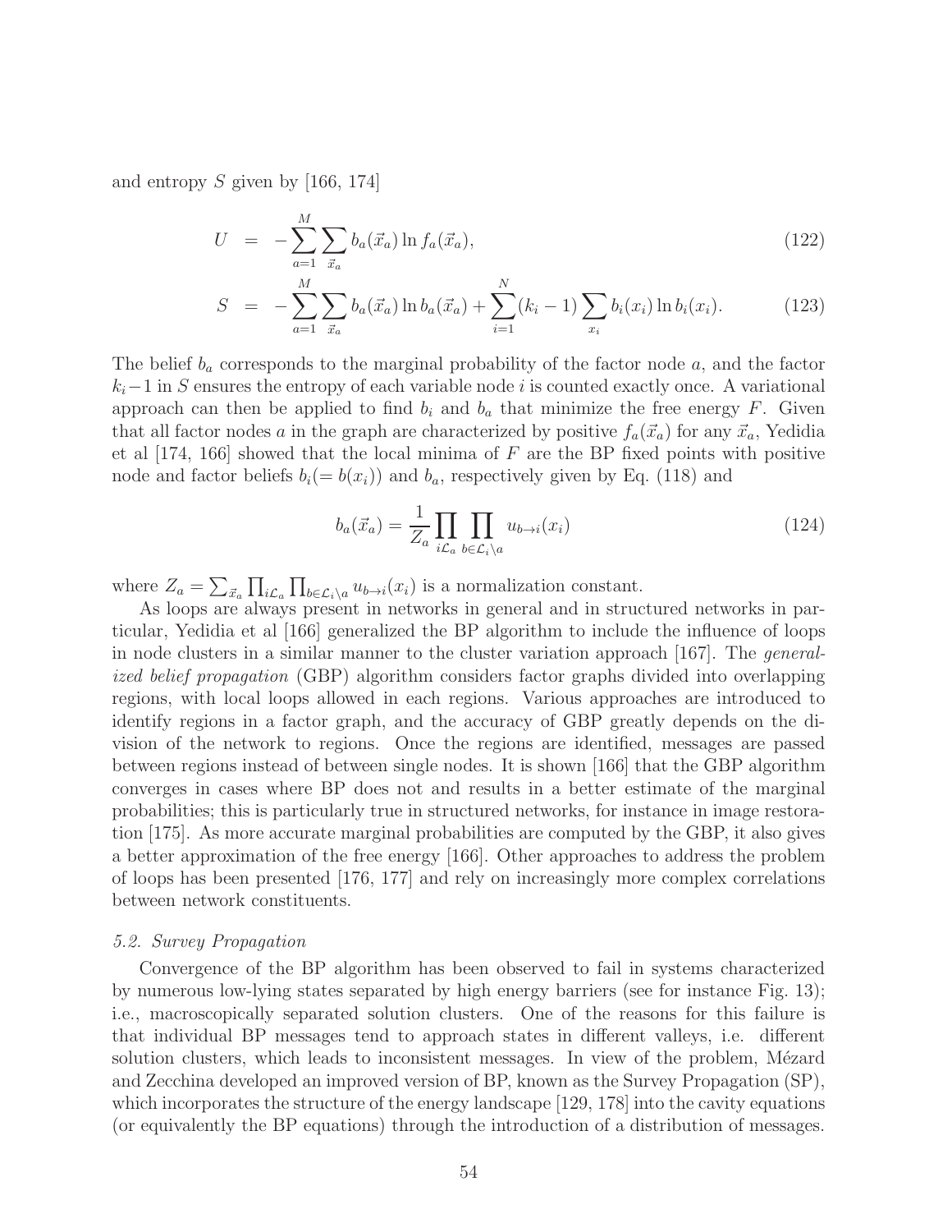and entropy $S$ given by [166, 174]

$$
\begin{aligned}
U &= -\sum_{a=1}^{M}\sum_{\vec{x}_a} b_a(\vec{x}_a)\ln f_a(\vec{x}_a), &(122)\\
S &= -\sum_{a=1}^{M}\sum_{\vec{x}_a} b_a(\vec{x}_a)\ln b_a(\vec{x}_a) + \sum_{i=1}^{N}(k_i-1)\sum_{x_i} b_i(x_i)\ln b_i(x_i). &(123)
\end{aligned}
$$

The belief $b_a$ corresponds to the marginal probability of the factor node $a$, and the factor $k_i-1$ in $S$ ensures the entropy of each variable node $i$ is counted exactly once. A variational approach can then be applied to find $b_i$ and $b_a$ that minimize the free energy $F$. Given that all factor nodes $a$ in the graph are characterized by positive $f_a(\vec{x}_a)$ for any $\vec{x}_a$, Yedidia et al [174, 166] showed that the local minima of $F$ are the BP fixed points with positive node and factor beliefs $b_i(= b(x_i))$ and $b_a$, respectively given by Eq. (118) and

$$
b_a(\vec{x}_a) = \frac{1}{Z_a}\prod_{i\mathcal{L}_a}\prod_{b\in\mathcal{L}_i\setminus a} u_{b\to i}(x_i) \tag{124}
$$

where $Z_a = \sum_{\vec{x}_a}\prod_{i\mathcal{L}_a}\prod_{b\in\mathcal{L}_i\setminus a} u_{b\to i}(x_i)$ is a normalization constant.

As loops are always present in networks in general and in structured networks in particular, Yedidia et al [166] generalized the BP algorithm to include the influence of loops in node clusters in a similar manner to the cluster variation approach [167]. The *generalized belief propagation* (GBP) algorithm considers factor graphs divided into overlapping regions, with local loops allowed in each regions. Various approaches are introduced to identify regions in a factor graph, and the accuracy of GBP greatly depends on the division of the network to regions. Once the regions are identified, messages are passed between regions instead of between single nodes. It is shown [166] that the GBP algorithm converges in cases where BP does not and results in a better estimate of the marginal probabilities; this is particularly true in structured networks, for instance in image restoration [175]. As more accurate marginal probabilities are computed by the GBP, it also gives a better approximation of the free energy [166]. Other approaches to address the problem of loops has been presented [176, 177] and rely on increasingly more complex correlations between network constituents.

### *5.2. Survey Propagation*

Convergence of the BP algorithm has been observed to fail in systems characterized by numerous low-lying states separated by high energy barriers (see for instance Fig. 13); i.e., macroscopically separated solution clusters. One of the reasons for this failure is that individual BP messages tend to approach states in different valleys, i.e. different solution clusters, which leads to inconsistent messages. In view of the problem, Mézard and Zecchina developed an improved version of BP, known as the Survey Propagation (SP), which incorporates the structure of the energy landscape [129, 178] into the cavity equations (or equivalently the BP equations) through the introduction of a distribution of messages.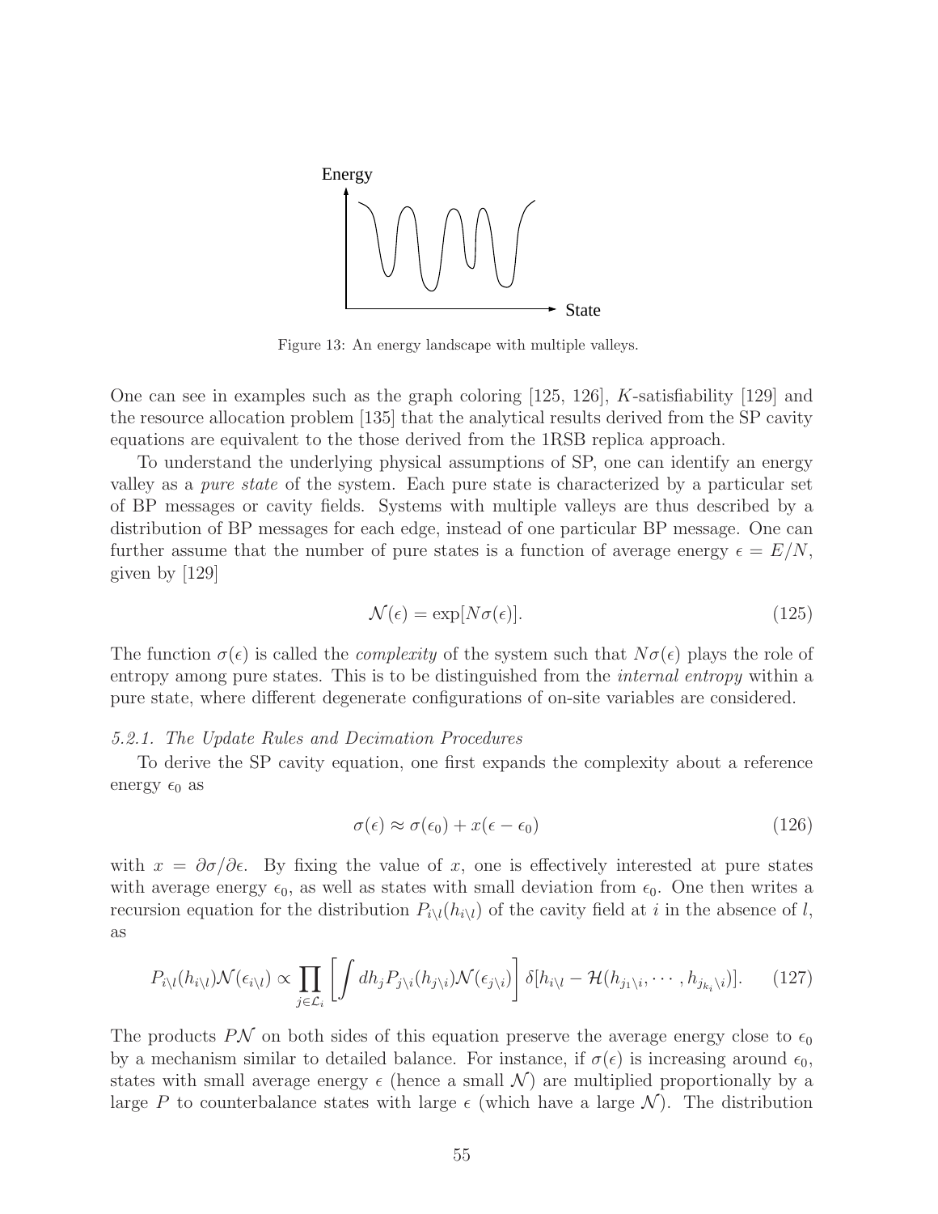Figure 13: An energy landscape with multiple valleys.

One can see in examples such as the graph coloring [125, 126], $K$-satisfiability [129] and the resource allocation problem [135] that the analytical results derived from the SP cavity equations are equivalent to the those derived from the 1RSB replica approach.

To understand the underlying physical assumptions of SP, one can identify an energy valley as a *pure state* of the system. Each pure state is characterized by a particular set of BP messages or cavity fields. Systems with multiple valleys are thus described by a distribution of BP messages for each edge, instead of one particular BP message. One can further assume that the number of pure states is a function of average energy $\epsilon = E/N$, given by [129]

$$\mathcal{N}(\epsilon) = \exp[N\sigma(\epsilon)]. \tag{125}$$

The function $\sigma(\epsilon)$ is called the *complexity* of the system such that $N\sigma(\epsilon)$ plays the role of entropy among pure states. This is to be distinguished from the *internal entropy* within a pure state, where different degenerate configurations of on-site variables are considered.

*5.2.1. The Update Rules and Decimation Procedures*

To derive the SP cavity equation, one first expands the complexity about a reference energy $\epsilon_0$ as

$$\sigma(\epsilon) \approx \sigma(\epsilon_0) + x(\epsilon - \epsilon_0) \tag{126}$$

with $x = \partial\sigma/\partial\epsilon$. By fixing the value of $x$, one is effectively interested at pure states with average energy $\epsilon_0$, as well as states with small deviation from $\epsilon_0$. One then writes a recursion equation for the distribution $P_{i\backslash l}(h_{i\backslash l})$ of the cavity field at $i$ in the absence of $l$, as

$$P_{i\backslash l}(h_{i\backslash l})\mathcal{N}(\epsilon_{i\backslash l}) \propto \prod_{j\in\mathcal{L}_i}\left[\int dh_j P_{j\backslash i}(h_{j\backslash i})\mathcal{N}(\epsilon_{j\backslash i})\right]\delta[h_{i\backslash l} - \mathcal{H}(h_{j_1\backslash i}, \cdots, h_{j_{k_i}\backslash i})]. \tag{127}$$

The products $P\mathcal{N}$ on both sides of this equation preserve the average energy close to $\epsilon_0$ by a mechanism similar to detailed balance. For instance, if $\sigma(\epsilon)$ is increasing around $\epsilon_0$, states with small average energy $\epsilon$ (hence a small $\mathcal{N}$) are multiplied proportionally by a large $P$ to counterbalance states with large $\epsilon$ (which have a large $\mathcal{N}$). The distribution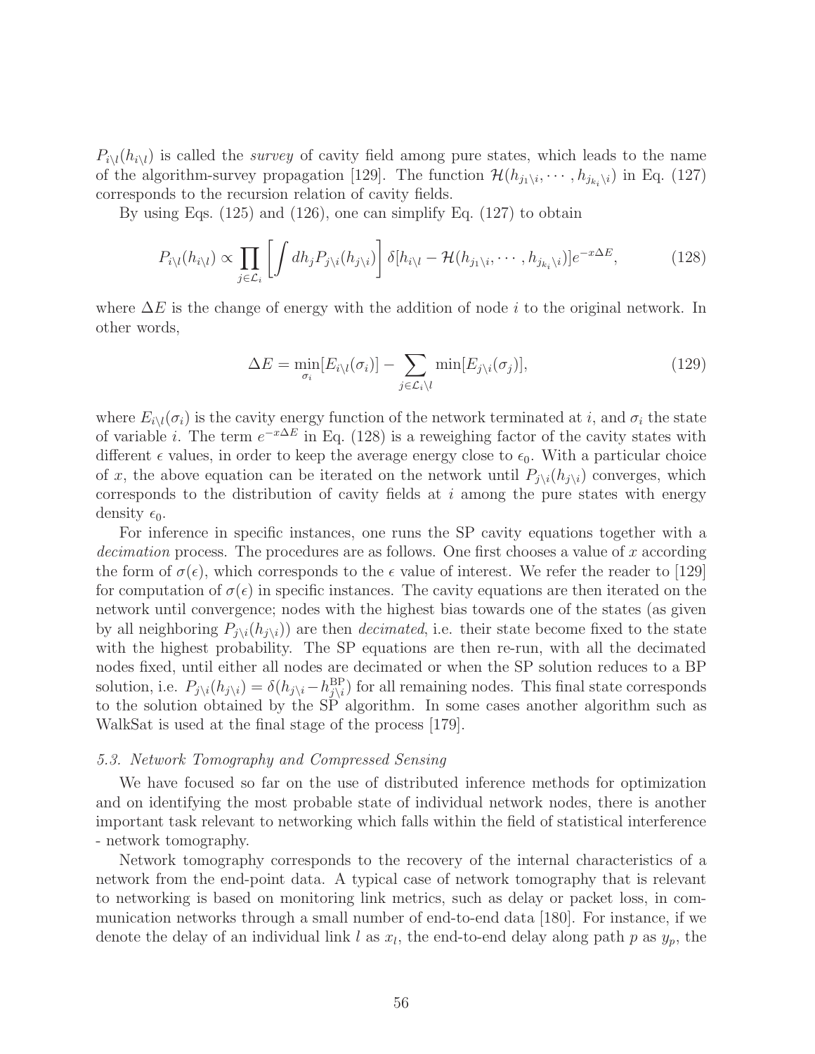$P_{i\setminus l}(h_{i\setminus l})$ is called the *survey* of cavity field among pure states, which leads to the name of the algorithm-survey propagation [129]. The function $\mathcal{H}(h_{j_1\setminus i}, \cdots, h_{j_{k_i}\setminus i})$ in Eq. (127) corresponds to the recursion relation of cavity fields.

By using Eqs. (125) and (126), one can simplify Eq. (127) to obtain

$$
P_{i\setminus l}(h_{i\setminus l}) \propto \prod_{j\in\mathcal{L}_i}\left[\int dh_j P_{j\setminus i}(h_{j\setminus i})\right]\delta[h_{i\setminus l} - \mathcal{H}(h_{j_1\setminus i}, \cdots, h_{j_{k_i}\setminus i})]e^{-x\Delta E}, \tag{128}
$$

where $\Delta E$ is the change of energy with the addition of node $i$ to the original network. In other words,

$$
\Delta E = \min_{\sigma_i}[E_{i\setminus l}(\sigma_i)] - \sum_{j\in\mathcal{L}_i\setminus l}\min[E_{j\setminus i}(\sigma_j)], \tag{129}
$$

where $E_{i\setminus l}(\sigma_i)$ is the cavity energy function of the network terminated at $i$, and $\sigma_i$ the state of variable $i$. The term $e^{-x\Delta E}$ in Eq. (128) is a reweighing factor of the cavity states with different $\epsilon$ values, in order to keep the average energy close to $\epsilon_0$. With a particular choice of $x$, the above equation can be iterated on the network until $P_{j\setminus i}(h_{j\setminus i})$ converges, which corresponds to the distribution of cavity fields at $i$ among the pure states with energy density $\epsilon_0$.

For inference in specific instances, one runs the SP cavity equations together with a *decimation* process. The procedures are as follows. One first chooses a value of $x$ according the form of $\sigma(\epsilon)$, which corresponds to the $\epsilon$ value of interest. We refer the reader to [129] for computation of $\sigma(\epsilon)$ in specific instances. The cavity equations are then iterated on the network until convergence; nodes with the highest bias towards one of the states (as given by all neighboring $P_{j\setminus i}(h_{j\setminus i})$) are then *decimated*, i.e. their state become fixed to the state with the highest probability. The SP equations are then re-run, with all the decimated nodes fixed, until either all nodes are decimated or when the SP solution reduces to a BP solution, i.e. $P_{j\setminus i}(h_{j\setminus i}) = \delta(h_{j\setminus i} - h^{\mathrm{BP}}_{j\setminus i})$ for all remaining nodes. This final state corresponds to the solution obtained by the SP algorithm. In some cases another algorithm such as WalkSat is used at the final stage of the process [179].

### *5.3. Network Tomography and Compressed Sensing*

We have focused so far on the use of distributed inference methods for optimization and on identifying the most probable state of individual network nodes, there is another important task relevant to networking which falls within the field of statistical interference - network tomography.

Network tomography corresponds to the recovery of the internal characteristics of a network from the end-point data. A typical case of network tomography that is relevant to networking is based on monitoring link metrics, such as delay or packet loss, in communication networks through a small number of end-to-end data [180]. For instance, if we denote the delay of an individual link $l$ as $x_l$, the end-to-end delay along path $p$ as $y_p$, the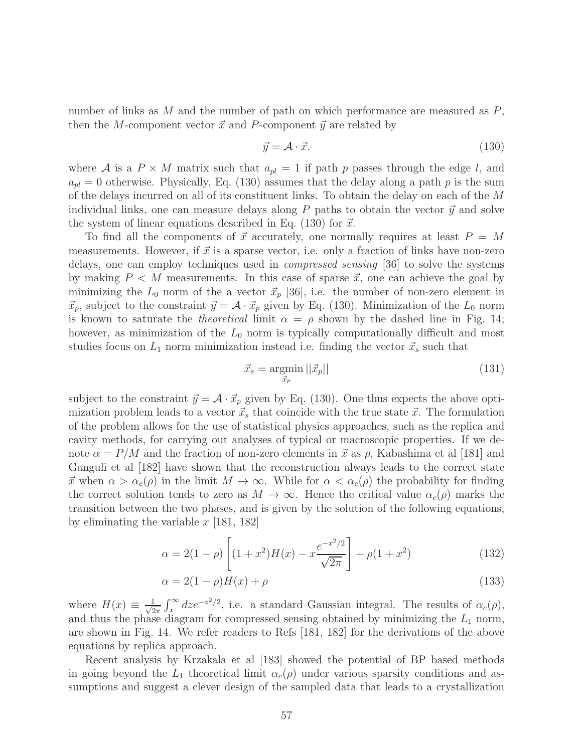number of links as $M$ and the number of path on which performance are measured as $P$, then the $M$-component vector $\vec{x}$ and $P$-component $\vec{y}$ are related by

$$\vec{y} = \mathcal{A} \cdot \vec{x}. \tag{130}$$

where $\mathcal{A}$ is a $P \times M$ matrix such that $a_{pl} = 1$ if path $p$ passes through the edge $l$, and $a_{pl} = 0$ otherwise. Physically, Eq. (130) assumes that the delay along a path $p$ is the sum of the delays incurred on all of its constituent links. To obtain the delay on each of the $M$ individual links, one can measure delays along $P$ paths to obtain the vector $\vec{y}$ and solve the system of linear equations described in Eq. (130) for $\vec{x}$.

To find all the components of $\vec{x}$ accurately, one normally requires at least $P = M$ measurements. However, if $\vec{x}$ is a sparse vector, i.e. only a fraction of links have non-zero delays, one can employ techniques used in *compressed sensing* [36] to solve the systems by making $P < M$ measurements. In this case of sparse $\vec{x}$, one can achieve the goal by minimizing the $L_0$ norm of the a vector $\vec{x}_p$ [36], i.e. the number of non-zero element in $\vec{x}_p$, subject to the constraint $\vec{y} = \mathcal{A} \cdot \vec{x}_p$ given by Eq. (130). Minimization of the $L_0$ norm is known to saturate the *theoretical* limit $\alpha = \rho$ shown by the dashed line in Fig. 14; however, as minimization of the $L_0$ norm is typically computationally difficult and most studies focus on $L_1$ norm minimization instead i.e. finding the vector $\vec{x}_s$ such that

$$\vec{x}_s = \underset{\vec{x}_p}{\operatorname{argmin}}\, ||\vec{x}_p|| \tag{131}$$

subject to the constraint $\vec{y} = \mathcal{A} \cdot \vec{x}_p$ given by Eq. (130). One thus expects the above optimization problem leads to a vector $\vec{x}_s$ that coincide with the true state $\vec{x}$. The formulation of the problem allows for the use of statistical physics approaches, such as the replica and cavity methods, for carrying out analyses of typical or macroscopic properties. If we denote $\alpha = P/M$ and the fraction of non-zero elements in $\vec{x}$ as $\rho$, Kabashima et al [181] and Ganguli et al [182] have shown that the reconstruction always leads to the correct state $\vec{x}$ when $\alpha > \alpha_c(\rho)$ in the limit $M \to \infty$. While for $\alpha < \alpha_c(\rho)$ the probability for finding the correct solution tends to zero as $M \to \infty$. Hence the critical value $\alpha_c(\rho)$ marks the transition between the two phases, and is given by the solution of the following equations, by eliminating the variable $x$ [181, 182]

$$\alpha = 2(1-\rho)\left[(1+x^2)H(x) - x\frac{e^{-x^2/2}}{\sqrt{2\pi}}\right] + \rho(1+x^2) \tag{132}$$

$$\alpha = 2(1-\rho)H(x) + \rho \tag{133}$$

where $H(x) \equiv \frac{1}{\sqrt{2\pi}}\int_x^\infty dz e^{-z^2/2}$, i.e. a standard Gaussian integral. The results of $\alpha_c(\rho)$, and thus the phase diagram for compressed sensing obtained by minimizing the $L_1$ norm, are shown in Fig. 14. We refer readers to Refs [181, 182] for the derivations of the above equations by replica approach.

Recent analysis by Krzakala et al [183] showed the potential of BP based methods in going beyond the $L_1$ theoretical limit $\alpha_c(\rho)$ under various sparsity conditions and assumptions and suggest a clever design of the sampled data that leads to a crystallization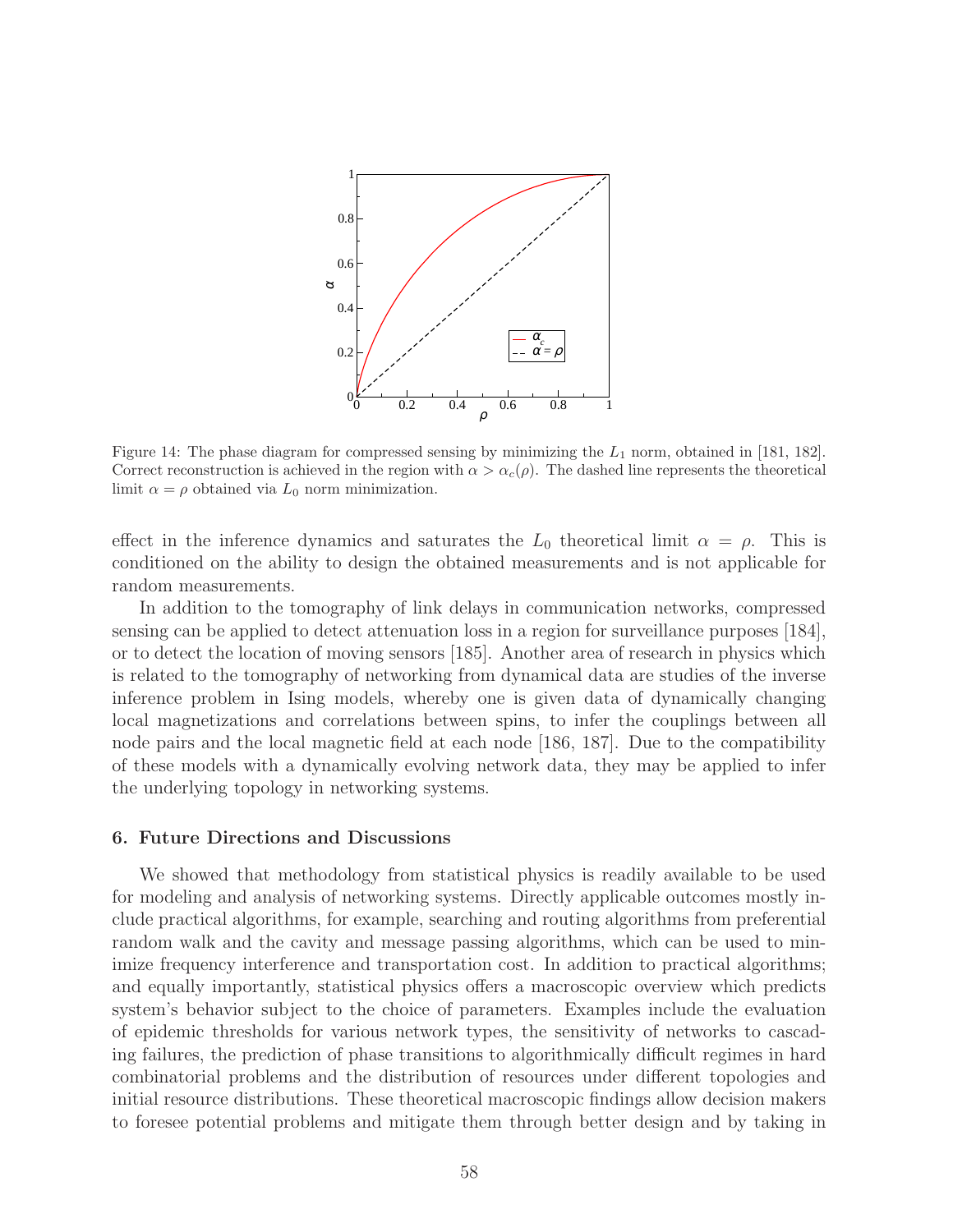Figure 14: The phase diagram for compressed sensing by minimizing the $L_1$ norm, obtained in [181, 182]. Correct reconstruction is achieved in the region with $\alpha > \alpha_c(\rho)$. The dashed line represents the theoretical limit $\alpha = \rho$ obtained via $L_0$ norm minimization.

effect in the inference dynamics and saturates the $L_0$ theoretical limit $\alpha = \rho$. This is conditioned on the ability to design the obtained measurements and is not applicable for random measurements.

In addition to the tomography of link delays in communication networks, compressed sensing can be applied to detect attenuation loss in a region for surveillance purposes [184], or to detect the location of moving sensors [185]. Another area of research in physics which is related to the tomography of networking from dynamical data are studies of the inverse inference problem in Ising models, whereby one is given data of dynamically changing local magnetizations and correlations between spins, to infer the couplings between all node pairs and the local magnetic field at each node [186, 187]. Due to the compatibility of these models with a dynamically evolving network data, they may be applied to infer the underlying topology in networking systems.

## 6. Future Directions and Discussions

We showed that methodology from statistical physics is readily available to be used for modeling and analysis of networking systems. Directly applicable outcomes mostly include practical algorithms, for example, searching and routing algorithms from preferential random walk and the cavity and message passing algorithms, which can be used to minimize frequency interference and transportation cost. In addition to practical algorithms; and equally importantly, statistical physics offers a macroscopic overview which predicts system's behavior subject to the choice of parameters. Examples include the evaluation of epidemic thresholds for various network types, the sensitivity of networks to cascading failures, the prediction of phase transitions to algorithmically difficult regimes in hard combinatorial problems and the distribution of resources under different topologies and initial resource distributions. These theoretical macroscopic findings allow decision makers to foresee potential problems and mitigate them through better design and by taking in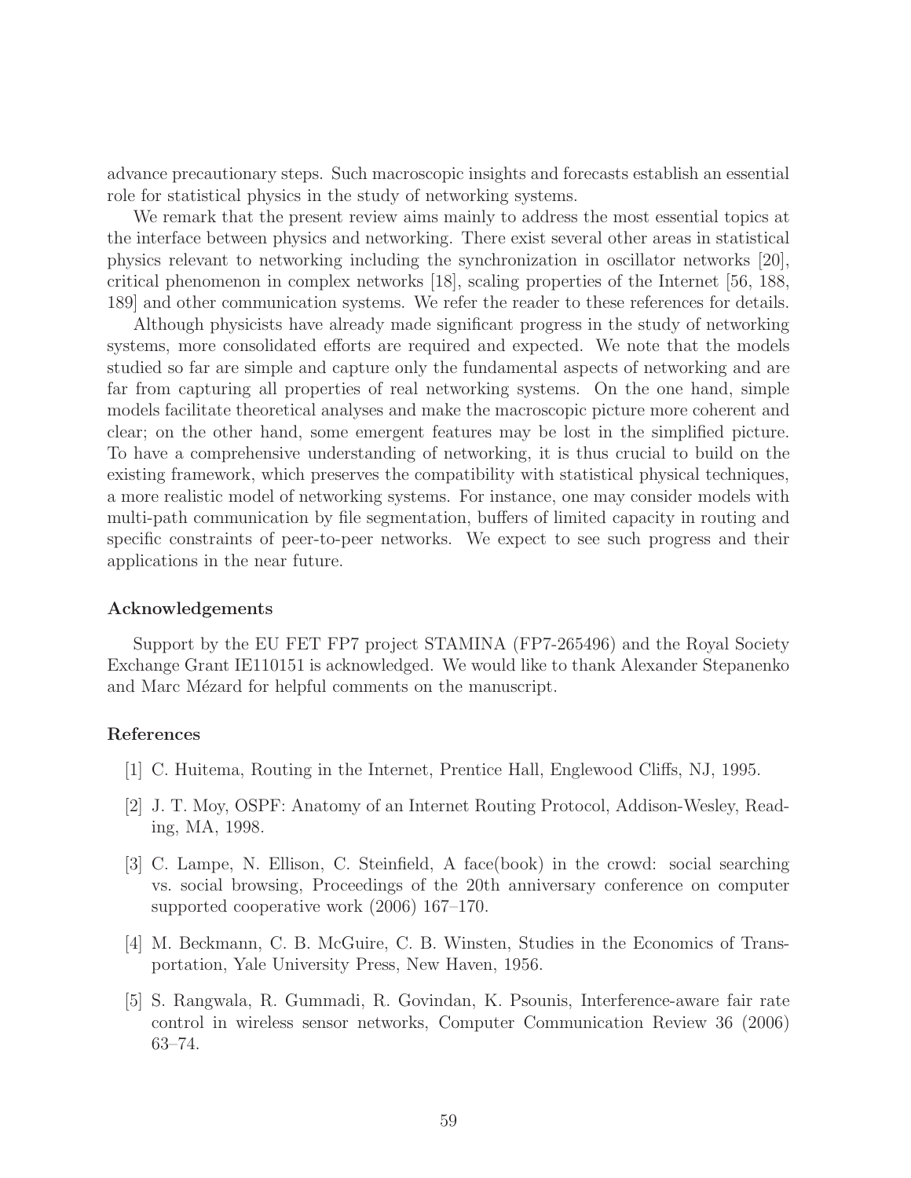advance precautionary steps. Such macroscopic insights and forecasts establish an essential role for statistical physics in the study of networking systems.

We remark that the present review aims mainly to address the most essential topics at the interface between physics and networking. There exist several other areas in statistical physics relevant to networking including the synchronization in oscillator networks [20], critical phenomenon in complex networks [18], scaling properties of the Internet [56, 188, 189] and other communication systems. We refer the reader to these references for details.

Although physicists have already made significant progress in the study of networking systems, more consolidated efforts are required and expected. We note that the models studied so far are simple and capture only the fundamental aspects of networking and are far from capturing all properties of real networking systems. On the one hand, simple models facilitate theoretical analyses and make the macroscopic picture more coherent and clear; on the other hand, some emergent features may be lost in the simplified picture. To have a comprehensive understanding of networking, it is thus crucial to build on the existing framework, which preserves the compatibility with statistical physical techniques, a more realistic model of networking systems. For instance, one may consider models with multi-path communication by file segmentation, buffers of limited capacity in routing and specific constraints of peer-to-peer networks. We expect to see such progress and their applications in the near future.

### Acknowledgements

Support by the EU FET FP7 project STAMINA (FP7-265496) and the Royal Society Exchange Grant IE110151 is acknowledged. We would like to thank Alexander Stepanenko and Marc Mézard for helpful comments on the manuscript.

### References

[1] C. Huitema, Routing in the Internet, Prentice Hall, Englewood Cliffs, NJ, 1995.

[2] J. T. Moy, OSPF: Anatomy of an Internet Routing Protocol, Addison-Wesley, Reading, MA, 1998.

[3] C. Lampe, N. Ellison, C. Steinfield, A face(book) in the crowd: social searching vs. social browsing, Proceedings of the 20th anniversary conference on computer supported cooperative work (2006) 167–170.

[4] M. Beckmann, C. B. McGuire, C. B. Winsten, Studies in the Economics of Transportation, Yale University Press, New Haven, 1956.

[5] S. Rangwala, R. Gummadi, R. Govindan, K. Psounis, Interference-aware fair rate control in wireless sensor networks, Computer Communication Review 36 (2006) 63–74.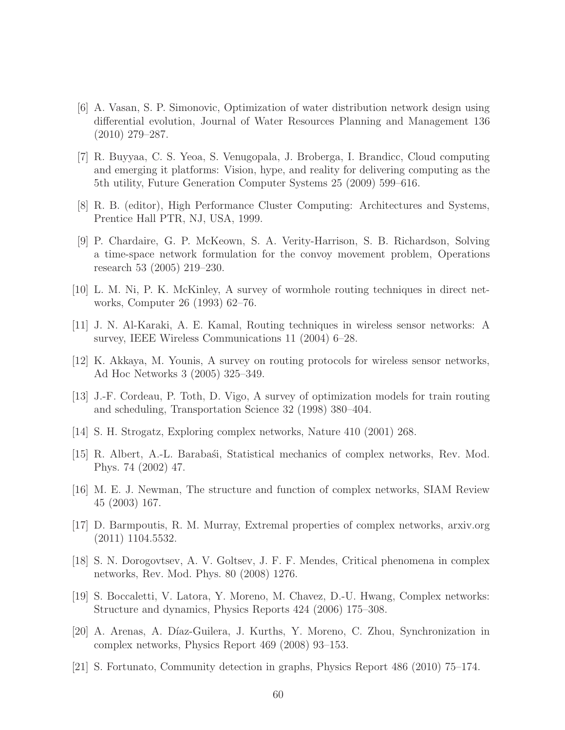[6] A. Vasan, S. P. Simonovic, Optimization of water distribution network design using differential evolution, Journal of Water Resources Planning and Management 136 (2010) 279–287.

[7] R. Buyyaa, C. S. Yeoa, S. Venugopala, J. Broberga, I. Brandicc, Cloud computing and emerging it platforms: Vision, hype, and reality for delivering computing as the 5th utility, Future Generation Computer Systems 25 (2009) 599–616.

[8] R. B. (editor), High Performance Cluster Computing: Architectures and Systems, Prentice Hall PTR, NJ, USA, 1999.

[9] P. Chardaire, G. P. McKeown, S. A. Verity-Harrison, S. B. Richardson, Solving a time-space network formulation for the convoy movement problem, Operations research 53 (2005) 219–230.

[10] L. M. Ni, P. K. McKinley, A survey of wormhole routing techniques in direct networks, Computer 26 (1993) 62–76.

[11] J. N. Al-Karaki, A. E. Kamal, Routing techniques in wireless sensor networks: A survey, IEEE Wireless Communications 11 (2004) 6–28.

[12] K. Akkaya, M. Younis, A survey on routing protocols for wireless sensor networks, Ad Hoc Networks 3 (2005) 325–349.

[13] J.-F. Cordeau, P. Toth, D. Vigo, A survey of optimization models for train routing and scheduling, Transportation Science 32 (1998) 380–404.

[14] S. H. Strogatz, Exploring complex networks, Nature 410 (2001) 268.

[15] R. Albert, A.-L. Barabaśi, Statistical mechanics of complex networks, Rev. Mod. Phys. 74 (2002) 47.

[16] M. E. J. Newman, The structure and function of complex networks, SIAM Review 45 (2003) 167.

[17] D. Barmpoutis, R. M. Murray, Extremal properties of complex networks, arxiv.org (2011) 1104.5532.

[18] S. N. Dorogovtsev, A. V. Goltsev, J. F. F. Mendes, Critical phenomena in complex networks, Rev. Mod. Phys. 80 (2008) 1276.

[19] S. Boccaletti, V. Latora, Y. Moreno, M. Chavez, D.-U. Hwang, Complex networks: Structure and dynamics, Physics Reports 424 (2006) 175–308.

[20] A. Arenas, A. Díaz-Guilera, J. Kurths, Y. Moreno, C. Zhou, Synchronization in complex networks, Physics Report 469 (2008) 93–153.

[21] S. Fortunato, Community detection in graphs, Physics Report 486 (2010) 75–174.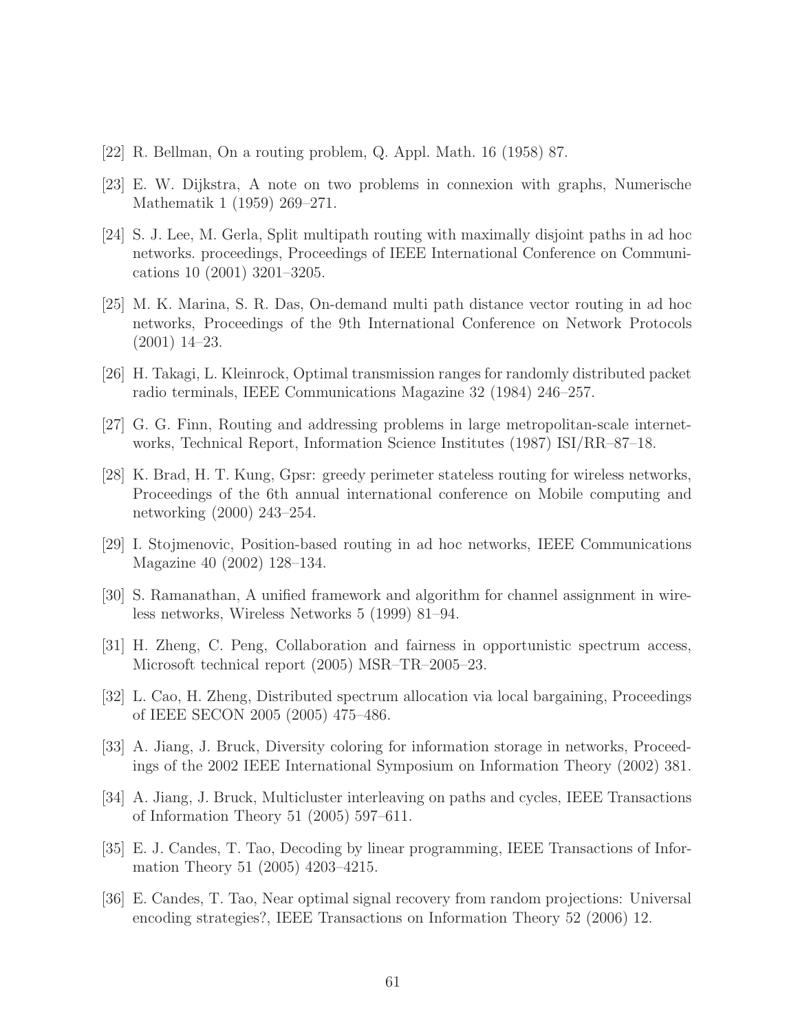[22] R. Bellman, On a routing problem, Q. Appl. Math. 16 (1958) 87.

[23] E. W. Dijkstra, A note on two problems in connexion with graphs, Numerische Mathematik 1 (1959) 269–271.

[24] S. J. Lee, M. Gerla, Split multipath routing with maximally disjoint paths in ad hoc networks. proceedings, Proceedings of IEEE International Conference on Communications 10 (2001) 3201–3205.

[25] M. K. Marina, S. R. Das, On-demand multi path distance vector routing in ad hoc networks, Proceedings of the 9th International Conference on Network Protocols (2001) 14–23.

[26] H. Takagi, L. Kleinrock, Optimal transmission ranges for randomly distributed packet radio terminals, IEEE Communications Magazine 32 (1984) 246–257.

[27] G. G. Finn, Routing and addressing problems in large metropolitan-scale internetworks, Technical Report, Information Science Institutes (1987) ISI/RR–87–18.

[28] K. Brad, H. T. Kung, Gpsr: greedy perimeter stateless routing for wireless networks, Proceedings of the 6th annual international conference on Mobile computing and networking (2000) 243–254.

[29] I. Stojmenovic, Position-based routing in ad hoc networks, IEEE Communications Magazine 40 (2002) 128–134.

[30] S. Ramanathan, A unified framework and algorithm for channel assignment in wireless networks, Wireless Networks 5 (1999) 81–94.

[31] H. Zheng, C. Peng, Collaboration and fairness in opportunistic spectrum access, Microsoft technical report (2005) MSR–TR–2005–23.

[32] L. Cao, H. Zheng, Distributed spectrum allocation via local bargaining, Proceedings of IEEE SECON 2005 (2005) 475–486.

[33] A. Jiang, J. Bruck, Diversity coloring for information storage in networks, Proceedings of the 2002 IEEE International Symposium on Information Theory (2002) 381.

[34] A. Jiang, J. Bruck, Multicluster interleaving on paths and cycles, IEEE Transactions of Information Theory 51 (2005) 597–611.

[35] E. J. Candes, T. Tao, Decoding by linear programming, IEEE Transactions of Information Theory 51 (2005) 4203–4215.

[36] E. Candes, T. Tao, Near optimal signal recovery from random projections: Universal encoding strategies?, IEEE Transactions on Information Theory 52 (2006) 12.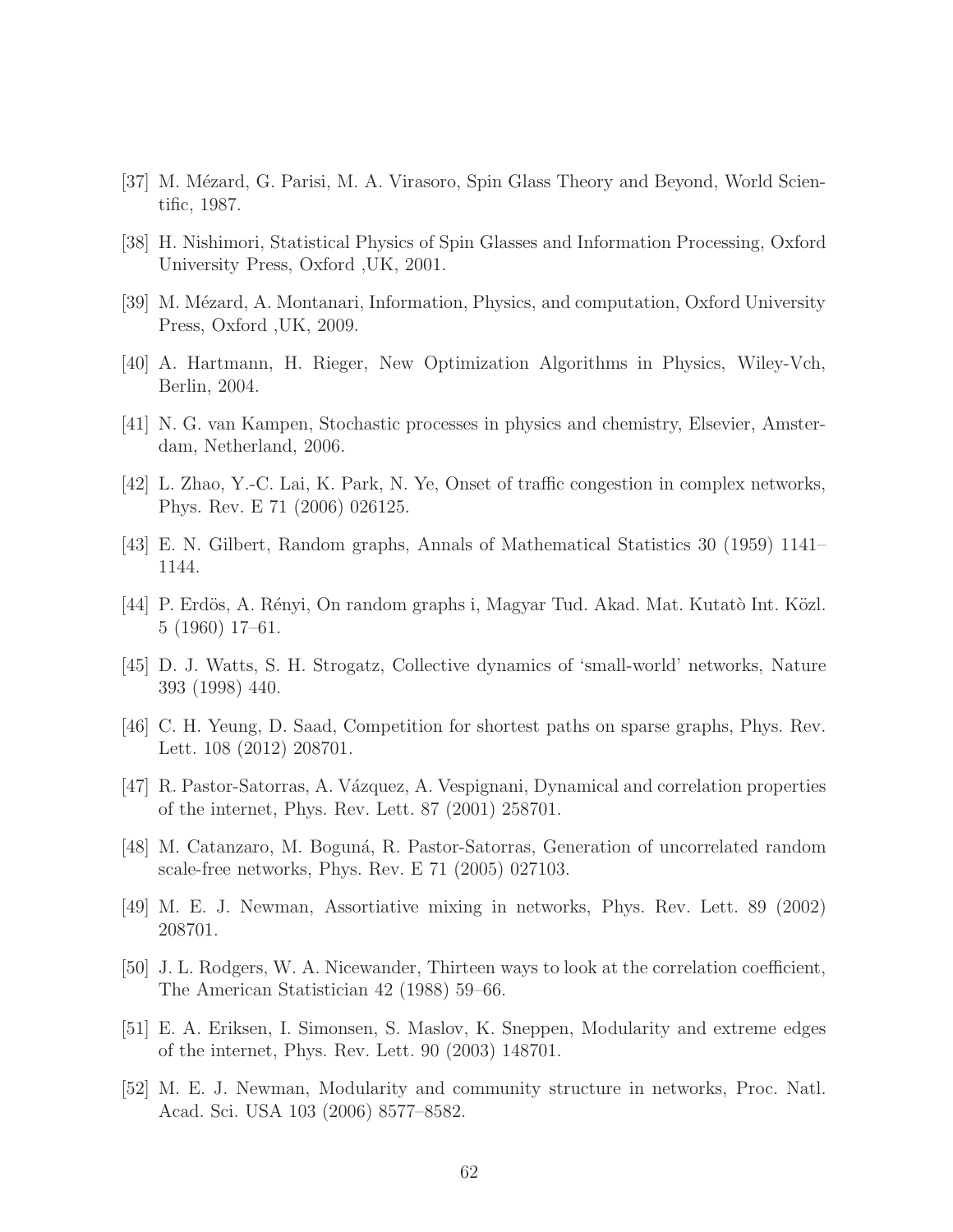[37] M. Mézard, G. Parisi, M. A. Virasoro, Spin Glass Theory and Beyond, World Scientific, 1987.

[38] H. Nishimori, Statistical Physics of Spin Glasses and Information Processing, Oxford University Press, Oxford ,UK, 2001.

[39] M. Mézard, A. Montanari, Information, Physics, and computation, Oxford University Press, Oxford ,UK, 2009.

[40] A. Hartmann, H. Rieger, New Optimization Algorithms in Physics, Wiley-Vch, Berlin, 2004.

[41] N. G. van Kampen, Stochastic processes in physics and chemistry, Elsevier, Amsterdam, Netherland, 2006.

[42] L. Zhao, Y.-C. Lai, K. Park, N. Ye, Onset of traffic congestion in complex networks, Phys. Rev. E 71 (2006) 026125.

[43] E. N. Gilbert, Random graphs, Annals of Mathematical Statistics 30 (1959) 1141–1144.

[44] P. Erdös, A. Rényi, On random graphs i, Magyar Tud. Akad. Mat. Kutatò Int. Közl. 5 (1960) 17–61.

[45] D. J. Watts, S. H. Strogatz, Collective dynamics of 'small-world' networks, Nature 393 (1998) 440.

[46] C. H. Yeung, D. Saad, Competition for shortest paths on sparse graphs, Phys. Rev. Lett. 108 (2012) 208701.

[47] R. Pastor-Satorras, A. Vázquez, A. Vespignani, Dynamical and correlation properties of the internet, Phys. Rev. Lett. 87 (2001) 258701.

[48] M. Catanzaro, M. Boguná, R. Pastor-Satorras, Generation of uncorrelated random scale-free networks, Phys. Rev. E 71 (2005) 027103.

[49] M. E. J. Newman, Assortiative mixing in networks, Phys. Rev. Lett. 89 (2002) 208701.

[50] J. L. Rodgers, W. A. Nicewander, Thirteen ways to look at the correlation coefficient, The American Statistician 42 (1988) 59–66.

[51] E. A. Eriksen, I. Simonsen, S. Maslov, K. Sneppen, Modularity and extreme edges of the internet, Phys. Rev. Lett. 90 (2003) 148701.

[52] M. E. J. Newman, Modularity and community structure in networks, Proc. Natl. Acad. Sci. USA 103 (2006) 8577–8582.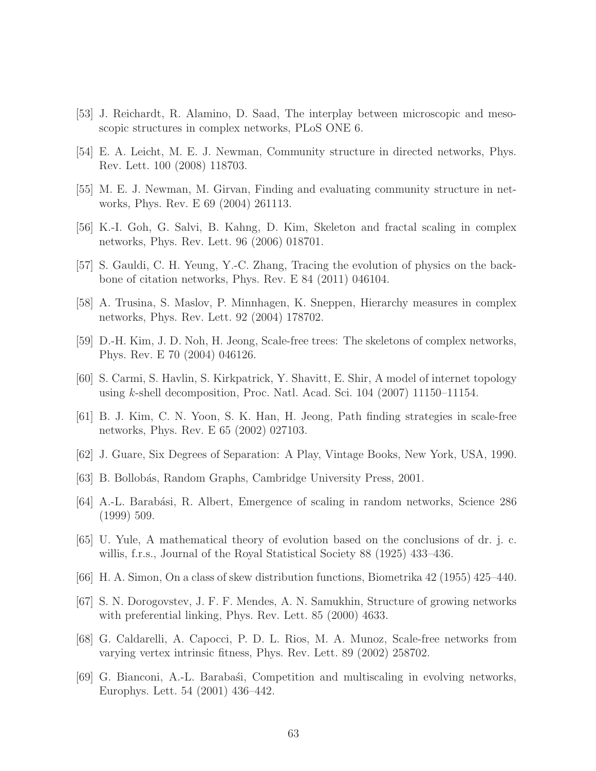[53] J. Reichardt, R. Alamino, D. Saad, The interplay between microscopic and mesoscopic structures in complex networks, PLoS ONE 6.

[54] E. A. Leicht, M. E. J. Newman, Community structure in directed networks, Phys. Rev. Lett. 100 (2008) 118703.

[55] M. E. J. Newman, M. Girvan, Finding and evaluating community structure in networks, Phys. Rev. E 69 (2004) 261113.

[56] K.-I. Goh, G. Salvi, B. Kahng, D. Kim, Skeleton and fractal scaling in complex networks, Phys. Rev. Lett. 96 (2006) 018701.

[57] S. Gauldi, C. H. Yeung, Y.-C. Zhang, Tracing the evolution of physics on the backbone of citation networks, Phys. Rev. E 84 (2011) 046104.

[58] A. Trusina, S. Maslov, P. Minnhagen, K. Sneppen, Hierarchy measures in complex networks, Phys. Rev. Lett. 92 (2004) 178702.

[59] D.-H. Kim, J. D. Noh, H. Jeong, Scale-free trees: The skeletons of complex networks, Phys. Rev. E 70 (2004) 046126.

[60] S. Carmi, S. Havlin, S. Kirkpatrick, Y. Shavitt, E. Shir, A model of internet topology using $k$-shell decomposition, Proc. Natl. Acad. Sci. 104 (2007) 11150–11154.

[61] B. J. Kim, C. N. Yoon, S. K. Han, H. Jeong, Path finding strategies in scale-free networks, Phys. Rev. E 65 (2002) 027103.

[62] J. Guare, Six Degrees of Separation: A Play, Vintage Books, New York, USA, 1990.

[63] B. Bollobás, Random Graphs, Cambridge University Press, 2001.

[64] A.-L. Barabási, R. Albert, Emergence of scaling in random networks, Science 286 (1999) 509.

[65] U. Yule, A mathematical theory of evolution based on the conclusions of dr. j. c. willis, f.r.s., Journal of the Royal Statistical Society 88 (1925) 433–436.

[66] H. A. Simon, On a class of skew distribution functions, Biometrika 42 (1955) 425–440.

[67] S. N. Dorogovstev, J. F. F. Mendes, A. N. Samukhin, Structure of growing networks with preferential linking, Phys. Rev. Lett. 85 (2000) 4633.

[68] G. Caldarelli, A. Capocci, P. D. L. Rios, M. A. Munoz, Scale-free networks from varying vertex intrinsic fitness, Phys. Rev. Lett. 89 (2002) 258702.

[69] G. Bianconi, A.-L. Barabaśi, Competition and multiscaling in evolving networks, Europhys. Lett. 54 (2001) 436–442.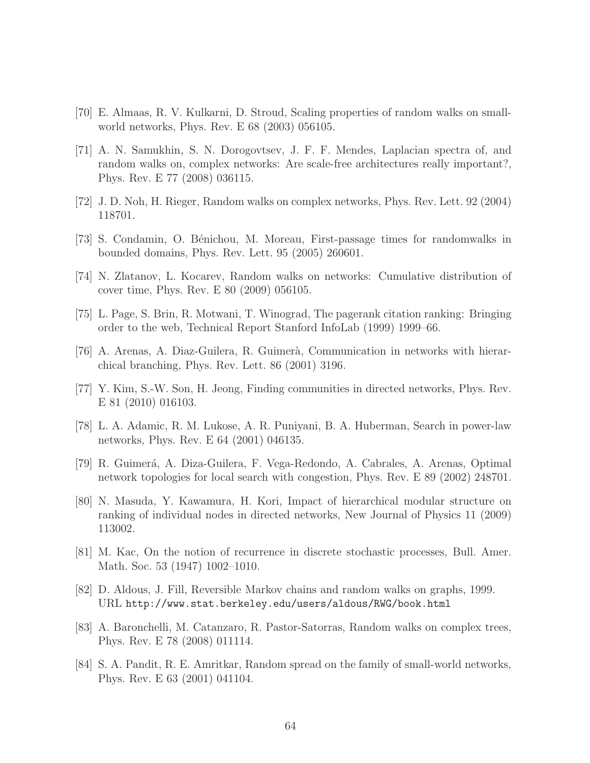[70] E. Almaas, R. V. Kulkarni, D. Stroud, Scaling properties of random walks on small-world networks, Phys. Rev. E 68 (2003) 056105.

[71] A. N. Samukhin, S. N. Dorogovtsev, J. F. F. Mendes, Laplacian spectra of, and random walks on, complex networks: Are scale-free architectures really important?, Phys. Rev. E 77 (2008) 036115.

[72] J. D. Noh, H. Rieger, Random walks on complex networks, Phys. Rev. Lett. 92 (2004) 118701.

[73] S. Condamin, O. Bénichou, M. Moreau, First-passage times for randomwalks in bounded domains, Phys. Rev. Lett. 95 (2005) 260601.

[74] N. Zlatanov, L. Kocarev, Random walks on networks: Cumulative distribution of cover time, Phys. Rev. E 80 (2009) 056105.

[75] L. Page, S. Brin, R. Motwani, T. Winograd, The pagerank citation ranking: Bringing order to the web, Technical Report Stanford InfoLab (1999) 1999–66.

[76] A. Arenas, A. Diaz-Guilera, R. Guimerà, Communication in networks with hierarchical branching, Phys. Rev. Lett. 86 (2001) 3196.

[77] Y. Kim, S.-W. Son, H. Jeong, Finding communities in directed networks, Phys. Rev. E 81 (2010) 016103.

[78] L. A. Adamic, R. M. Lukose, A. R. Puniyani, B. A. Huberman, Search in power-law networks, Phys. Rev. E 64 (2001) 046135.

[79] R. Guimerá, A. Diza-Guilera, F. Vega-Redondo, A. Cabrales, A. Arenas, Optimal network topologies for local search with congestion, Phys. Rev. E 89 (2002) 248701.

[80] N. Masuda, Y. Kawamura, H. Kori, Impact of hierarchical modular structure on ranking of individual nodes in directed networks, New Journal of Physics 11 (2009) 113002.

[81] M. Kac, On the notion of recurrence in discrete stochastic processes, Bull. Amer. Math. Soc. 53 (1947) 1002–1010.

[82] D. Aldous, J. Fill, Reversible Markov chains and random walks on graphs, 1999. URL `http://www.stat.berkeley.edu/users/aldous/RWG/book.html`

[83] A. Baronchelli, M. Catanzaro, R. Pastor-Satorras, Random walks on complex trees, Phys. Rev. E 78 (2008) 011114.

[84] S. A. Pandit, R. E. Amritkar, Random spread on the family of small-world networks, Phys. Rev. E 63 (2001) 041104.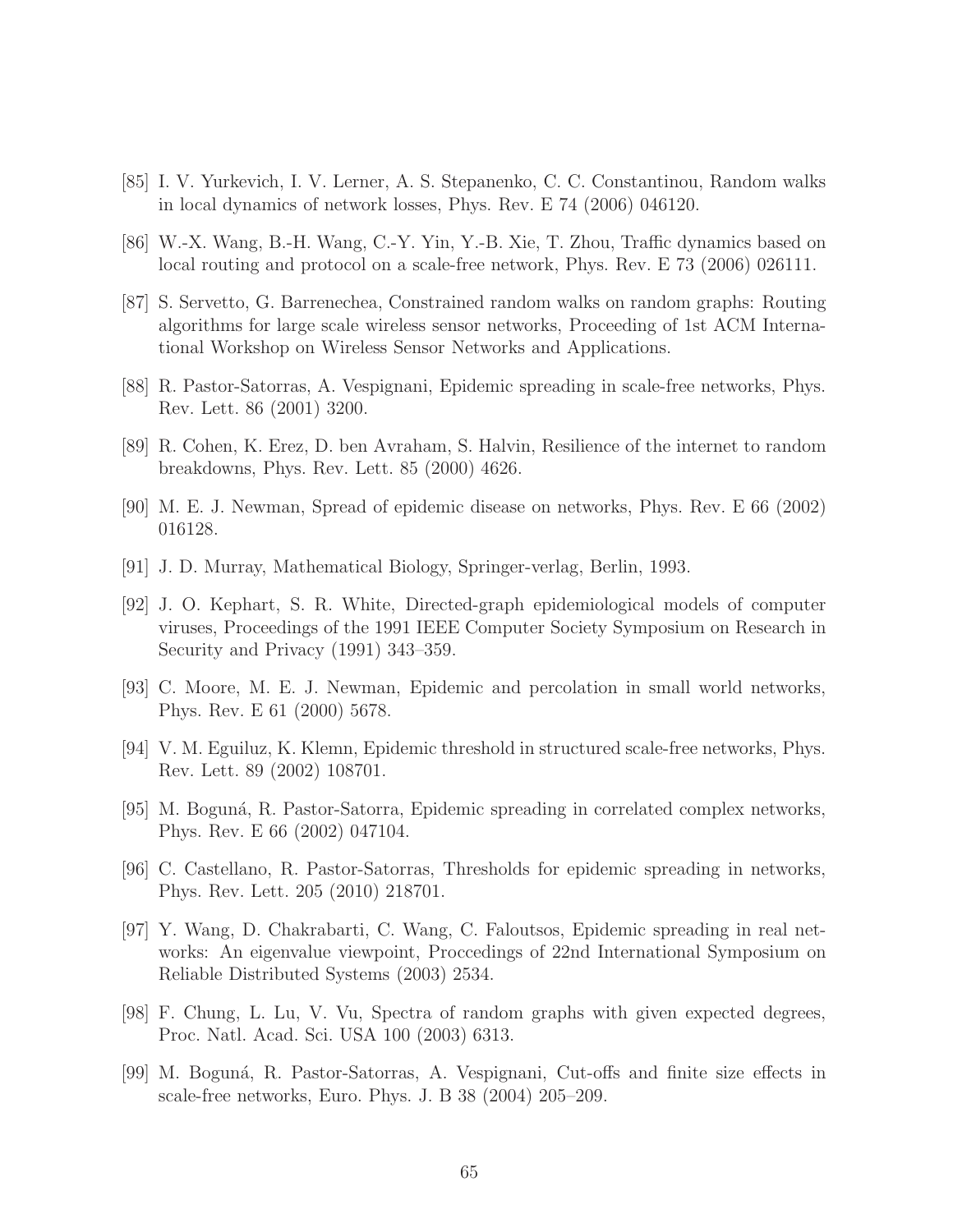[85] I. V. Yurkevich, I. V. Lerner, A. S. Stepanenko, C. C. Constantinou, Random walks in local dynamics of network losses, Phys. Rev. E 74 (2006) 046120.

[86] W.-X. Wang, B.-H. Wang, C.-Y. Yin, Y.-B. Xie, T. Zhou, Traffic dynamics based on local routing and protocol on a scale-free network, Phys. Rev. E 73 (2006) 026111.

[87] S. Servetto, G. Barrenechea, Constrained random walks on random graphs: Routing algorithms for large scale wireless sensor networks, Proceeding of 1st ACM International Workshop on Wireless Sensor Networks and Applications.

[88] R. Pastor-Satorras, A. Vespignani, Epidemic spreading in scale-free networks, Phys. Rev. Lett. 86 (2001) 3200.

[89] R. Cohen, K. Erez, D. ben Avraham, S. Halvin, Resilience of the internet to random breakdowns, Phys. Rev. Lett. 85 (2000) 4626.

[90] M. E. J. Newman, Spread of epidemic disease on networks, Phys. Rev. E 66 (2002) 016128.

[91] J. D. Murray, Mathematical Biology, Springer-verlag, Berlin, 1993.

[92] J. O. Kephart, S. R. White, Directed-graph epidemiological models of computer viruses, Proceedings of the 1991 IEEE Computer Society Symposium on Research in Security and Privacy (1991) 343–359.

[93] C. Moore, M. E. J. Newman, Epidemic and percolation in small world networks, Phys. Rev. E 61 (2000) 5678.

[94] V. M. Eguiluz, K. Klemn, Epidemic threshold in structured scale-free networks, Phys. Rev. Lett. 89 (2002) 108701.

[95] M. Boguná, R. Pastor-Satorra, Epidemic spreading in correlated complex networks, Phys. Rev. E 66 (2002) 047104.

[96] C. Castellano, R. Pastor-Satorras, Thresholds for epidemic spreading in networks, Phys. Rev. Lett. 205 (2010) 218701.

[97] Y. Wang, D. Chakrabarti, C. Wang, C. Faloutsos, Epidemic spreading in real networks: An eigenvalue viewpoint, Proccedings of 22nd International Symposium on Reliable Distributed Systems (2003) 2534.

[98] F. Chung, L. Lu, V. Vu, Spectra of random graphs with given expected degrees, Proc. Natl. Acad. Sci. USA 100 (2003) 6313.

[99] M. Boguná, R. Pastor-Satorras, A. Vespignani, Cut-offs and finite size effects in scale-free networks, Euro. Phys. J. B 38 (2004) 205–209.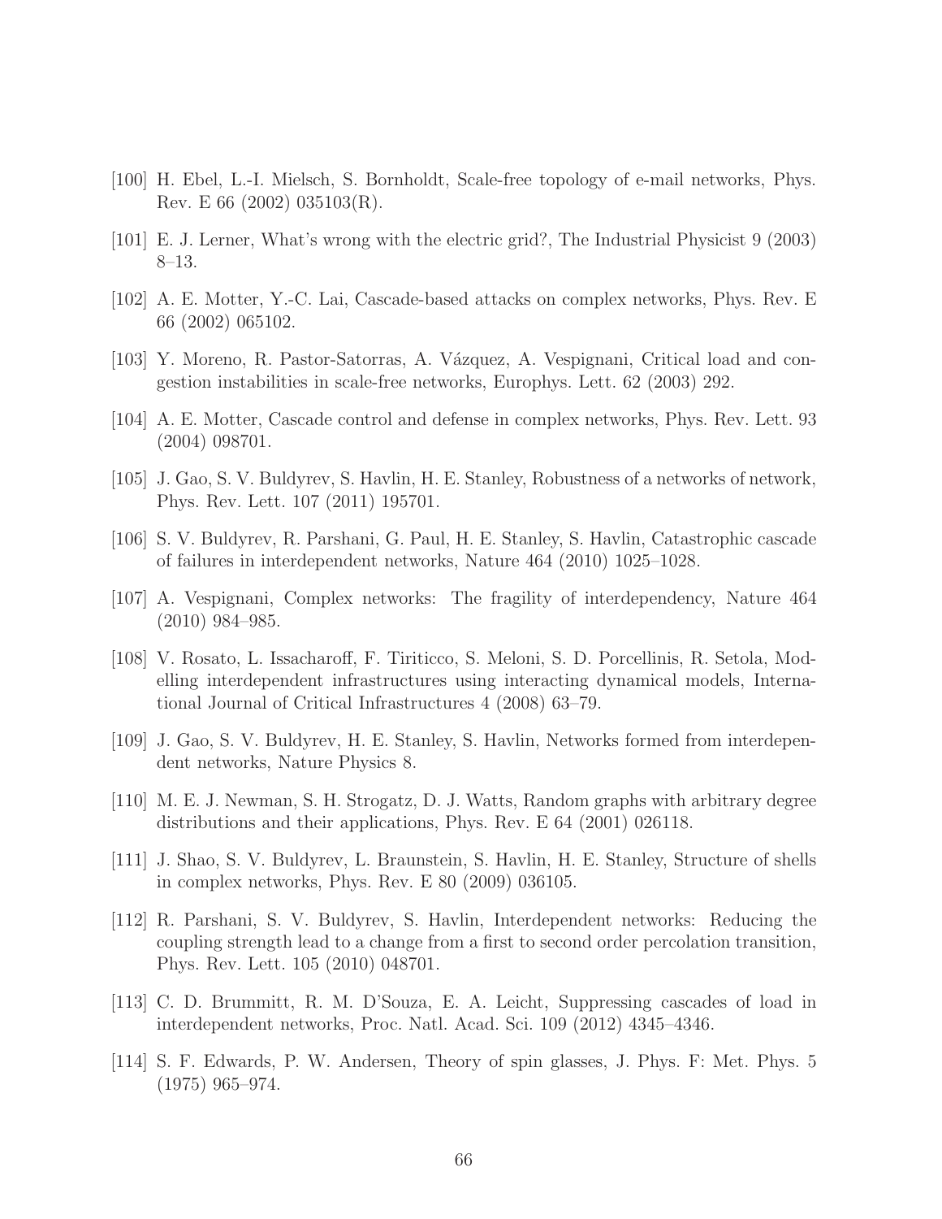[100] H. Ebel, L.-I. Mielsch, S. Bornholdt, Scale-free topology of e-mail networks, Phys. Rev. E 66 (2002) 035103(R).

[101] E. J. Lerner, What's wrong with the electric grid?, The Industrial Physicist 9 (2003) 8–13.

[102] A. E. Motter, Y.-C. Lai, Cascade-based attacks on complex networks, Phys. Rev. E 66 (2002) 065102.

[103] Y. Moreno, R. Pastor-Satorras, A. Vázquez, A. Vespignani, Critical load and congestion instabilities in scale-free networks, Europhys. Lett. 62 (2003) 292.

[104] A. E. Motter, Cascade control and defense in complex networks, Phys. Rev. Lett. 93 (2004) 098701.

[105] J. Gao, S. V. Buldyrev, S. Havlin, H. E. Stanley, Robustness of a networks of network, Phys. Rev. Lett. 107 (2011) 195701.

[106] S. V. Buldyrev, R. Parshani, G. Paul, H. E. Stanley, S. Havlin, Catastrophic cascade of failures in interdependent networks, Nature 464 (2010) 1025–1028.

[107] A. Vespignani, Complex networks: The fragility of interdependency, Nature 464 (2010) 984–985.

[108] V. Rosato, L. Issacharoff, F. Tiriticco, S. Meloni, S. D. Porcellinis, R. Setola, Modelling interdependent infrastructures using interacting dynamical models, International Journal of Critical Infrastructures 4 (2008) 63–79.

[109] J. Gao, S. V. Buldyrev, H. E. Stanley, S. Havlin, Networks formed from interdependent networks, Nature Physics 8.

[110] M. E. J. Newman, S. H. Strogatz, D. J. Watts, Random graphs with arbitrary degree distributions and their applications, Phys. Rev. E 64 (2001) 026118.

[111] J. Shao, S. V. Buldyrev, L. Braunstein, S. Havlin, H. E. Stanley, Structure of shells in complex networks, Phys. Rev. E 80 (2009) 036105.

[112] R. Parshani, S. V. Buldyrev, S. Havlin, Interdependent networks: Reducing the coupling strength lead to a change from a first to second order percolation transition, Phys. Rev. Lett. 105 (2010) 048701.

[113] C. D. Brummitt, R. M. D'Souza, E. A. Leicht, Suppressing cascades of load in interdependent networks, Proc. Natl. Acad. Sci. 109 (2012) 4345–4346.

[114] S. F. Edwards, P. W. Andersen, Theory of spin glasses, J. Phys. F: Met. Phys. 5 (1975) 965–974.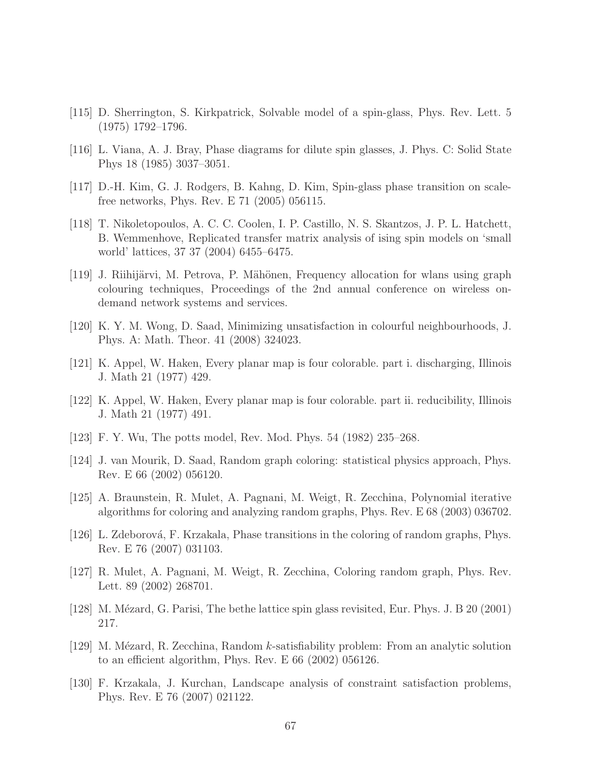[115] D. Sherrington, S. Kirkpatrick, Solvable model of a spin-glass, Phys. Rev. Lett. 5 (1975) 1792–1796.

[116] L. Viana, A. J. Bray, Phase diagrams for dilute spin glasses, J. Phys. C: Solid State Phys 18 (1985) 3037–3051.

[117] D.-H. Kim, G. J. Rodgers, B. Kahng, D. Kim, Spin-glass phase transition on scale-free networks, Phys. Rev. E 71 (2005) 056115.

[118] T. Nikoletopoulos, A. C. C. Coolen, I. P. Castillo, N. S. Skantzos, J. P. L. Hatchett, B. Wemmenhove, Replicated transfer matrix analysis of ising spin models on 'small world' lattices, 37 37 (2004) 6455–6475.

[119] J. Riihijärvi, M. Petrova, P. Mähönen, Frequency allocation for wlans using graph colouring techniques, Proceedings of the 2nd annual conference on wireless on-demand network systems and services.

[120] K. Y. M. Wong, D. Saad, Minimizing unsatisfaction in colourful neighbourhoods, J. Phys. A: Math. Theor. 41 (2008) 324023.

[121] K. Appel, W. Haken, Every planar map is four colorable. part i. discharging, Illinois J. Math 21 (1977) 429.

[122] K. Appel, W. Haken, Every planar map is four colorable. part ii. reducibility, Illinois J. Math 21 (1977) 491.

[123] F. Y. Wu, The potts model, Rev. Mod. Phys. 54 (1982) 235–268.

[124] J. van Mourik, D. Saad, Random graph coloring: statistical physics approach, Phys. Rev. E 66 (2002) 056120.

[125] A. Braunstein, R. Mulet, A. Pagnani, M. Weigt, R. Zecchina, Polynomial iterative algorithms for coloring and analyzing random graphs, Phys. Rev. E 68 (2003) 036702.

[126] L. Zdeborová, F. Krzakala, Phase transitions in the coloring of random graphs, Phys. Rev. E 76 (2007) 031103.

[127] R. Mulet, A. Pagnani, M. Weigt, R. Zecchina, Coloring random graph, Phys. Rev. Lett. 89 (2002) 268701.

[128] M. Mézard, G. Parisi, The bethe lattice spin glass revisited, Eur. Phys. J. B 20 (2001) 217.

[129] M. Mézard, R. Zecchina, Random $k$-satisfiability problem: From an analytic solution to an efficient algorithm, Phys. Rev. E 66 (2002) 056126.

[130] F. Krzakala, J. Kurchan, Landscape analysis of constraint satisfaction problems, Phys. Rev. E 76 (2007) 021122.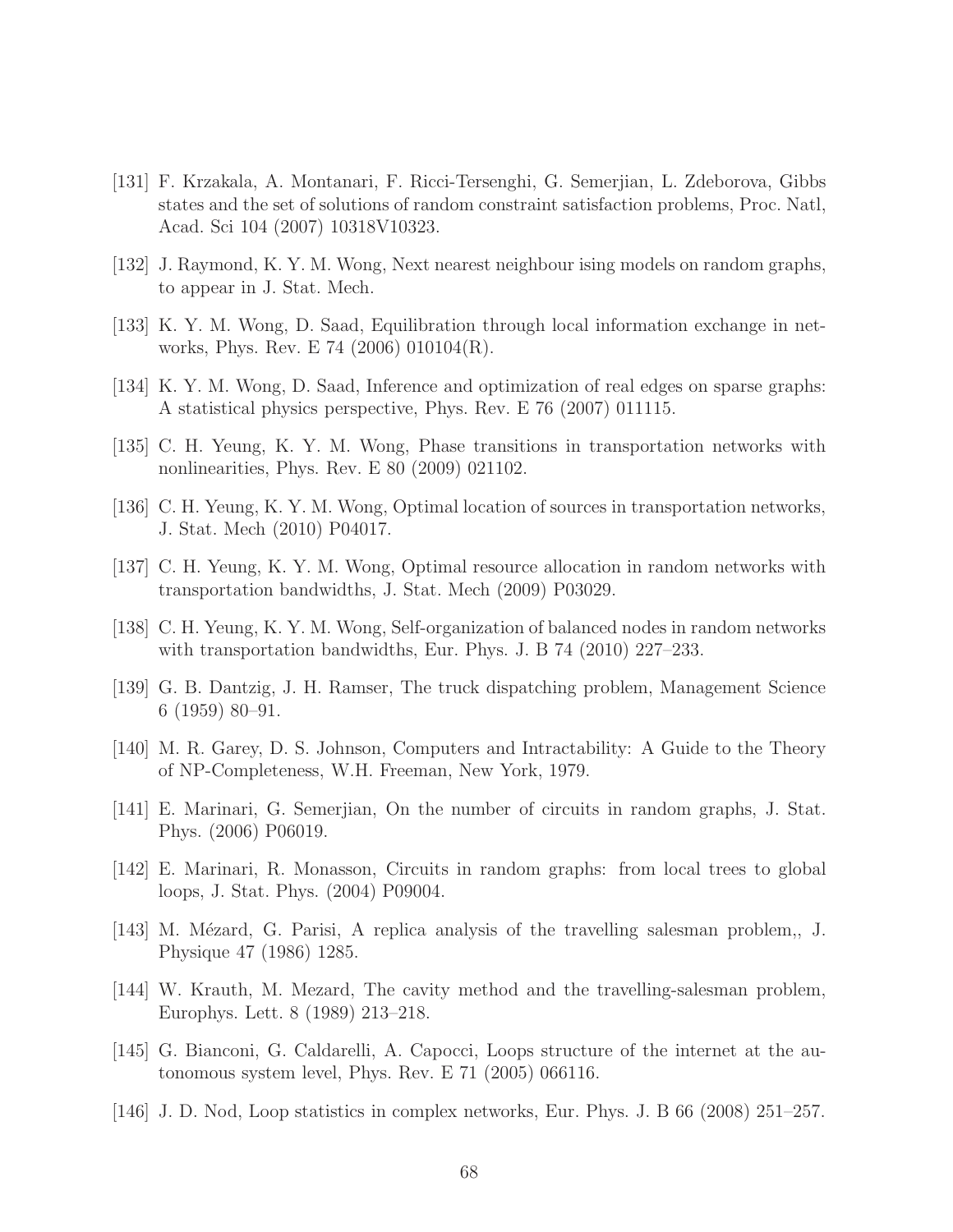[131] F. Krzakala, A. Montanari, F. Ricci-Tersenghi, G. Semerjian, L. Zdeborova, Gibbs states and the set of solutions of random constraint satisfaction problems, Proc. Natl, Acad. Sci 104 (2007) 10318V10323.

[132] J. Raymond, K. Y. M. Wong, Next nearest neighbour ising models on random graphs, to appear in J. Stat. Mech.

[133] K. Y. M. Wong, D. Saad, Equilibration through local information exchange in networks, Phys. Rev. E 74 (2006) 010104(R).

[134] K. Y. M. Wong, D. Saad, Inference and optimization of real edges on sparse graphs: A statistical physics perspective, Phys. Rev. E 76 (2007) 011115.

[135] C. H. Yeung, K. Y. M. Wong, Phase transitions in transportation networks with nonlinearities, Phys. Rev. E 80 (2009) 021102.

[136] C. H. Yeung, K. Y. M. Wong, Optimal location of sources in transportation networks, J. Stat. Mech (2010) P04017.

[137] C. H. Yeung, K. Y. M. Wong, Optimal resource allocation in random networks with transportation bandwidths, J. Stat. Mech (2009) P03029.

[138] C. H. Yeung, K. Y. M. Wong, Self-organization of balanced nodes in random networks with transportation bandwidths, Eur. Phys. J. B 74 (2010) 227–233.

[139] G. B. Dantzig, J. H. Ramser, The truck dispatching problem, Management Science 6 (1959) 80–91.

[140] M. R. Garey, D. S. Johnson, Computers and Intractability: A Guide to the Theory of NP-Completeness, W.H. Freeman, New York, 1979.

[141] E. Marinari, G. Semerjian, On the number of circuits in random graphs, J. Stat. Phys. (2006) P06019.

[142] E. Marinari, R. Monasson, Circuits in random graphs: from local trees to global loops, J. Stat. Phys. (2004) P09004.

[143] M. Mézard, G. Parisi, A replica analysis of the travelling salesman problem,, J. Physique 47 (1986) 1285.

[144] W. Krauth, M. Mezard, The cavity method and the travelling-salesman problem, Europhys. Lett. 8 (1989) 213–218.

[145] G. Bianconi, G. Caldarelli, A. Capocci, Loops structure of the internet at the autonomous system level, Phys. Rev. E 71 (2005) 066116.

[146] J. D. Nod, Loop statistics in complex networks, Eur. Phys. J. B 66 (2008) 251–257.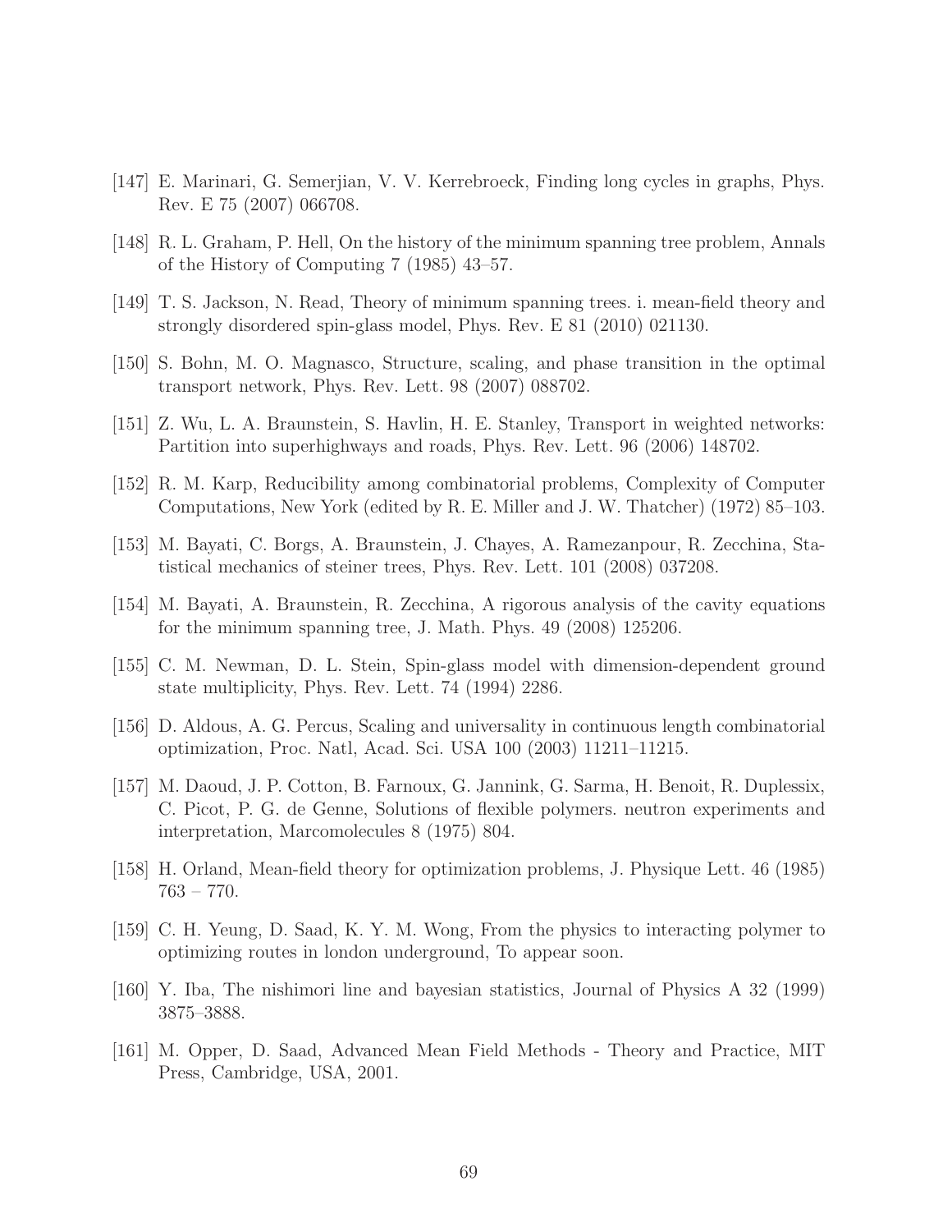[147] E. Marinari, G. Semerjian, V. V. Kerrebroeck, Finding long cycles in graphs, Phys. Rev. E 75 (2007) 066708.

[148] R. L. Graham, P. Hell, On the history of the minimum spanning tree problem, Annals of the History of Computing 7 (1985) 43–57.

[149] T. S. Jackson, N. Read, Theory of minimum spanning trees. i. mean-field theory and strongly disordered spin-glass model, Phys. Rev. E 81 (2010) 021130.

[150] S. Bohn, M. O. Magnasco, Structure, scaling, and phase transition in the optimal transport network, Phys. Rev. Lett. 98 (2007) 088702.

[151] Z. Wu, L. A. Braunstein, S. Havlin, H. E. Stanley, Transport in weighted networks: Partition into superhighways and roads, Phys. Rev. Lett. 96 (2006) 148702.

[152] R. M. Karp, Reducibility among combinatorial problems, Complexity of Computer Computations, New York (edited by R. E. Miller and J. W. Thatcher) (1972) 85–103.

[153] M. Bayati, C. Borgs, A. Braunstein, J. Chayes, A. Ramezanpour, R. Zecchina, Statistical mechanics of steiner trees, Phys. Rev. Lett. 101 (2008) 037208.

[154] M. Bayati, A. Braunstein, R. Zecchina, A rigorous analysis of the cavity equations for the minimum spanning tree, J. Math. Phys. 49 (2008) 125206.

[155] C. M. Newman, D. L. Stein, Spin-glass model with dimension-dependent ground state multiplicity, Phys. Rev. Lett. 74 (1994) 2286.

[156] D. Aldous, A. G. Percus, Scaling and universality in continuous length combinatorial optimization, Proc. Natl, Acad. Sci. USA 100 (2003) 11211–11215.

[157] M. Daoud, J. P. Cotton, B. Farnoux, G. Jannink, G. Sarma, H. Benoit, R. Duplessix, C. Picot, P. G. de Genne, Solutions of flexible polymers. neutron experiments and interpretation, Marcomolecules 8 (1975) 804.

[158] H. Orland, Mean-field theory for optimization problems, J. Physique Lett. 46 (1985) 763 – 770.

[159] C. H. Yeung, D. Saad, K. Y. M. Wong, From the physics to interacting polymer to optimizing routes in london underground, To appear soon.

[160] Y. Iba, The nishimori line and bayesian statistics, Journal of Physics A 32 (1999) 3875–3888.

[161] M. Opper, D. Saad, Advanced Mean Field Methods - Theory and Practice, MIT Press, Cambridge, USA, 2001.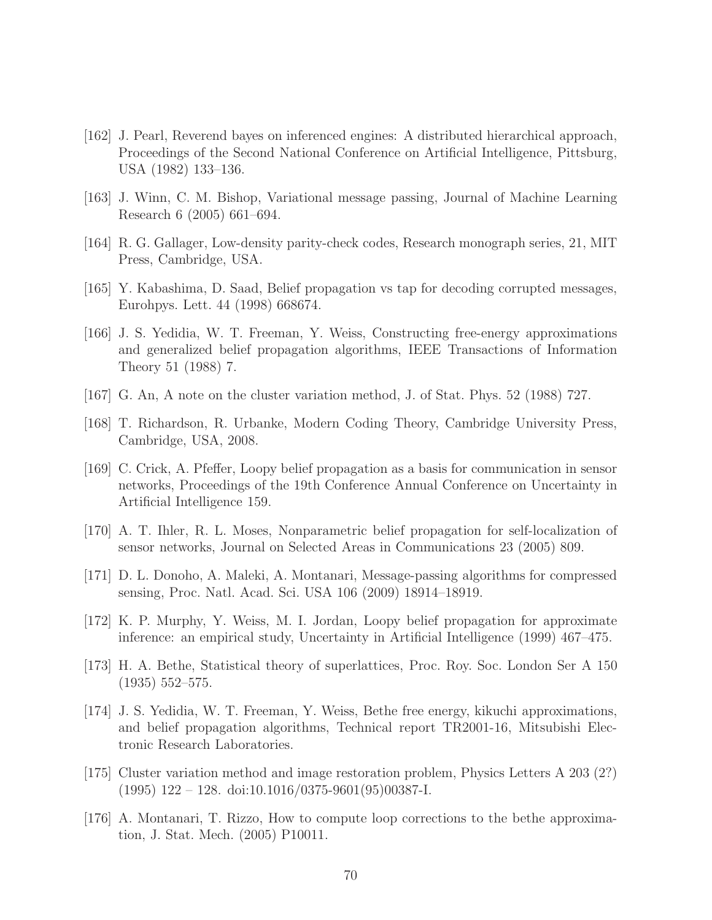[162] J. Pearl, Reverend bayes on inferenced engines: A distributed hierarchical approach, Proceedings of the Second National Conference on Artificial Intelligence, Pittsburg, USA (1982) 133–136.

[163] J. Winn, C. M. Bishop, Variational message passing, Journal of Machine Learning Research 6 (2005) 661–694.

[164] R. G. Gallager, Low-density parity-check codes, Research monograph series, 21, MIT Press, Cambridge, USA.

[165] Y. Kabashima, D. Saad, Belief propagation vs tap for decoding corrupted messages, Eurohpys. Lett. 44 (1998) 668674.

[166] J. S. Yedidia, W. T. Freeman, Y. Weiss, Constructing free-energy approximations and generalized belief propagation algorithms, IEEE Transactions of Information Theory 51 (1988) 7.

[167] G. An, A note on the cluster variation method, J. of Stat. Phys. 52 (1988) 727.

[168] T. Richardson, R. Urbanke, Modern Coding Theory, Cambridge University Press, Cambridge, USA, 2008.

[169] C. Crick, A. Pfeffer, Loopy belief propagation as a basis for communication in sensor networks, Proceedings of the 19th Conference Annual Conference on Uncertainty in Artificial Intelligence 159.

[170] A. T. Ihler, R. L. Moses, Nonparametric belief propagation for self-localization of sensor networks, Journal on Selected Areas in Communications 23 (2005) 809.

[171] D. L. Donoho, A. Maleki, A. Montanari, Message-passing algorithms for compressed sensing, Proc. Natl. Acad. Sci. USA 106 (2009) 18914–18919.

[172] K. P. Murphy, Y. Weiss, M. I. Jordan, Loopy belief propagation for approximate inference: an empirical study, Uncertainty in Artificial Intelligence (1999) 467–475.

[173] H. A. Bethe, Statistical theory of superlattices, Proc. Roy. Soc. London Ser A 150 (1935) 552–575.

[174] J. S. Yedidia, W. T. Freeman, Y. Weiss, Bethe free energy, kikuchi approximations, and belief propagation algorithms, Technical report TR2001-16, Mitsubishi Electronic Research Laboratories.

[175] Cluster variation method and image restoration problem, Physics Letters A 203 (2?) (1995) 122 – 128. doi:10.1016/0375-9601(95)00387-I.

[176] A. Montanari, T. Rizzo, How to compute loop corrections to the bethe approximation, J. Stat. Mech. (2005) P10011.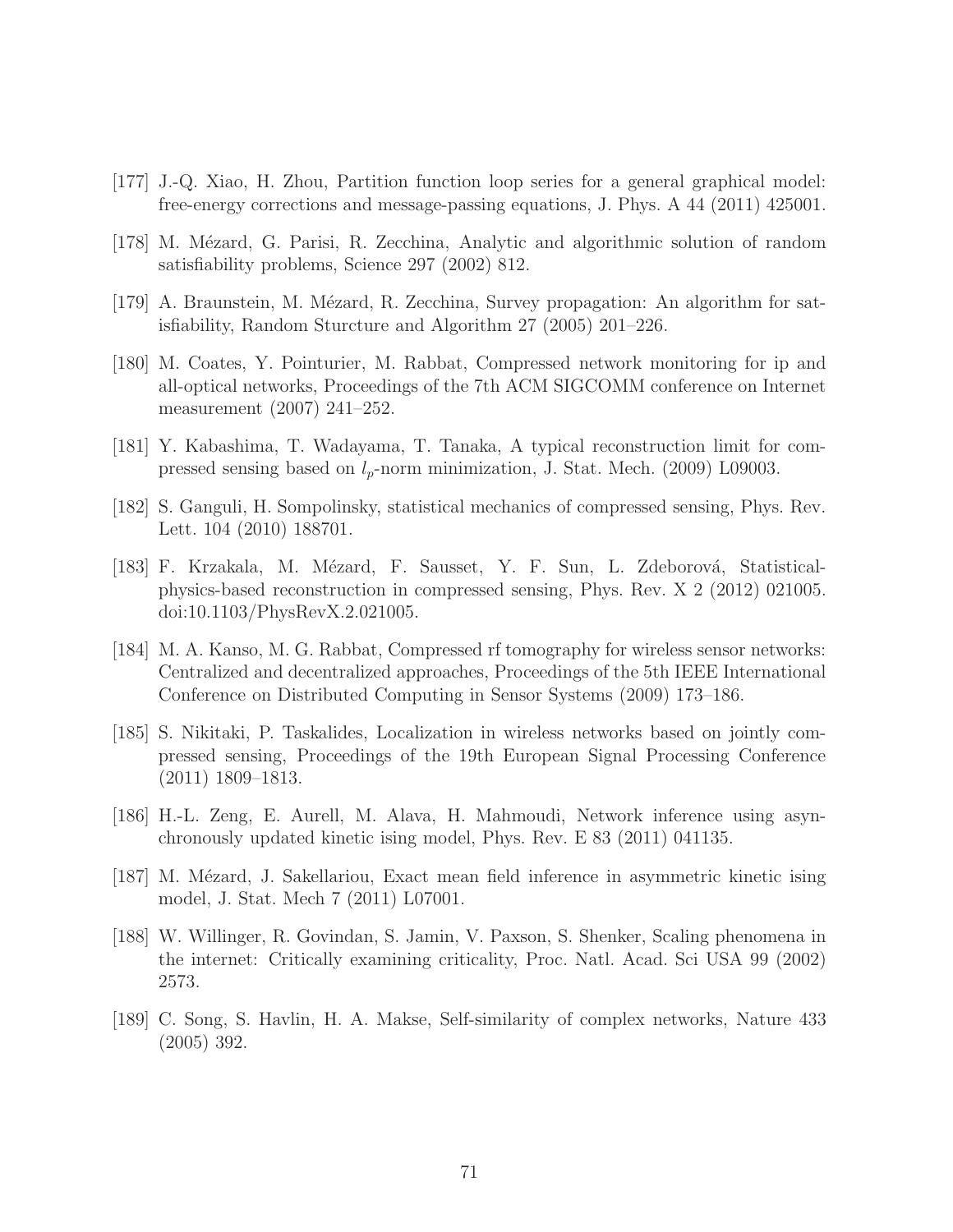[177] J.-Q. Xiao, H. Zhou, Partition function loop series for a general graphical model: free-energy corrections and message-passing equations, J. Phys. A 44 (2011) 425001.

[178] M. Mézard, G. Parisi, R. Zecchina, Analytic and algorithmic solution of random satisfiability problems, Science 297 (2002) 812.

[179] A. Braunstein, M. Mézard, R. Zecchina, Survey propagation: An algorithm for satisfiability, Random Sturcture and Algorithm 27 (2005) 201–226.

[180] M. Coates, Y. Pointurier, M. Rabbat, Compressed network monitoring for ip and all-optical networks, Proceedings of the 7th ACM SIGCOMM conference on Internet measurement (2007) 241–252.

[181] Y. Kabashima, T. Wadayama, T. Tanaka, A typical reconstruction limit for compressed sensing based on $l_p$-norm minimization, J. Stat. Mech. (2009) L09003.

[182] S. Ganguli, H. Sompolinsky, statistical mechanics of compressed sensing, Phys. Rev. Lett. 104 (2010) 188701.

[183] F. Krzakala, M. Mézard, F. Sausset, Y. F. Sun, L. Zdeborová, Statistical-physics-based reconstruction in compressed sensing, Phys. Rev. X 2 (2012) 021005. doi:10.1103/PhysRevX.2.021005.

[184] M. A. Kanso, M. G. Rabbat, Compressed rf tomography for wireless sensor networks: Centralized and decentralized approaches, Proceedings of the 5th IEEE International Conference on Distributed Computing in Sensor Systems (2009) 173–186.

[185] S. Nikitaki, P. Taskalides, Localization in wireless networks based on jointly compressed sensing, Proceedings of the 19th European Signal Processing Conference (2011) 1809–1813.

[186] H.-L. Zeng, E. Aurell, M. Alava, H. Mahmoudi, Network inference using asynchronously updated kinetic ising model, Phys. Rev. E 83 (2011) 041135.

[187] M. Mézard, J. Sakellariou, Exact mean field inference in asymmetric kinetic ising model, J. Stat. Mech 7 (2011) L07001.

[188] W. Willinger, R. Govindan, S. Jamin, V. Paxson, S. Shenker, Scaling phenomena in the internet: Critically examining criticality, Proc. Natl. Acad. Sci USA 99 (2002) 2573.

[189] C. Song, S. Havlin, H. A. Makse, Self-similarity of complex networks, Nature 433 (2005) 392.